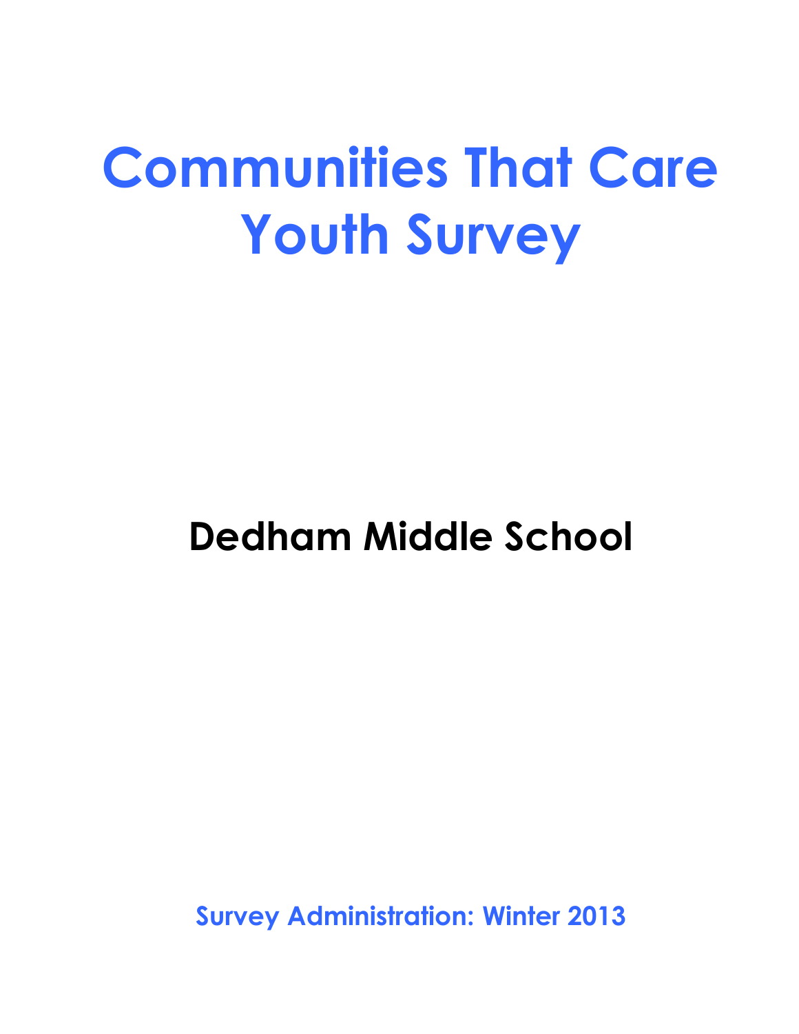# Communities That Care Youth Survey

## Dedham Middle School

**Survey Administration: Winter 2013**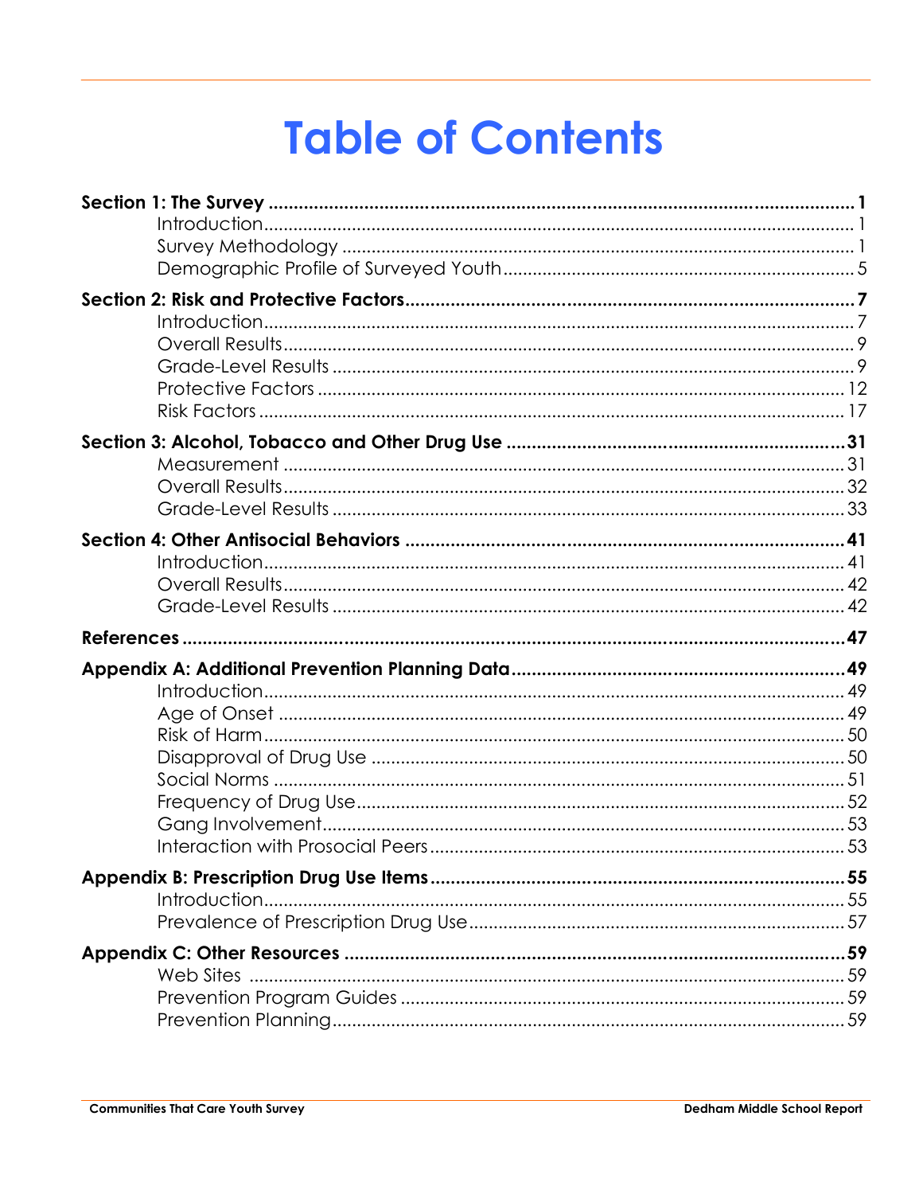# Table of Contents

**Section 1: The Survey** ..... **1**
- Introduction ..... 1
- Survey Methodology ..... 1
- Demographic Profile of Surveyed Youth ..... 5

**Section 2: Risk and Protective Factors** ..... **7**
- Introduction ..... 7
- Overall Results ..... 9
- Grade-Level Results ..... 9
- Protective Factors ..... 12
- Risk Factors ..... 17

**Section 3: Alcohol, Tobacco and Other Drug Use** ..... **31**
- Measurement ..... 31
- Overall Results ..... 32
- Grade-Level Results ..... 33

**Section 4: Other Antisocial Behaviors** ..... **41**
- Introduction ..... 41
- Overall Results ..... 42
- Grade-Level Results ..... 42

**References** ..... **47**

**Appendix A: Additional Prevention Planning Data** ..... **49**
- Introduction ..... 49
- Age of Onset ..... 49
- Risk of Harm ..... 50
- Disapproval of Drug Use ..... 50
- Social Norms ..... 51
- Frequency of Drug Use ..... 52
- Gang Involvement ..... 53
- Interaction with Prosocial Peers ..... 53

**Appendix B: Prescription Drug Use Items** ..... **55**
- Introduction ..... 55
- Prevalence of Prescription Drug Use ..... 57

**Appendix C: Other Resources** ..... **59**
- Web Sites ..... 59
- Prevention Program Guides ..... 59
- Prevention Planning ..... 59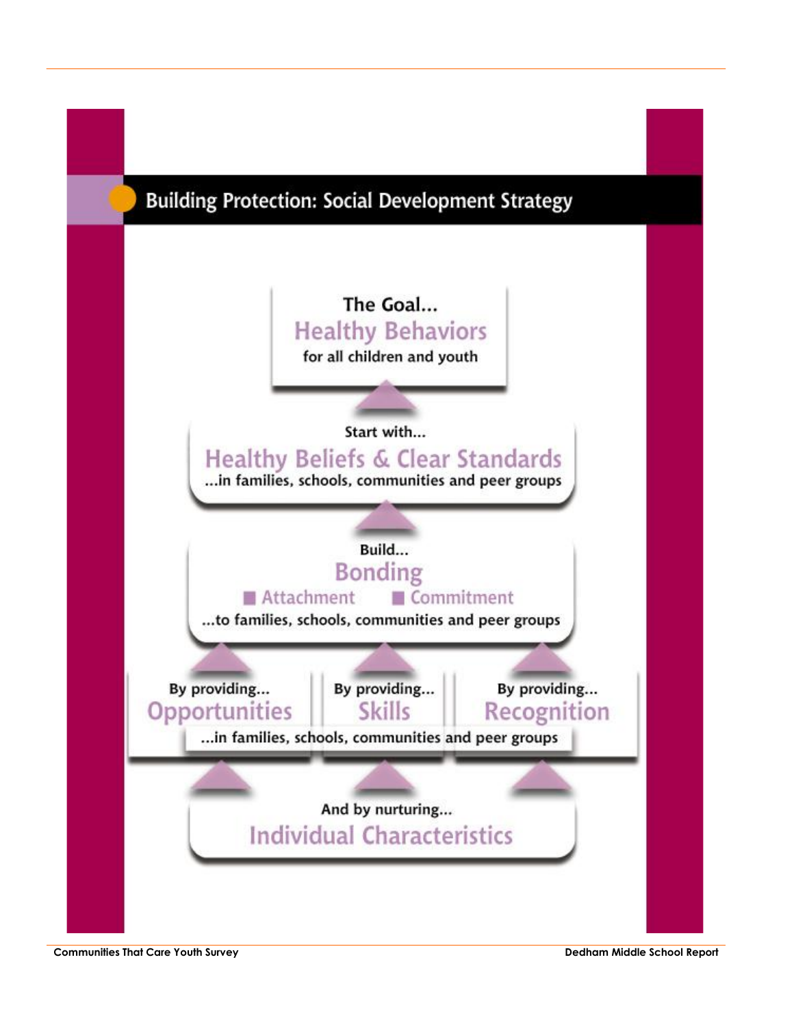## Building Protection: Social Development Strategy

**The Goal...**
**Healthy Behaviors**
for all children and youth

**Start with...**
**Healthy Beliefs & Clear Standards**
...in families, schools, communities and peer groups

**Build...**
**Bonding**
- Attachment
- Commitment

...to families, schools, communities and peer groups

**By providing...**
**Opportunities**

**By providing...**
**Skills**

**By providing...**
**Recognition**

...in families, schools, communities and peer groups

**And by nurturing...**
**Individual Characteristics**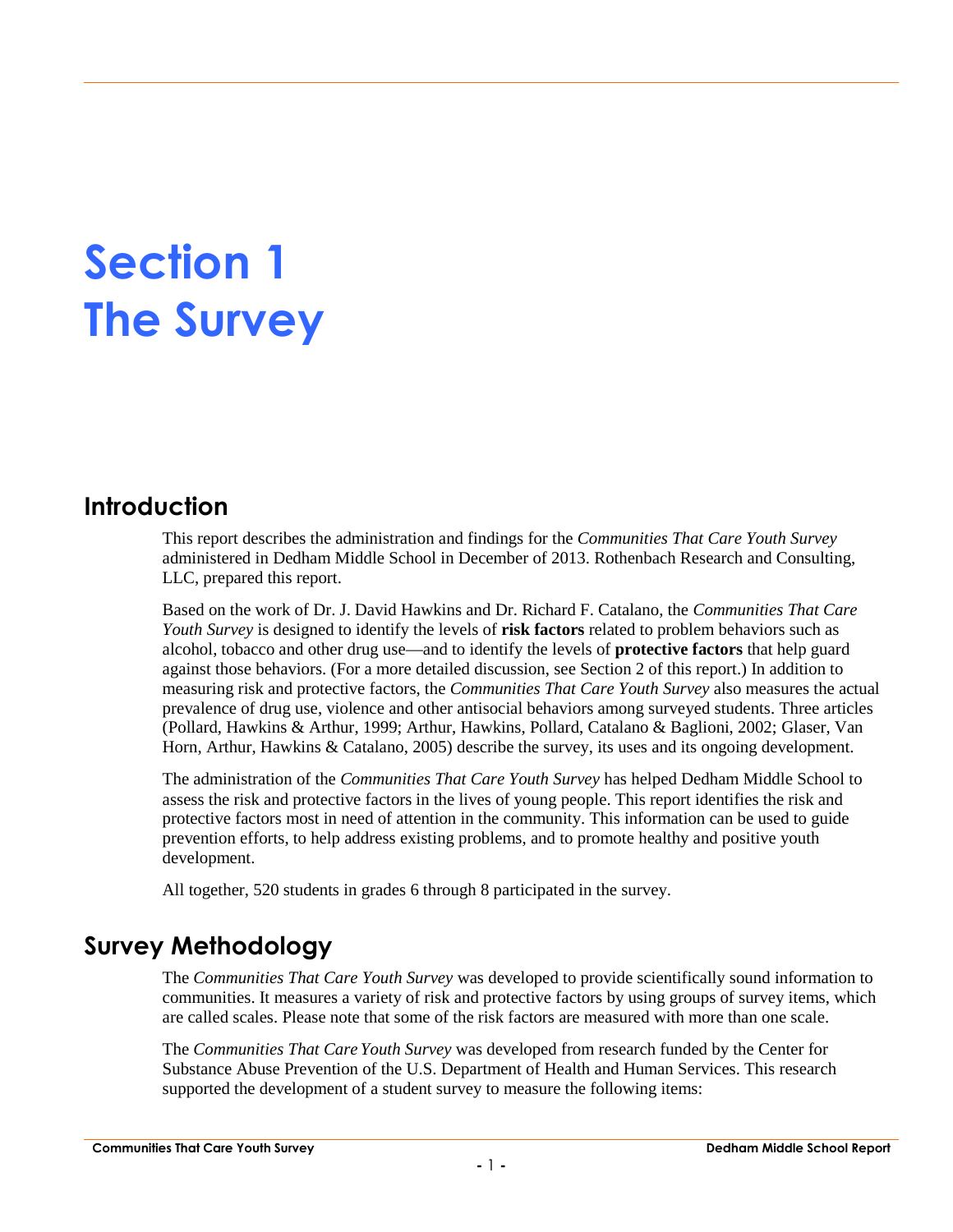# Section 1
# The Survey

## Introduction

This report describes the administration and findings for the *Communities That Care Youth Survey* administered in Dedham Middle School in December of 2013. Rothenbach Research and Consulting, LLC, prepared this report.

Based on the work of Dr. J. David Hawkins and Dr. Richard F. Catalano, the *Communities That Care Youth Survey* is designed to identify the levels of **risk factors** related to problem behaviors such as alcohol, tobacco and other drug use—and to identify the levels of **protective factors** that help guard against those behaviors. (For a more detailed discussion, see Section 2 of this report.) In addition to measuring risk and protective factors, the *Communities That Care Youth Survey* also measures the actual prevalence of drug use, violence and other antisocial behaviors among surveyed students. Three articles (Pollard, Hawkins & Arthur, 1999; Arthur, Hawkins, Pollard, Catalano & Baglioni, 2002; Glaser, Van Horn, Arthur, Hawkins & Catalano, 2005) describe the survey, its uses and its ongoing development.

The administration of the *Communities That Care Youth Survey* has helped Dedham Middle School to assess the risk and protective factors in the lives of young people. This report identifies the risk and protective factors most in need of attention in the community. This information can be used to guide prevention efforts, to help address existing problems, and to promote healthy and positive youth development.

All together, 520 students in grades 6 through 8 participated in the survey.

## Survey Methodology

The *Communities That Care Youth Survey* was developed to provide scientifically sound information to communities. It measures a variety of risk and protective factors by using groups of survey items, which are called scales. Please note that some of the risk factors are measured with more than one scale.

The *Communities That Care Youth Survey* was developed from research funded by the Center for Substance Abuse Prevention of the U.S. Department of Health and Human Services. This research supported the development of a student survey to measure the following items: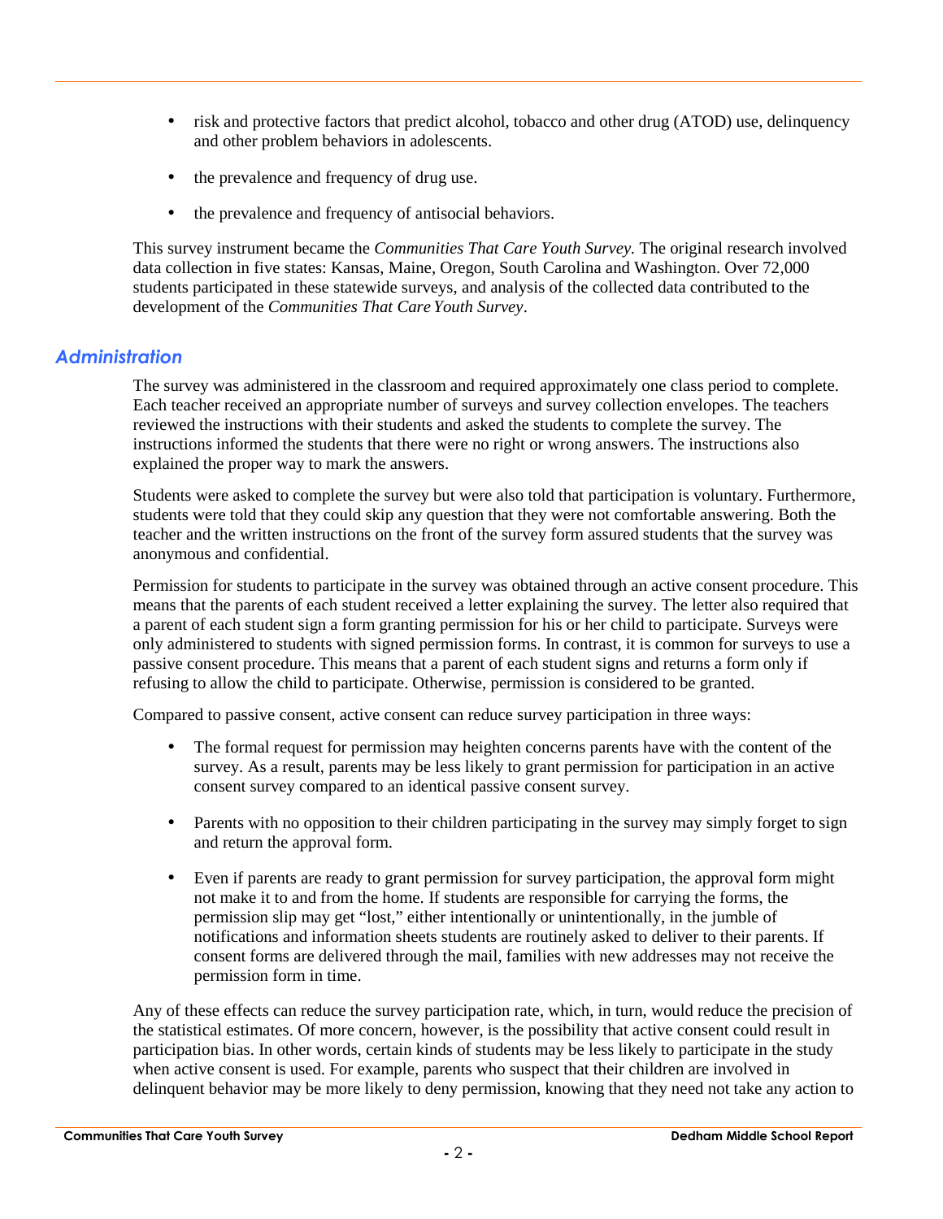- risk and protective factors that predict alcohol, tobacco and other drug (ATOD) use, delinquency and other problem behaviors in adolescents.
- the prevalence and frequency of drug use.
- the prevalence and frequency of antisocial behaviors.

This survey instrument became the *Communities That Care Youth Survey.* The original research involved data collection in five states: Kansas, Maine, Oregon, South Carolina and Washington. Over 72,000 students participated in these statewide surveys, and analysis of the collected data contributed to the development of the *Communities That Care Youth Survey*.

## Administration

The survey was administered in the classroom and required approximately one class period to complete. Each teacher received an appropriate number of surveys and survey collection envelopes. The teachers reviewed the instructions with their students and asked the students to complete the survey. The instructions informed the students that there were no right or wrong answers. The instructions also explained the proper way to mark the answers.

Students were asked to complete the survey but were also told that participation is voluntary. Furthermore, students were told that they could skip any question that they were not comfortable answering. Both the teacher and the written instructions on the front of the survey form assured students that the survey was anonymous and confidential.

Permission for students to participate in the survey was obtained through an active consent procedure. This means that the parents of each student received a letter explaining the survey. The letter also required that a parent of each student sign a form granting permission for his or her child to participate. Surveys were only administered to students with signed permission forms. In contrast, it is common for surveys to use a passive consent procedure. This means that a parent of each student signs and returns a form only if refusing to allow the child to participate. Otherwise, permission is considered to be granted.

Compared to passive consent, active consent can reduce survey participation in three ways:

- The formal request for permission may heighten concerns parents have with the content of the survey. As a result, parents may be less likely to grant permission for participation in an active consent survey compared to an identical passive consent survey.
- Parents with no opposition to their children participating in the survey may simply forget to sign and return the approval form.
- Even if parents are ready to grant permission for survey participation, the approval form might not make it to and from the home. If students are responsible for carrying the forms, the permission slip may get "lost," either intentionally or unintentionally, in the jumble of notifications and information sheets students are routinely asked to deliver to their parents. If consent forms are delivered through the mail, families with new addresses may not receive the permission form in time.

Any of these effects can reduce the survey participation rate, which, in turn, would reduce the precision of the statistical estimates. Of more concern, however, is the possibility that active consent could result in participation bias. In other words, certain kinds of students may be less likely to participate in the study when active consent is used. For example, parents who suspect that their children are involved in delinquent behavior may be more likely to deny permission, knowing that they need not take any action to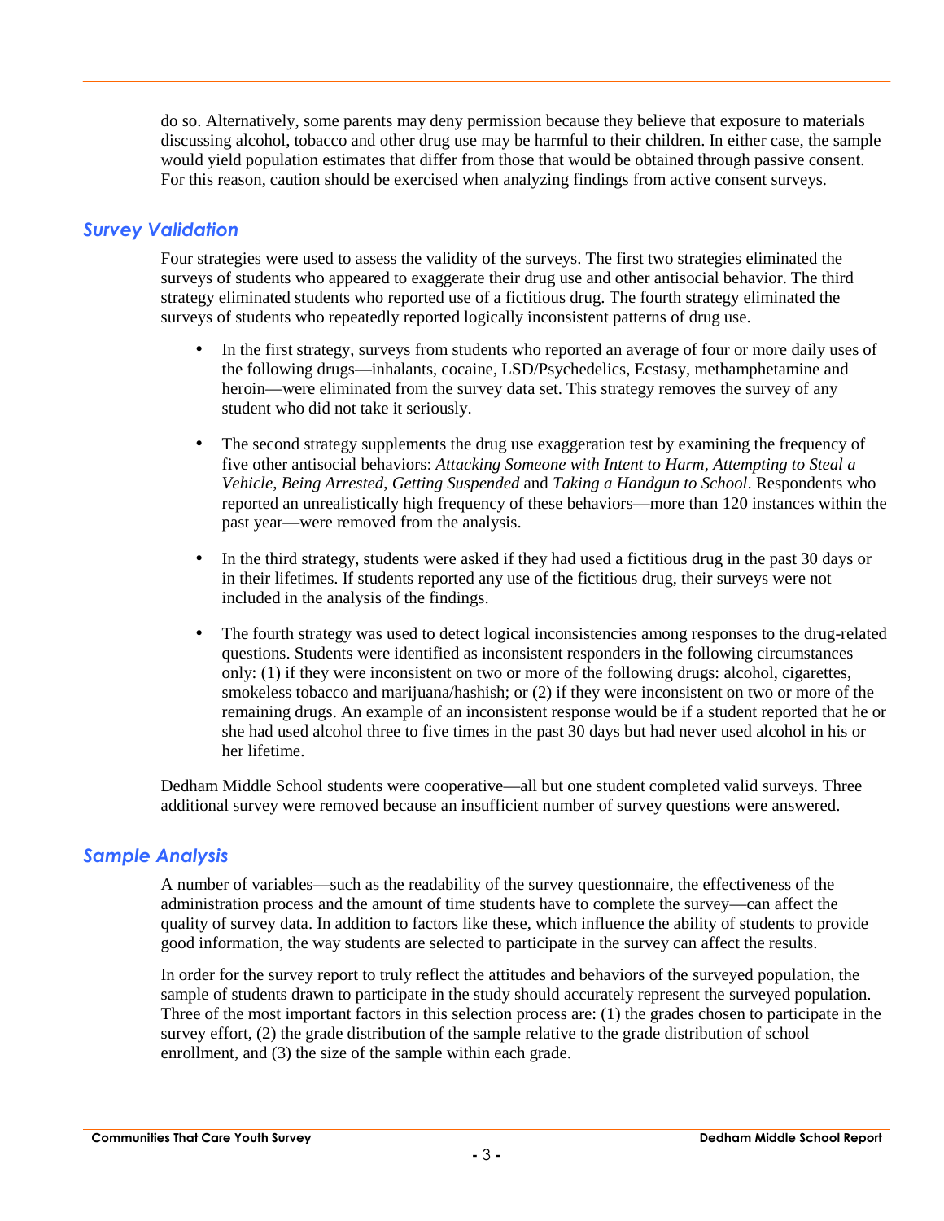do so. Alternatively, some parents may deny permission because they believe that exposure to materials discussing alcohol, tobacco and other drug use may be harmful to their children. In either case, the sample would yield population estimates that differ from those that would be obtained through passive consent. For this reason, caution should be exercised when analyzing findings from active consent surveys.

## *Survey Validation*

Four strategies were used to assess the validity of the surveys. The first two strategies eliminated the surveys of students who appeared to exaggerate their drug use and other antisocial behavior. The third strategy eliminated students who reported use of a fictitious drug. The fourth strategy eliminated the surveys of students who repeatedly reported logically inconsistent patterns of drug use.

- In the first strategy, surveys from students who reported an average of four or more daily uses of the following drugs—inhalants, cocaine, LSD/Psychedelics, Ecstasy, methamphetamine and heroin—were eliminated from the survey data set. This strategy removes the survey of any student who did not take it seriously.

- The second strategy supplements the drug use exaggeration test by examining the frequency of five other antisocial behaviors: *Attacking Someone with Intent to Harm*, *Attempting to Steal a Vehicle*, *Being Arrested*, *Getting Suspended* and *Taking a Handgun to School*. Respondents who reported an unrealistically high frequency of these behaviors—more than 120 instances within the past year—were removed from the analysis.

- In the third strategy, students were asked if they had used a fictitious drug in the past 30 days or in their lifetimes. If students reported any use of the fictitious drug, their surveys were not included in the analysis of the findings.

- The fourth strategy was used to detect logical inconsistencies among responses to the drug-related questions. Students were identified as inconsistent responders in the following circumstances only: (1) if they were inconsistent on two or more of the following drugs: alcohol, cigarettes, smokeless tobacco and marijuana/hashish; or (2) if they were inconsistent on two or more of the remaining drugs. An example of an inconsistent response would be if a student reported that he or she had used alcohol three to five times in the past 30 days but had never used alcohol in his or her lifetime.

Dedham Middle School students were cooperative—all but one student completed valid surveys. Three additional survey were removed because an insufficient number of survey questions were answered.

## *Sample Analysis*

A number of variables—such as the readability of the survey questionnaire, the effectiveness of the administration process and the amount of time students have to complete the survey—can affect the quality of survey data. In addition to factors like these, which influence the ability of students to provide good information, the way students are selected to participate in the survey can affect the results.

In order for the survey report to truly reflect the attitudes and behaviors of the surveyed population, the sample of students drawn to participate in the study should accurately represent the surveyed population. Three of the most important factors in this selection process are: (1) the grades chosen to participate in the survey effort, (2) the grade distribution of the sample relative to the grade distribution of school enrollment, and (3) the size of the sample within each grade.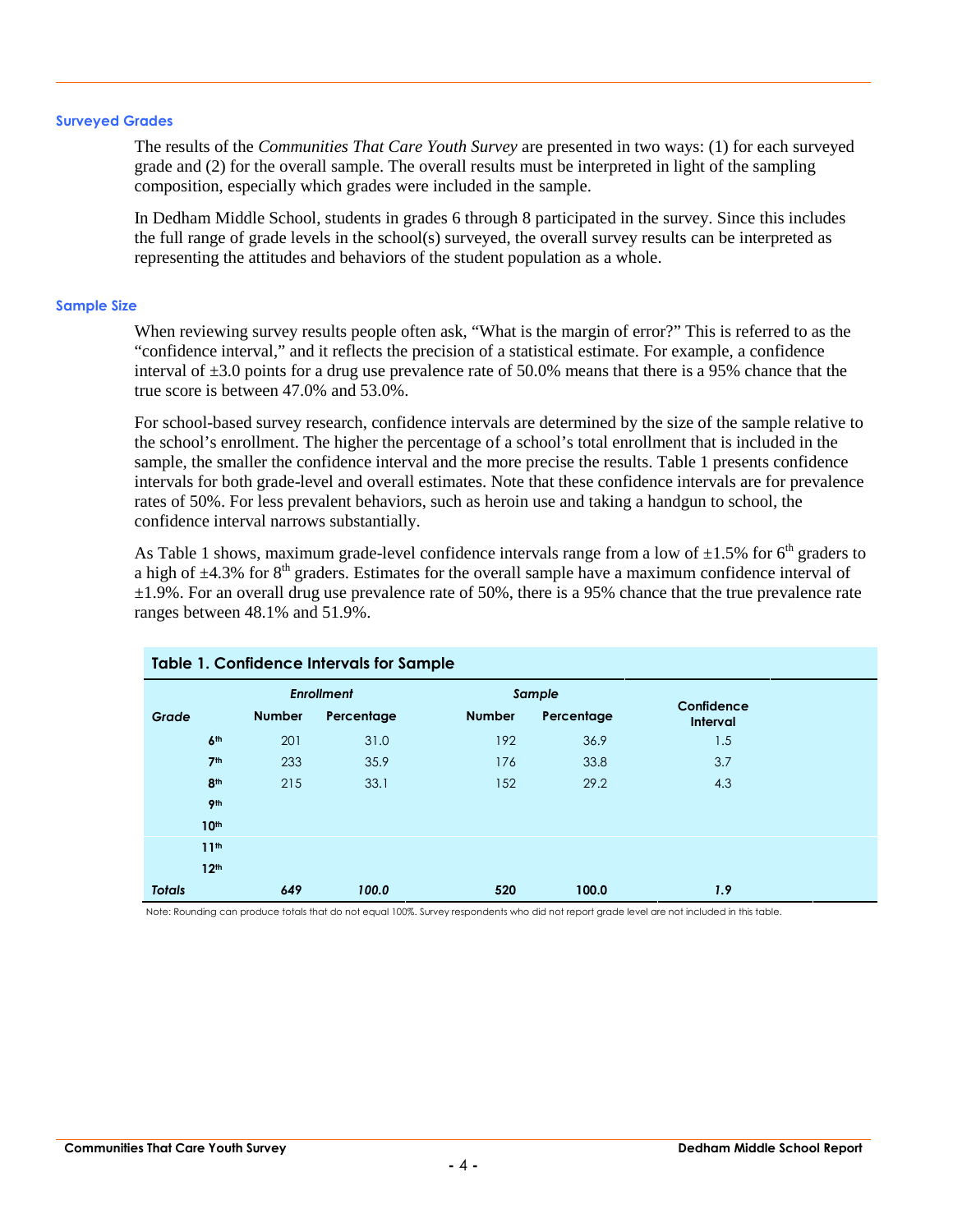## Surveyed Grades

The results of the *Communities That Care Youth Survey* are presented in two ways: (1) for each surveyed grade and (2) for the overall sample. The overall results must be interpreted in light of the sampling composition, especially which grades were included in the sample.

In Dedham Middle School, students in grades 6 through 8 participated in the survey. Since this includes the full range of grade levels in the school(s) surveyed, the overall survey results can be interpreted as representing the attitudes and behaviors of the student population as a whole.

## Sample Size

When reviewing survey results people often ask, "What is the margin of error?" This is referred to as the "confidence interval," and it reflects the precision of a statistical estimate. For example, a confidence interval of ±3.0 points for a drug use prevalence rate of 50.0% means that there is a 95% chance that the true score is between 47.0% and 53.0%.

For school-based survey research, confidence intervals are determined by the size of the sample relative to the school's total enrollment. The higher the percentage of a school's total enrollment that is included in the sample, the smaller the confidence interval and the more precise the results. Table 1 presents confidence intervals for both grade-level and overall estimates. Note that these confidence intervals are for prevalence rates of 50%. For less prevalent behaviors, such as heroin use and taking a handgun to school, the confidence interval narrows substantially.

As Table 1 shows, maximum grade-level confidence intervals range from a low of ±1.5% for 6th graders to a high of ±4.3% for 8th graders. Estimates for the overall sample have a maximum confidence interval of ±1.9%. For an overall drug use prevalence rate of 50%, there is a 95% chance that the true prevalence rate ranges between 48.1% and 51.9%.

**Table 1. Confidence Intervals for Sample**

| Grade | *Enrollment* | | *Sample* | | Confidence Interval |
|---|---|---|---|---|---|
| | Number | Percentage | Number | Percentage | |
| 6th | 201 | 31.0 | 192 | 36.9 | 1.5 |
| 7th | 233 | 35.9 | 176 | 33.8 | 3.7 |
| 8th | 215 | 33.1 | 152 | 29.2 | 4.3 |
| 9th | | | | | |
| 10th | | | | | |
| 11th | | | | | |
| 12th | | | | | |
| ***Totals*** | ***649*** | ***100.0*** | **520** | **100.0** | ***1.9*** |

Note: Rounding can produce totals that do not equal 100%. Survey respondents who did not report grade level are not included in this table.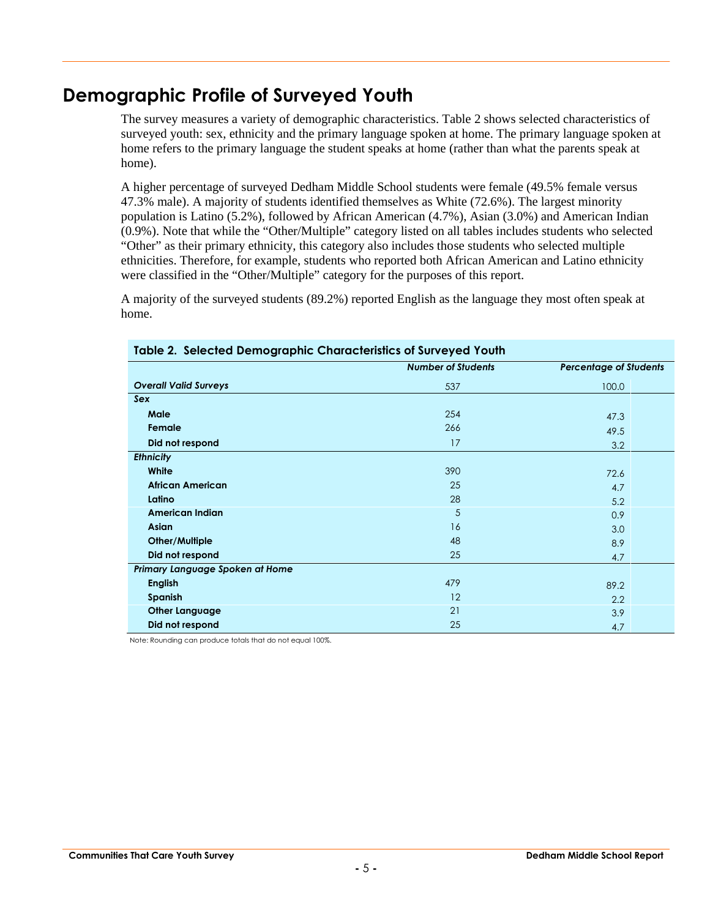## Demographic Profile of Surveyed Youth

The survey measures a variety of demographic characteristics. Table 2 shows selected characteristics of surveyed youth: sex, ethnicity and the primary language spoken at home. The primary language spoken at home refers to the primary language the student speaks at home (rather than what the parents speak at home).

A higher percentage of surveyed Dedham Middle School students were female (49.5% female versus 47.3% male). A majority of students identified themselves as White (72.6%). The largest minority population is Latino (5.2%), followed by African American (4.7%), Asian (3.0%) and American Indian (0.9%). Note that while the "Other/Multiple" category listed on all tables includes students who selected "Other" as their primary ethnicity, this category also includes those students who selected multiple ethnicities. Therefore, for example, students who reported both African American and Latino ethnicity were classified in the "Other/Multiple" category for the purposes of this report.

A majority of the surveyed students (89.2%) reported English as the language they most often speak at home.

**Table 2. Selected Demographic Characteristics of Surveyed Youth**

| | *Number of Students* | *Percentage of Students* |
|---|---|---|
| ***Overall Valid Surveys*** | 537 | 100.0 |
| ***Sex*** | | |
| **Male** | 254 | 47.3 |
| **Female** | 266 | 49.5 |
| **Did not respond** | 17 | 3.2 |
| ***Ethnicity*** | | |
| **White** | 390 | 72.6 |
| **African American** | 25 | 4.7 |
| **Latino** | 28 | 5.2 |
| **American Indian** | 5 | 0.9 |
| **Asian** | 16 | 3.0 |
| **Other/Multiple** | 48 | 8.9 |
| **Did not respond** | 25 | 4.7 |
| ***Primary Language Spoken at Home*** | | |
| **English** | 479 | 89.2 |
| **Spanish** | 12 | 2.2 |
| **Other Language** | 21 | 3.9 |
| **Did not respond** | 25 | 4.7 |

Note: Rounding can produce totals that do not equal 100%.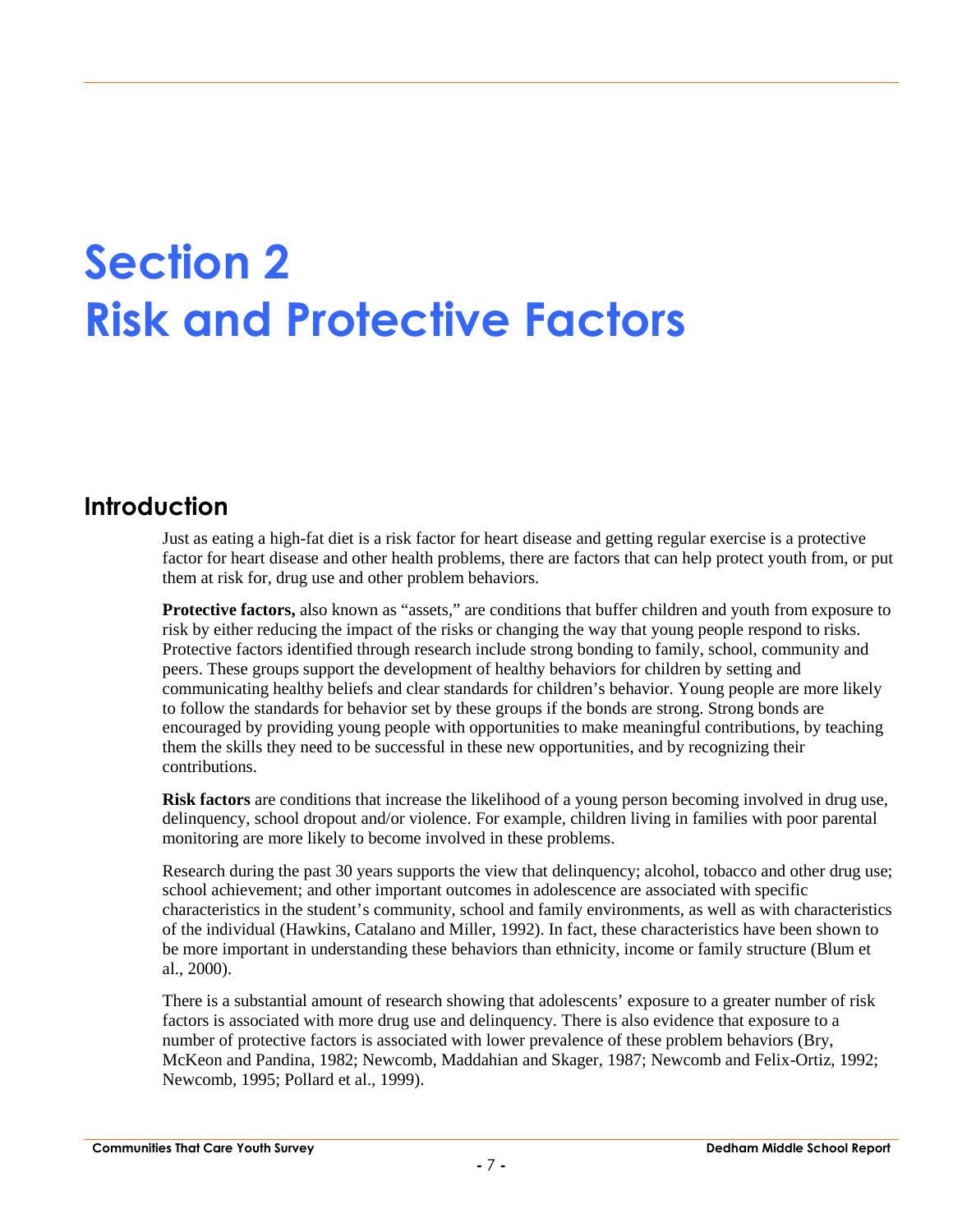# Section 2
# Risk and Protective Factors

## Introduction

Just as eating a high-fat diet is a risk factor for heart disease and getting regular exercise is a protective factor for heart disease and other health problems, there are factors that can help protect youth from, or put them at risk for, drug use and other problem behaviors.

**Protective factors,** also known as "assets," are conditions that buffer children and youth from exposure to risk by either reducing the impact of the risks or changing the way that young people respond to risks. Protective factors identified through research include strong bonding to family, school, community and peers. These groups support the development of healthy behaviors for children by setting and communicating healthy beliefs and clear standards for children's behavior. Young people are more likely to follow the standards for behavior set by these groups if the bonds are strong. Strong bonds are encouraged by providing young people with opportunities to make meaningful contributions, by teaching them the skills they need to be successful in these new opportunities, and by recognizing their contributions.

**Risk factors** are conditions that increase the likelihood of a young person becoming involved in drug use, delinquency, school dropout and/or violence. For example, children living in families with poor parental monitoring are more likely to become involved in these problems.

Research during the past 30 years supports the view that delinquency; alcohol, tobacco and other drug use; school achievement; and other important outcomes in adolescence are associated with specific characteristics in the student's community, school and family environments, as well as with characteristics of the individual (Hawkins, Catalano and Miller, 1992). In fact, these characteristics have been shown to be more important in understanding these behaviors than ethnicity, income or family structure (Blum et al., 2000).

There is a substantial amount of research showing that adolescents' exposure to a greater number of risk factors is associated with more drug use and delinquency. There is also evidence that exposure to a number of protective factors is associated with lower prevalence of these problem behaviors (Bry, McKeon and Pandina, 1982; Newcomb, Maddahian and Skager, 1987; Newcomb and Felix-Ortiz, 1992; Newcomb, 1995; Pollard et al., 1999).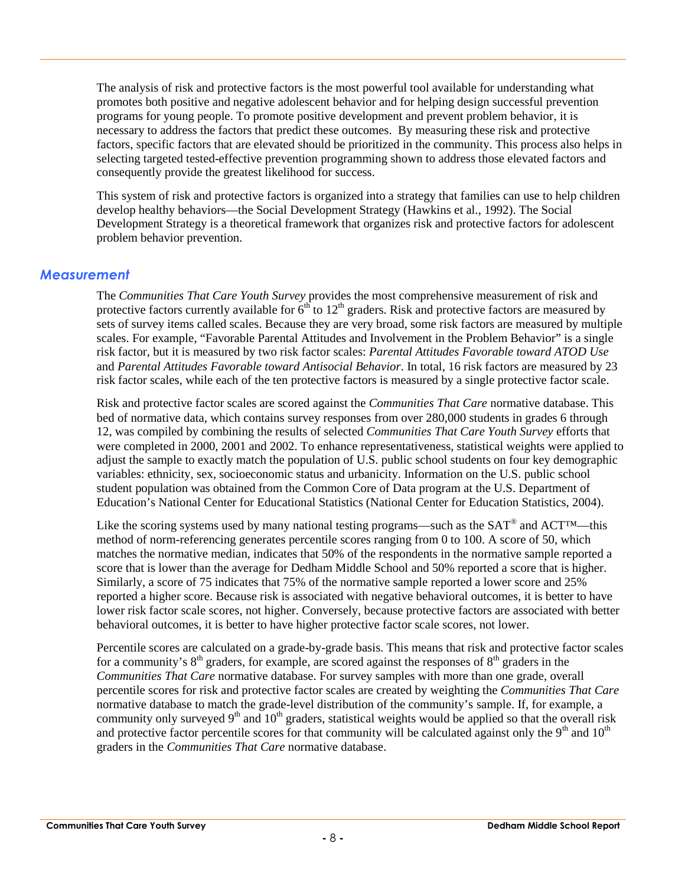The analysis of risk and protective factors is the most powerful tool available for understanding what promotes both positive and negative adolescent behavior and for helping design successful prevention programs for young people. To promote positive development and prevent problem behavior, it is necessary to address the factors that predict these outcomes. By measuring these risk and protective factors, specific factors that are elevated should be prioritized in the community. This process also helps in selecting targeted tested-effective prevention programming shown to address those elevated factors and consequently provide the greatest likelihood for success.

This system of risk and protective factors is organized into a strategy that families can use to help children develop healthy behaviors—the Social Development Strategy (Hawkins et al., 1992). The Social Development Strategy is a theoretical framework that organizes risk and protective factors for adolescent problem behavior prevention.

## *Measurement*

The *Communities That Care Youth Survey* provides the most comprehensive measurement of risk and protective factors currently available for 6th to 12th graders. Risk and protective factors are measured by sets of survey items called scales. Because they are very broad, some risk factors are measured by multiple scales. For example, "Favorable Parental Attitudes and Involvement in the Problem Behavior" is a single risk factor, but it is measured by two risk factor scales: *Parental Attitudes Favorable toward ATOD Use* and *Parental Attitudes Favorable toward Antisocial Behavior*. In total, 16 risk factors are measured by 23 risk factor scales, while each of the ten protective factors is measured by a single protective factor scale.

Risk and protective factor scales are scored against the *Communities That Care* normative database. This bed of normative data, which contains survey responses from over 280,000 students in grades 6 through 12, was compiled by combining the results of selected *Communities That Care Youth Survey* efforts that were completed in 2000, 2001 and 2002. To enhance representativeness, statistical weights were applied to adjust the sample to exactly match the population of U.S. public school students on four key demographic variables: ethnicity, sex, socioeconomic status and urbanicity. Information on the U.S. public school student population was obtained from the Common Core of Data program at the U.S. Department of Education's National Center for Educational Statistics (National Center for Education Statistics, 2004).

Like the scoring systems used by many national testing programs—such as the SAT® and ACT™—this method of norm-referencing generates percentile scores ranging from 0 to 100. A score of 50, which matches the normative median, indicates that 50% of the respondents in the normative sample reported a score that is lower than the average for Dedham Middle School and 50% reported a score that is higher. Similarly, a score of 75 indicates that 75% of the normative sample reported a lower score and 25% reported a higher score. Because risk is associated with negative behavioral outcomes, it is better to have lower risk factor scale scores, not higher. Conversely, because protective factors are associated with better behavioral outcomes, it is better to have higher protective factor scale scores, not lower.

Percentile scores are calculated on a grade-by-grade basis. This means that risk and protective factor scales for a community's 8th graders, for example, are scored against the responses of 8th graders in the *Communities That Care* normative database. For survey samples with more than one grade, overall percentile scores for risk and protective factor scales are created by weighting the *Communities That Care* normative database to match the grade-level distribution of the community's sample. If, for example, a community only surveyed 9th and 10th graders, statistical weights would be applied so that the overall risk and protective factor percentile scores for that community will be calculated against only the 9th and 10th graders in the *Communities That Care* normative database.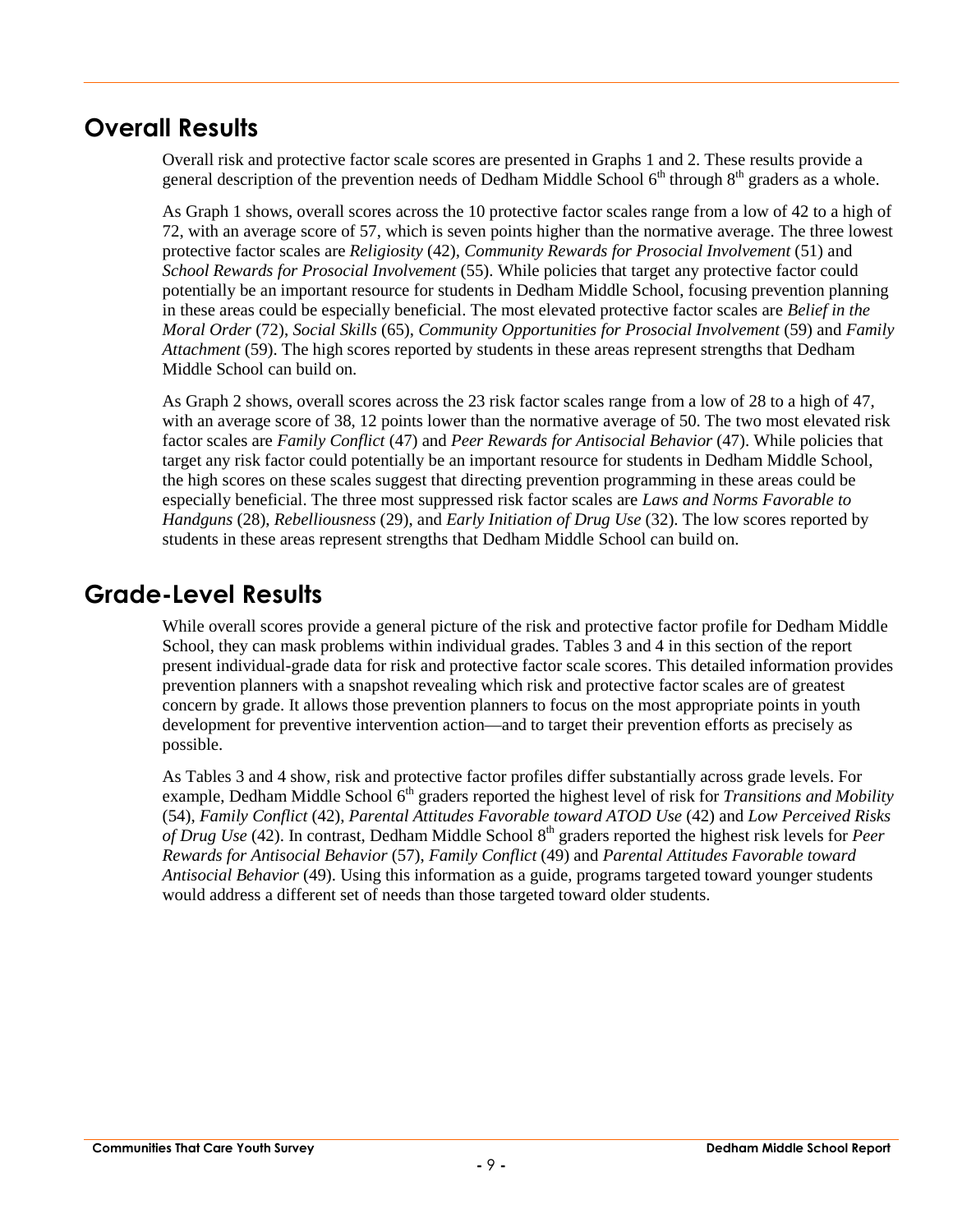## Overall Results

Overall risk and protective factor scale scores are presented in Graphs 1 and 2. These results provide a general description of the prevention needs of Dedham Middle School 6th through 8th graders as a whole.

As Graph 1 shows, overall scores across the 10 protective factor scales range from a low of 42 to a high of 72, with an average score of 57, which is seven points higher than the normative average. The three lowest protective factor scales are *Religiosity* (42), *Community Rewards for Prosocial Involvement* (51) and *School Rewards for Prosocial Involvement* (55). While policies that target any protective factor could potentially be an important resource for students in Dedham Middle School, focusing prevention planning in these areas could be especially beneficial. The most elevated protective factor scales are *Belief in the Moral Order* (72), *Social Skills* (65), *Community Opportunities for Prosocial Involvement* (59) and *Family Attachment* (59). The high scores reported by students in these areas represent strengths that Dedham Middle School can build on.

As Graph 2 shows, overall scores across the 23 risk factor scales range from a low of 28 to a high of 47, with an average score of 38, 12 points lower than the normative average of 50. The two most elevated risk factor scales are *Family Conflict* (47) and *Peer Rewards for Antisocial Behavior* (47). While policies that target any risk factor could potentially be an important resource for students in Dedham Middle School, the high scores on these scales suggest that directing prevention programming in these areas could be especially beneficial. The three most suppressed risk factor scales are *Laws and Norms Favorable to Handguns* (28), *Rebelliousness* (29), and *Early Initiation of Drug Use* (32). The low scores reported by students in these areas represent strengths that Dedham Middle School can build on.

## Grade-Level Results

While overall scores provide a general picture of the risk and protective factor profile for Dedham Middle School, they can mask problems within individual grades. Tables 3 and 4 in this section of the report present individual-grade data for risk and protective factor scale scores. This detailed information provides prevention planners with a snapshot revealing which risk and protective factor scales are of greatest concern by grade. It allows those prevention planners to focus on the most appropriate points in youth development for preventive intervention action—and to target their prevention efforts as precisely as possible.

As Tables 3 and 4 show, risk and protective factor profiles differ substantially across grade levels. For example, Dedham Middle School 6th graders reported the highest level of risk for *Transitions and Mobility* (54), *Family Conflict* (42), *Parental Attitudes Favorable toward ATOD Use* (42) and *Low Perceived Risks of Drug Use* (42). In contrast, Dedham Middle School 8th graders reported the highest risk levels for *Peer Rewards for Antisocial Behavior* (57), *Family Conflict* (49) and *Parental Attitudes Favorable toward Antisocial Behavior* (49). Using this information as a guide, programs targeted toward younger students would address a different set of needs than those targeted toward older students.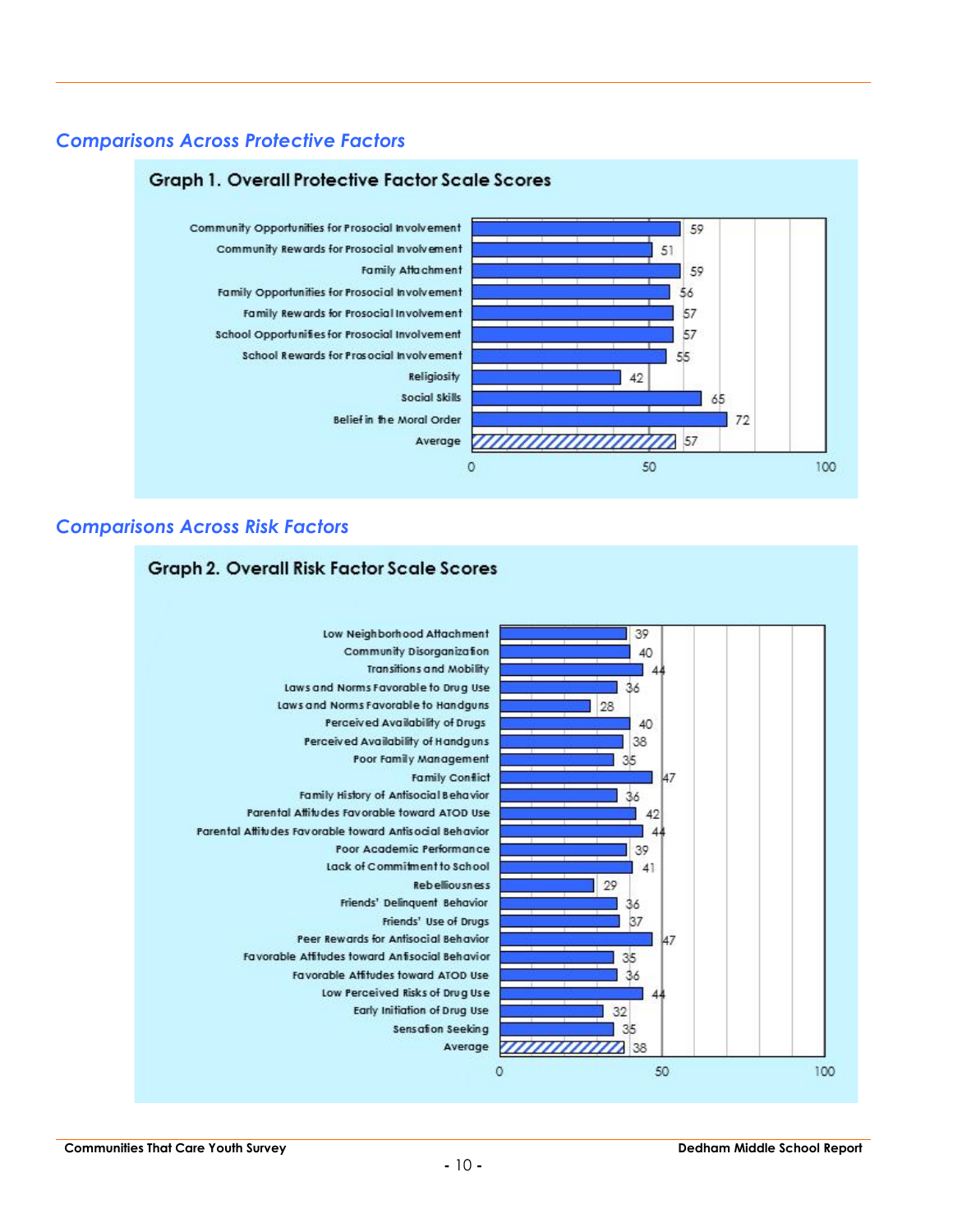## Comparisons Across Protective Factors

### Graph 1. Overall Protective Factor Scale Scores

| Protective Factor | Score |
|---|---|
| Community Opportunities for Prosocial Involvement | 59 |
| Community Rewards for Prosocial Involvement | 51 |
| Family Attachment | 59 |
| Family Opportunities for Prosocial Involvement | 56 |
| Family Rewards for Prosocial Involvement | 57 |
| School Opportunities for Prosocial Involvement | 57 |
| School Rewards for Prosocial Involvement | 55 |
| Religiosity | 42 |
| Social Skills | 65 |
| Belief in the Moral Order | 72 |
| Average | 57 |

## Comparisons Across Risk Factors

### Graph 2. Overall Risk Factor Scale Scores

| Risk Factor | Score |
|---|---|
| Low Neighborhood Attachment | 39 |
| Community Disorganization | 40 |
| Transitions and Mobility | 44 |
| Laws and Norms Favorable to Drug Use | 36 |
| Laws and Norms Favorable to Handguns | 28 |
| Perceived Availability of Drugs | 40 |
| Perceived Availability of Handguns | 38 |
| Poor Family Management | 35 |
| Family Conflict | 47 |
| Family History of Antisocial Behavior | 36 |
| Parental Attitudes Favorable toward ATOD Use | 42 |
| Parental Attitudes Favorable toward Antisocial Behavior | 44 |
| Poor Academic Performance | 39 |
| Lack of Commitment to School | 41 |
| Rebelliousness | 29 |
| Friends' Delinquent Behavior | 36 |
| Friends' Use of Drugs | 37 |
| Peer Rewards for Antisocial Behavior | 47 |
| Favorable Attitudes toward Antisocial Behavior | 35 |
| Favorable Attitudes toward ATOD Use | 36 |
| Low Perceived Risks of Drug Use | 44 |
| Early Initiation of Drug Use | 32 |
| Sensation Seeking | 35 |
| Average | 38 |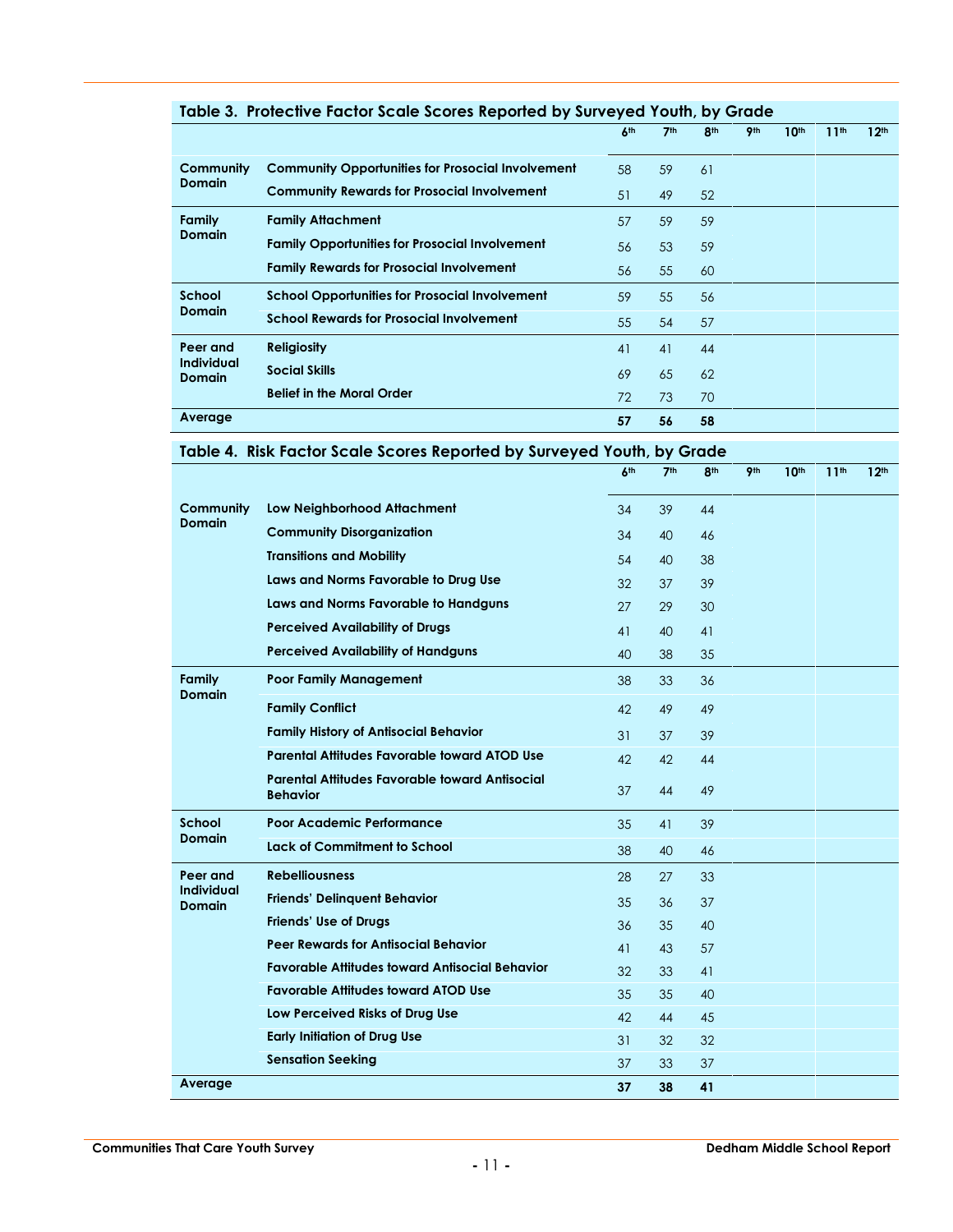## Table 3. Protective Factor Scale Scores Reported by Surveyed Youth, by Grade

| | | 6th | 7th | 8th | 9th | 10th | 11th | 12th |
|---|---|---|---|---|---|---|---|---|
| **Community Domain** | **Community Opportunities for Prosocial Involvement** | 58 | 59 | 61 | | | | |
| | **Community Rewards for Prosocial Involvement** | 51 | 49 | 52 | | | | |
| **Family Domain** | **Family Attachment** | 57 | 59 | 59 | | | | |
| | **Family Opportunities for Prosocial Involvement** | 56 | 53 | 59 | | | | |
| | **Family Rewards for Prosocial Involvement** | 56 | 55 | 60 | | | | |
| **School Domain** | **School Opportunities for Prosocial Involvement** | 59 | 55 | 56 | | | | |
| | **School Rewards for Prosocial Involvement** | 55 | 54 | 57 | | | | |
| **Peer and Individual Domain** | **Religiosity** | 41 | 41 | 44 | | | | |
| | **Social Skills** | 69 | 65 | 62 | | | | |
| | **Belief in the Moral Order** | 72 | 73 | 70 | | | | |
| **Average** | | **57** | **56** | **58** | | | | |

## Table 4. Risk Factor Scale Scores Reported by Surveyed Youth, by Grade

| | | 6th | 7th | 8th | 9th | 10th | 11th | 12th |
|---|---|---|---|---|---|---|---|---|
| **Community Domain** | **Low Neighborhood Attachment** | 34 | 39 | 44 | | | | |
| | **Community Disorganization** | 34 | 40 | 46 | | | | |
| | **Transitions and Mobility** | 54 | 40 | 38 | | | | |
| | **Laws and Norms Favorable to Drug Use** | 32 | 37 | 39 | | | | |
| | **Laws and Norms Favorable to Handguns** | 27 | 29 | 30 | | | | |
| | **Perceived Availability of Drugs** | 41 | 40 | 41 | | | | |
| | **Perceived Availability of Handguns** | 40 | 38 | 35 | | | | |
| **Family Domain** | **Poor Family Management** | 38 | 33 | 36 | | | | |
| | **Family Conflict** | 42 | 49 | 49 | | | | |
| | **Family History of Antisocial Behavior** | 31 | 37 | 39 | | | | |
| | **Parental Attitudes Favorable toward ATOD Use** | 42 | 42 | 44 | | | | |
| | **Parental Attitudes Favorable toward Antisocial Behavior** | 37 | 44 | 49 | | | | |
| **School Domain** | **Poor Academic Performance** | 35 | 41 | 39 | | | | |
| | **Lack of Commitment to School** | 38 | 40 | 46 | | | | |
| **Peer and Individual Domain** | **Rebelliousness** | 28 | 27 | 33 | | | | |
| | **Friends' Delinquent Behavior** | 35 | 36 | 37 | | | | |
| | **Friends' Use of Drugs** | 36 | 35 | 40 | | | | |
| | **Peer Rewards for Antisocial Behavior** | 41 | 43 | 57 | | | | |
| | **Favorable Attitudes toward Antisocial Behavior** | 32 | 33 | 41 | | | | |
| | **Favorable Attitudes toward ATOD Use** | 35 | 35 | 40 | | | | |
| | **Low Perceived Risks of Drug Use** | 42 | 44 | 45 | | | | |
| | **Early Initiation of Drug Use** | 31 | 32 | 32 | | | | |
| | **Sensation Seeking** | 37 | 33 | 37 | | | | |
| **Average** | | **37** | **38** | **41** | | | | |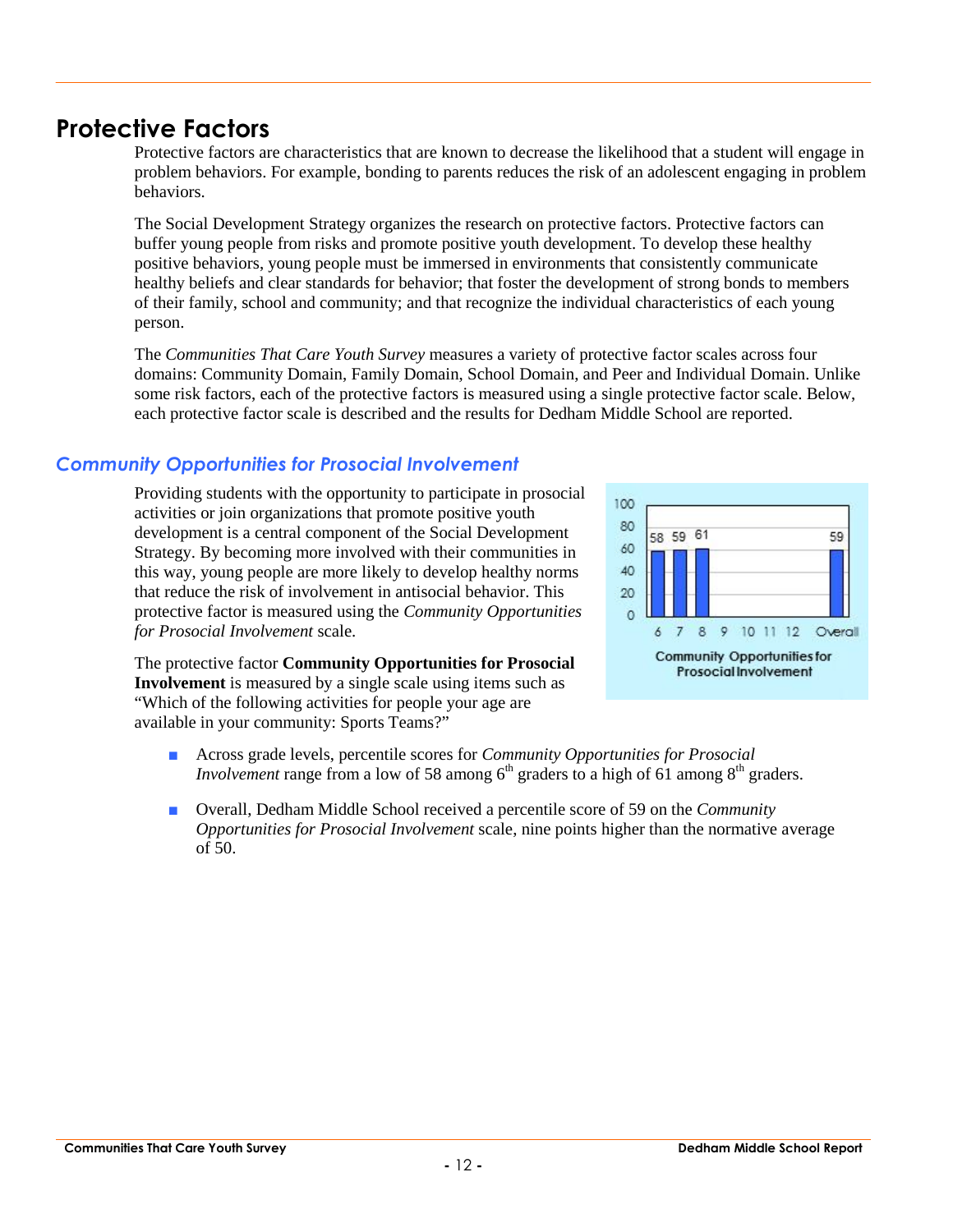# Protective Factors

Protective factors are characteristics that are known to decrease the likelihood that a student will engage in problem behaviors. For example, bonding to parents reduces the risk of an adolescent engaging in problem behaviors.

The Social Development Strategy organizes the research on protective factors. Protective factors can buffer young people from risks and promote positive youth development. To develop these healthy positive behaviors, young people must be immersed in environments that consistently communicate healthy beliefs and clear standards for behavior; that foster the development of strong bonds to members of their family, school and community; and that recognize the individual characteristics of each young person.

The *Communities That Care Youth Survey* measures a variety of protective factor scales across four domains: Community Domain, Family Domain, School Domain, and Peer and Individual Domain. Unlike some risk factors, each of the protective factors is measured using a single protective factor scale. Below, each protective factor scale is described and the results for Dedham Middle School are reported.

## Community Opportunities for Prosocial Involvement

Providing students with the opportunity to participate in prosocial activities or join organizations that promote positive youth development is a central component of the Social Development Strategy. By becoming more involved with their communities in this way, young people are more likely to develop healthy norms that reduce the risk of involvement in antisocial behavior. This protective factor is measured using the *Community Opportunities for Prosocial Involvement* scale.

The protective factor **Community Opportunities for Prosocial Involvement** is measured by a single scale using items such as "Which of the following activities for people your age are available in your community: Sports Teams?"

| Grade | 6 | 7 | 8 | 9 | 10 | 11 | 12 | Overall |
|---|---|---|---|---|---|---|---|---|
| Percentile | 58 | 59 | 61 | | | | | 59 |

Community Opportunities for Prosocial Involvement

- Across grade levels, percentile scores for *Community Opportunities for Prosocial Involvement* range from a low of 58 among 6th graders to a high of 61 among 8th graders.
- Overall, Dedham Middle School received a percentile score of 59 on the *Community Opportunities for Prosocial Involvement* scale, nine points higher than the normative average of 50.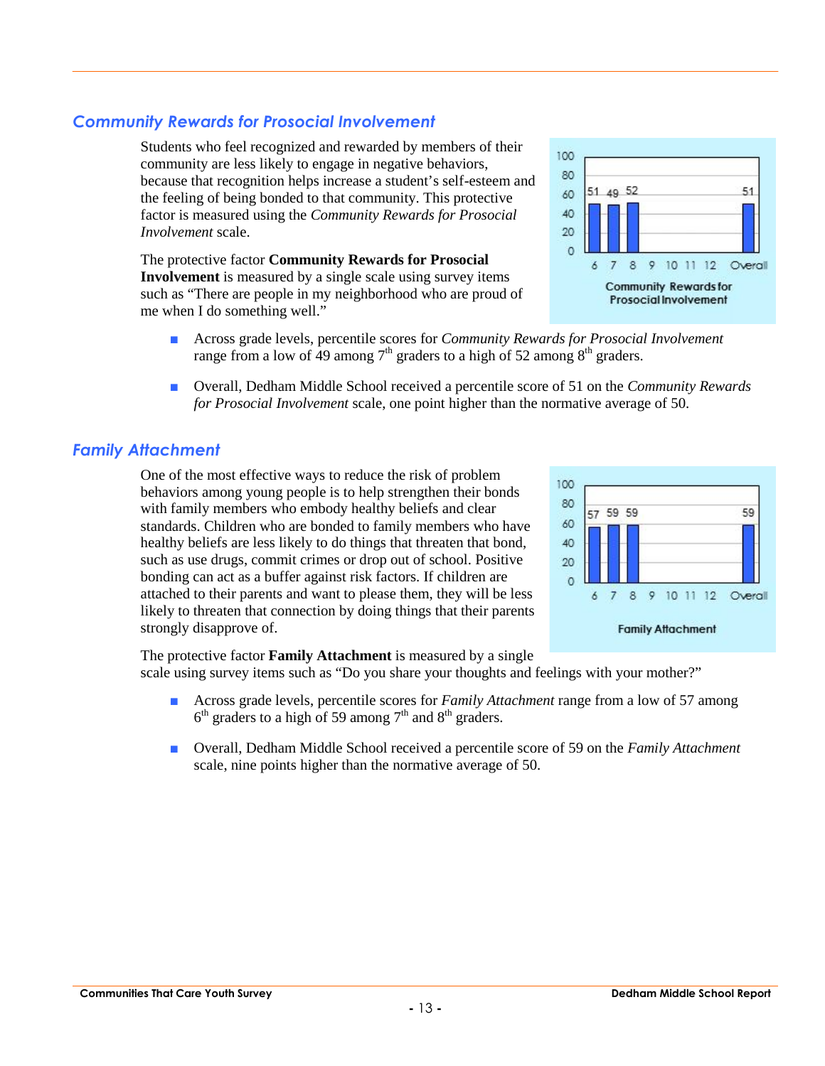## *Community Rewards for Prosocial Involvement*

Students who feel recognized and rewarded by members of their community are less likely to engage in negative behaviors, because that recognition helps increase a student's self-esteem and the feeling of being bonded to that community. This protective factor is measured using the *Community Rewards for Prosocial Involvement* scale.

The protective factor **Community Rewards for Prosocial Involvement** is measured by a single scale using survey items such as "There are people in my neighborhood who are proud of me when I do something well."

| Grade | 6 | 7 | 8 | 9 | 10 | 11 | 12 | Overall |
|---|---|---|---|---|---|---|---|---|
| Community Rewards for Prosocial Involvement | 51 | 49 | 52 | | | | | 51 |

- Across grade levels, percentile scores for *Community Rewards for Prosocial Involvement* range from a low of 49 among 7th graders to a high of 52 among 8th graders.
- Overall, Dedham Middle School received a percentile score of 51 on the *Community Rewards for Prosocial Involvement* scale, one point higher than the normative average of 50.

## *Family Attachment*

One of the most effective ways to reduce the risk of problem behaviors among young people is to help strengthen their bonds with family members who embody healthy beliefs and clear standards. Children who are bonded to family members who have healthy beliefs are less likely to do things that threaten that bond, such as use drugs, commit crimes or drop out of school. Positive bonding can act as a buffer against risk factors. If children are attached to their parents and want to please them, they will be less likely to threaten that connection by doing things that their parents strongly disapprove of.

| Grade | 6 | 7 | 8 | 9 | 10 | 11 | 12 | Overall |
|---|---|---|---|---|---|---|---|---|
| Family Attachment | 57 | 59 | 59 | | | | | 59 |

The protective factor **Family Attachment** is measured by a single scale using survey items such as "Do you share your thoughts and feelings with your mother?"

- Across grade levels, percentile scores for *Family Attachment* range from a low of 57 among 6th graders to a high of 59 among 7th and 8th graders.
- Overall, Dedham Middle School received a percentile score of 59 on the *Family Attachment* scale, nine points higher than the normative average of 50.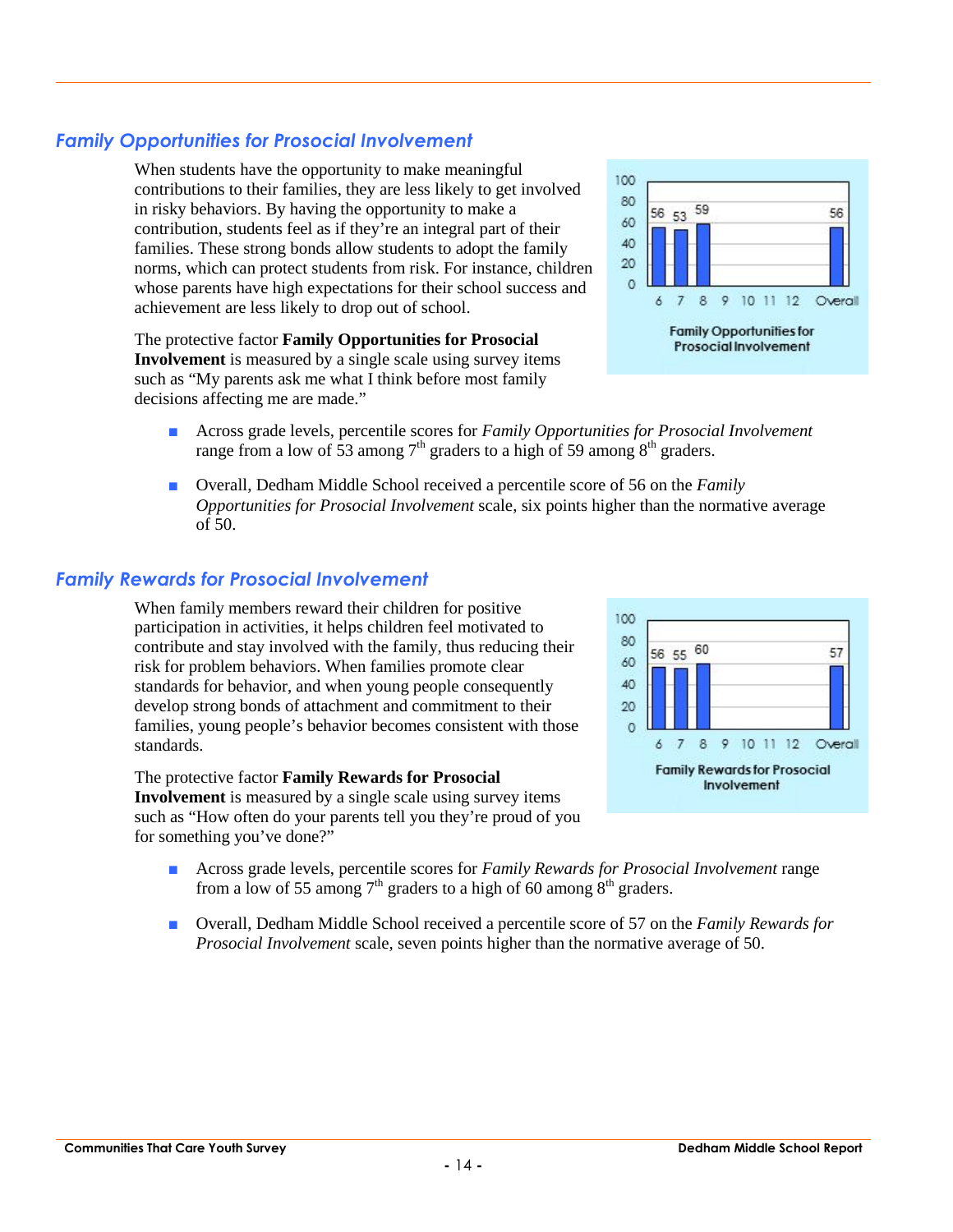## Family Opportunities for Prosocial Involvement

When students have the opportunity to make meaningful contributions to their families, they are less likely to get involved in risky behaviors. By having the opportunity to make a contribution, students feel as if they're an integral part of their families. These strong bonds allow students to adopt the family norms, which can protect students from risk. For instance, children whose parents have high expectations for their school success and achievement are less likely to drop out of school.

The protective factor **Family Opportunities for Prosocial Involvement** is measured by a single scale using survey items such as "My parents ask me what I think before most family decisions affecting me are made."

| Grade | 6 | 7 | 8 | 9 | 10 | 11 | 12 | Overall |
|---|---|---|---|---|---|---|---|---|
| Percentile | 56 | 53 | 59 | | | | | 56 |

Family Opportunities for Prosocial Involvement

- Across grade levels, percentile scores for *Family Opportunities for Prosocial Involvement* range from a low of 53 among 7th graders to a high of 59 among 8th graders.
- Overall, Dedham Middle School received a percentile score of 56 on the *Family Opportunities for Prosocial Involvement* scale, six points higher than the normative average of 50.

## Family Rewards for Prosocial Involvement

When family members reward their children for positive participation in activities, it helps children feel motivated to contribute and stay involved with the family, thus reducing their risk for problem behaviors. When families promote clear standards for behavior, and when young people consequently develop strong bonds of attachment and commitment to their families, young people's behavior becomes consistent with those standards.

The protective factor **Family Rewards for Prosocial Involvement** is measured by a single scale using survey items such as "How often do your parents tell you they're proud of you for something you've done?"

| Grade | 6 | 7 | 8 | 9 | 10 | 11 | 12 | Overall |
|---|---|---|---|---|---|---|---|---|
| Percentile | 56 | 55 | 60 | | | | | 57 |

Family Rewards for Prosocial Involvement

- Across grade levels, percentile scores for *Family Rewards for Prosocial Involvement* range from a low of 55 among 7th graders to a high of 60 among 8th graders.
- Overall, Dedham Middle School received a percentile score of 57 on the *Family Rewards for Prosocial Involvement* scale, seven points higher than the normative average of 50.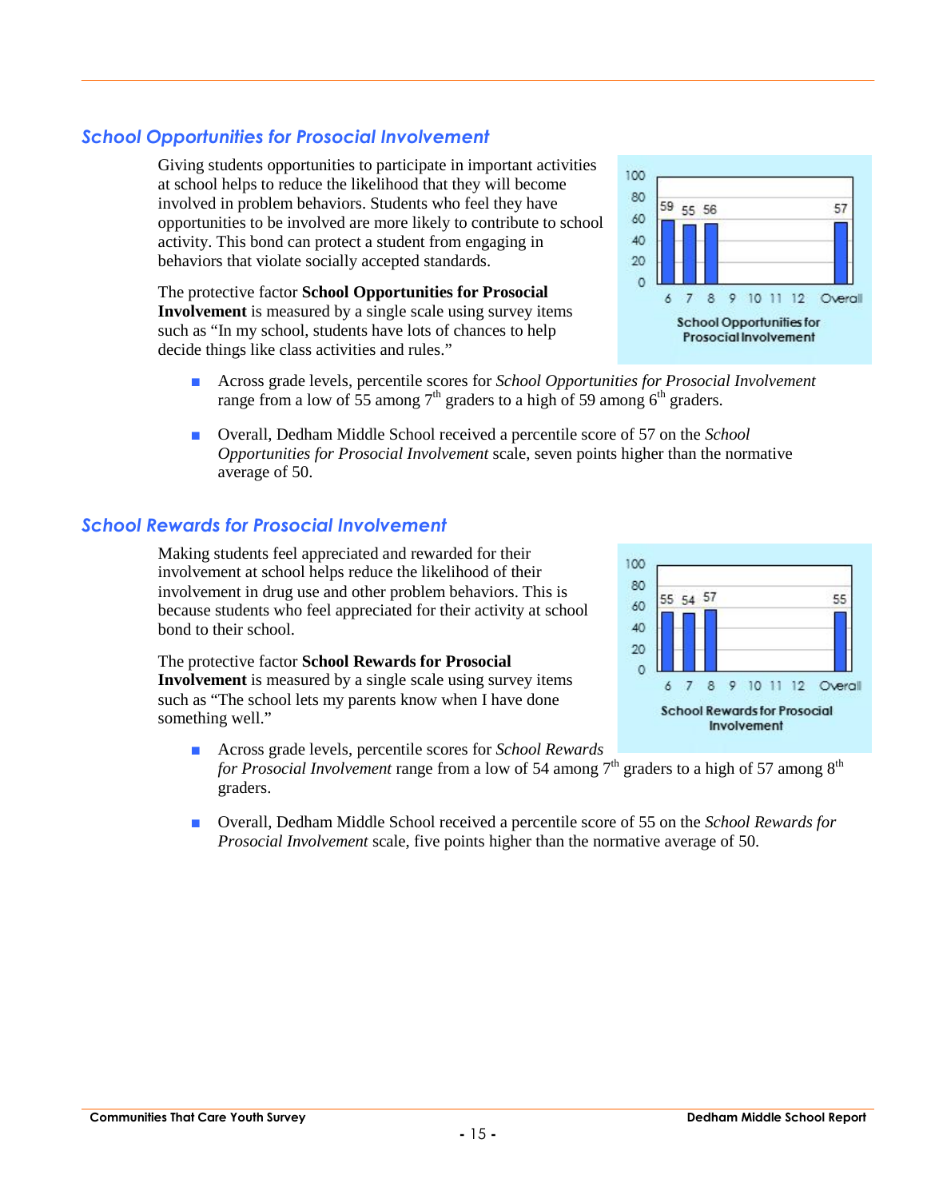## School Opportunities for Prosocial Involvement

Giving students opportunities to participate in important activities at school helps to reduce the likelihood that they will become involved in problem behaviors. Students who feel they have opportunities to be involved are more likely to contribute to school activity. This bond can protect a student from engaging in behaviors that violate socially accepted standards.

The protective factor **School Opportunities for Prosocial Involvement** is measured by a single scale using survey items such as "In my school, students have lots of chances to help decide things like class activities and rules."

| Grade | 6 | 7 | 8 | 9 | 10 | 11 | 12 | Overall |
|---|---|---|---|---|---|---|---|---|
| School Opportunities for Prosocial Involvement | 59 | 55 | 56 | | | | | 57 |

- Across grade levels, percentile scores for *School Opportunities for Prosocial Involvement* range from a low of 55 among 7th graders to a high of 59 among 6th graders.
- Overall, Dedham Middle School received a percentile score of 57 on the *School Opportunities for Prosocial Involvement* scale, seven points higher than the normative average of 50.

## School Rewards for Prosocial Involvement

Making students feel appreciated and rewarded for their involvement at school helps reduce the likelihood of their involvement in drug use and other problem behaviors. This is because students who feel appreciated for their activity at school bond to their school.

The protective factor **School Rewards for Prosocial Involvement** is measured by a single scale using survey items such as "The school lets my parents know when I have done something well."

| Grade | 6 | 7 | 8 | 9 | 10 | 11 | 12 | Overall |
|---|---|---|---|---|---|---|---|---|
| School Rewards for Prosocial Involvement | 55 | 54 | 57 | | | | | 55 |

- Across grade levels, percentile scores for *School Rewards for Prosocial Involvement* range from a low of 54 among 7th graders to a high of 57 among 8th graders.
- Overall, Dedham Middle School received a percentile score of 55 on the *School Rewards for Prosocial Involvement* scale, five points higher than the normative average of 50.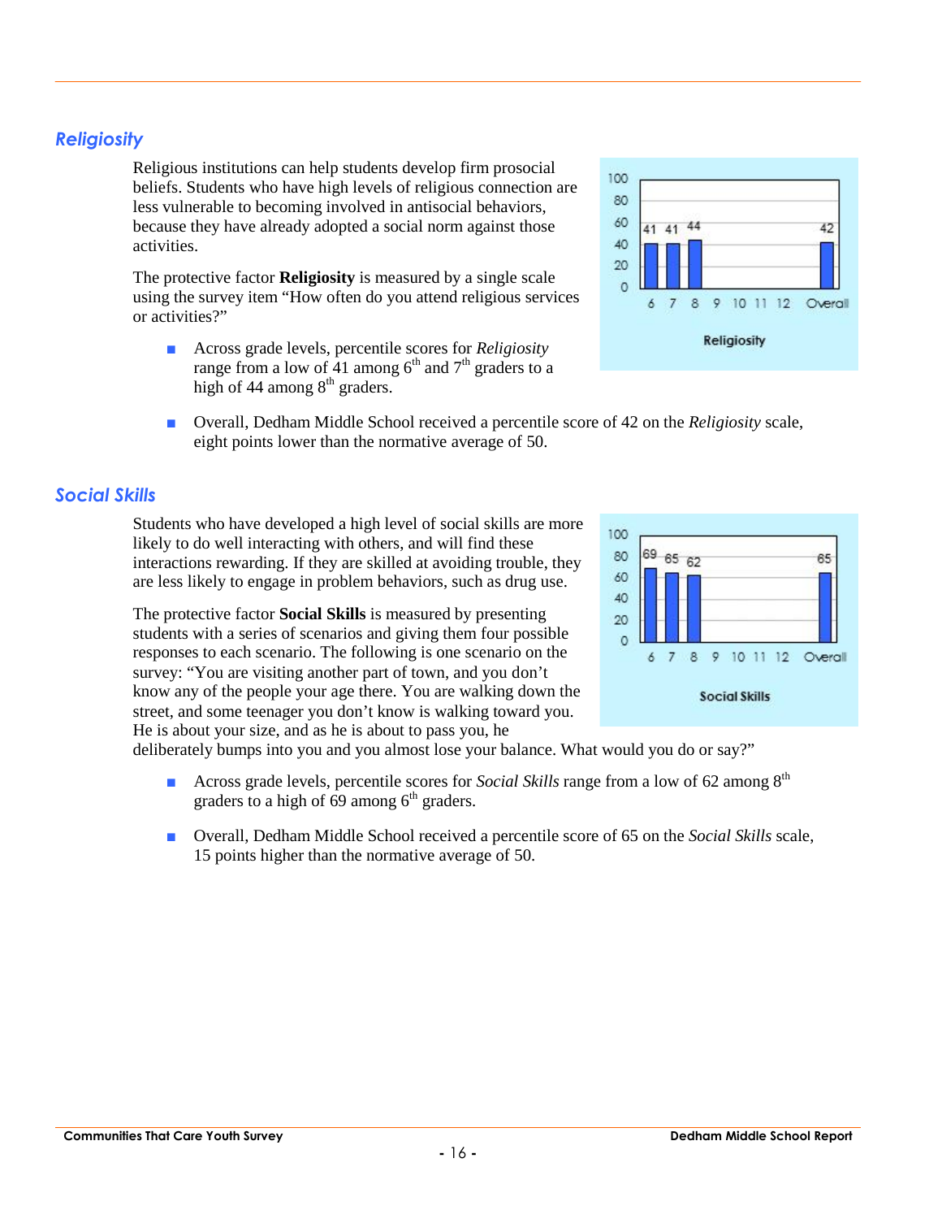## *Religiosity*

Religious institutions can help students develop firm prosocial beliefs. Students who have high levels of religious connection are less vulnerable to becoming involved in antisocial behaviors, because they have already adopted a social norm against those activities.

The protective factor **Religiosity** is measured by a single scale using the survey item "How often do you attend religious services or activities?"

- Across grade levels, percentile scores for *Religiosity* range from a low of 41 among 6th and 7th graders to a high of 44 among 8th graders.
- Overall, Dedham Middle School received a percentile score of 42 on the *Religiosity* scale, eight points lower than the normative average of 50.

## *Social Skills*

Students who have developed a high level of social skills are more likely to do well interacting with others, and will find these interactions rewarding. If they are skilled at avoiding trouble, they are less likely to engage in problem behaviors, such as drug use.

The protective factor **Social Skills** is measured by presenting students with a series of scenarios and giving them four possible responses to each scenario. The following is one scenario on the survey: "You are visiting another part of town, and you don't know any of the people your age there. You are walking down the street, and some teenager you don't know is walking toward you. He is about your size, and as he is about to pass you, he deliberately bumps into you and you almost lose your balance. What would you do or say?"

- Across grade levels, percentile scores for *Social Skills* range from a low of 62 among 8th graders to a high of 69 among 6th graders.
- Overall, Dedham Middle School received a percentile score of 65 on the *Social Skills* scale, 15 points higher than the normative average of 50.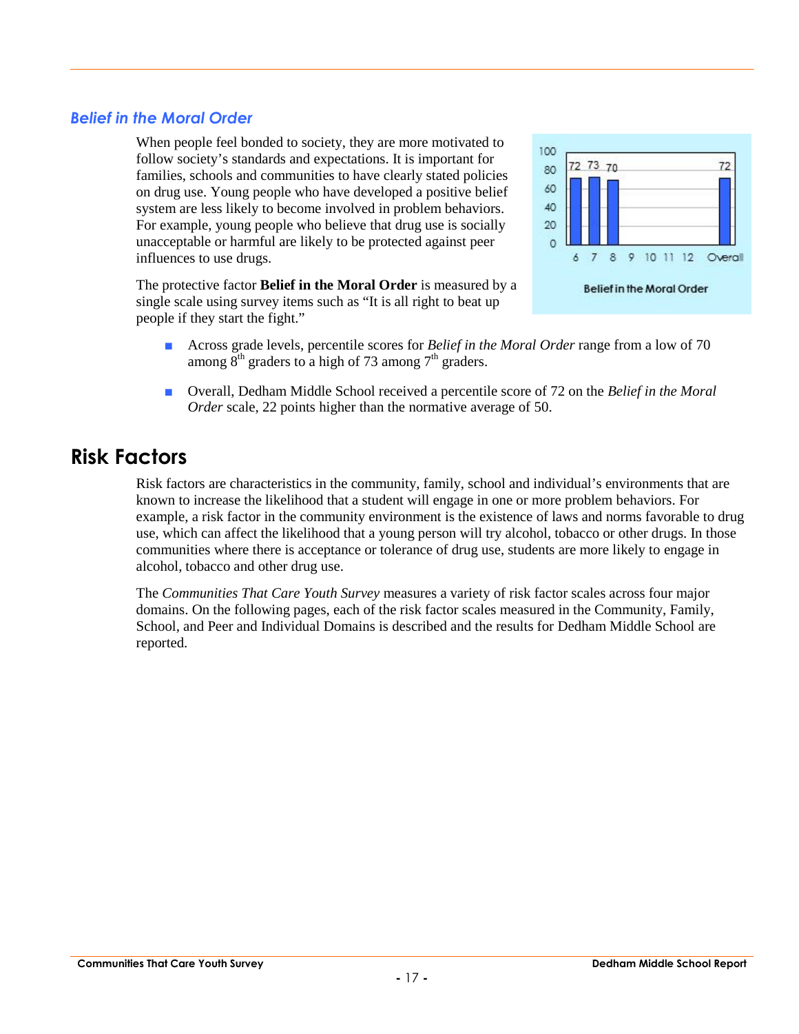### *Belief in the Moral Order*

When people feel bonded to society, they are more motivated to follow society's standards and expectations. It is important for families, schools and communities to have clearly stated policies on drug use. Young people who have developed a positive belief system are less likely to become involved in problem behaviors. For example, young people who believe that drug use is socially unacceptable or harmful are likely to be protected against peer influences to use drugs.

The protective factor **Belief in the Moral Order** is measured by a single scale using survey items such as "It is all right to beat up people if they start the fight."

| Grade | 6 | 7 | 8 | 9 | 10 | 11 | 12 | Overall |
|---|---|---|---|---|---|---|---|---|
| Belief in the Moral Order | 72 | 73 | 70 | | | | | 72 |

- Across grade levels, percentile scores for *Belief in the Moral Order* range from a low of 70 among 8th graders to a high of 73 among 7th graders.
- Overall, Dedham Middle School received a percentile score of 72 on the *Belief in the Moral Order* scale, 22 points higher than the normative average of 50.

## Risk Factors

Risk factors are characteristics in the community, family, school and individual's environments that are known to increase the likelihood that a student will engage in one or more problem behaviors. For example, a risk factor in the community environment is the existence of laws and norms favorable to drug use, which can affect the likelihood that a young person will try alcohol, tobacco or other drugs. In those communities where there is acceptance or tolerance of drug use, students are more likely to engage in alcohol, tobacco and other drug use.

The *Communities That Care Youth Survey* measures a variety of risk factor scales across four major domains. On the following pages, each of the risk factor scales measured in the Community, Family, School, and Peer and Individual Domains is described and the results for Dedham Middle School are reported.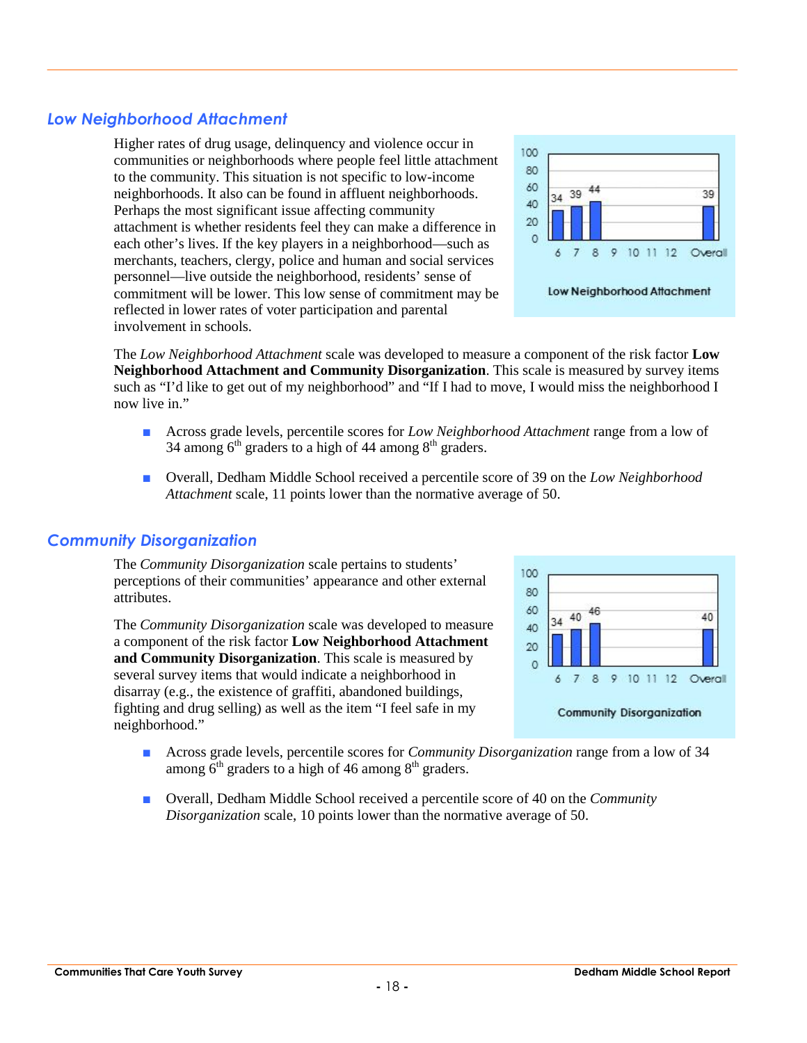## Low Neighborhood Attachment

Higher rates of drug usage, delinquency and violence occur in communities or neighborhoods where people feel little attachment to the community. This situation is not specific to low-income neighborhoods. It also can be found in affluent neighborhoods. Perhaps the most significant issue affecting community attachment is whether residents feel they can make a difference in each other's lives. If the key players in a neighborhood—such as merchants, teachers, clergy, police and human and social services personnel—live outside the neighborhood, residents' sense of commitment will be lower. This low sense of commitment may be reflected in lower rates of voter participation and parental involvement in schools.

| Grade | 6 | 7 | 8 | 9 | 10 | 11 | 12 | Overall |
|---|---|---|---|---|---|---|---|---|
| Low Neighborhood Attachment | 34 | 39 | 44 | | | | | 39 |

Low Neighborhood Attachment

The *Low Neighborhood Attachment* scale was developed to measure a component of the risk factor **Low Neighborhood Attachment and Community Disorganization**. This scale is measured by survey items such as "I'd like to get out of my neighborhood" and "If I had to move, I would miss the neighborhood I now live in."

- Across grade levels, percentile scores for *Low Neighborhood Attachment* range from a low of 34 among 6th graders to a high of 44 among 8th graders.
- Overall, Dedham Middle School received a percentile score of 39 on the *Low Neighborhood Attachment* scale, 11 points lower than the normative average of 50.

## Community Disorganization

The *Community Disorganization* scale pertains to students' perceptions of their communities' appearance and other external attributes.

The *Community Disorganization* scale was developed to measure a component of the risk factor **Low Neighborhood Attachment and Community Disorganization**. This scale is measured by several survey items that would indicate a neighborhood in disarray (e.g., the existence of graffiti, abandoned buildings, fighting and drug selling) as well as the item "I feel safe in my neighborhood."

| Grade | 6 | 7 | 8 | 9 | 10 | 11 | 12 | Overall |
|---|---|---|---|---|---|---|---|---|
| Community Disorganization | 34 | 40 | 46 | | | | | 40 |

Community Disorganization

- Across grade levels, percentile scores for *Community Disorganization* range from a low of 34 among 6th graders to a high of 46 among 8th graders.
- Overall, Dedham Middle School received a percentile score of 40 on the *Community Disorganization* scale, 10 points lower than the normative average of 50.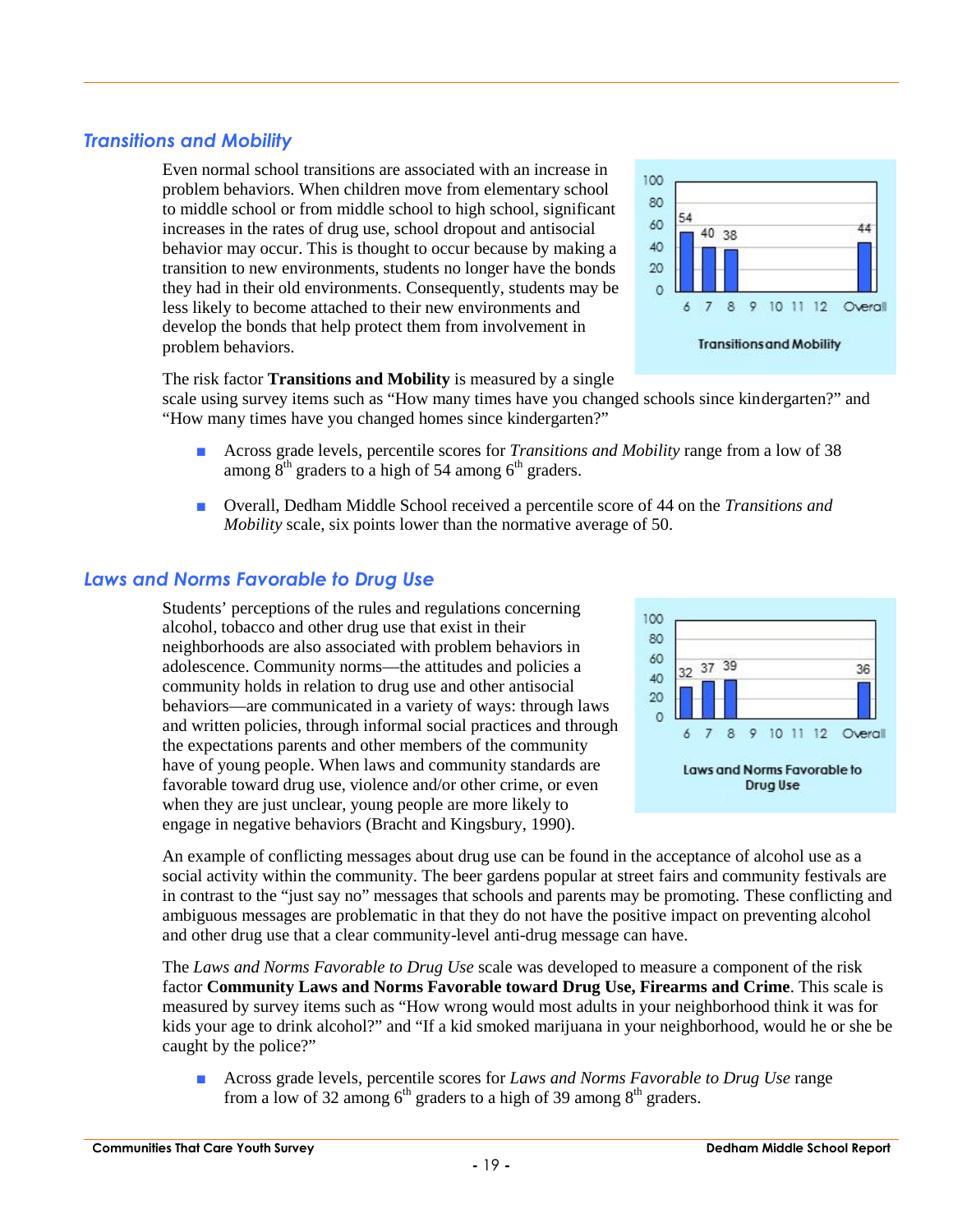## Transitions and Mobility

Even normal school transitions are associated with an increase in problem behaviors. When children move from elementary school to middle school or from middle school to high school, significant increases in the rates of drug use, school dropout and antisocial behavior may occur. This is thought to occur because by making a transition to new environments, students no longer have the bonds they had in their old environments. Consequently, students may be less likely to become attached to their new environments and develop the bonds that help protect them from involvement in problem behaviors.

| Grade | 6 | 7 | 8 | 9 | 10 | 11 | 12 | Overall |
|---|---|---|---|---|---|---|---|---|
| Transitions and Mobility | 54 | 40 | 38 | | | | | 44 |

The risk factor **Transitions and Mobility** is measured by a single scale using survey items such as "How many times have you changed schools since kindergarten?" and "How many times have you changed homes since kindergarten?"

- Across grade levels, percentile scores for *Transitions and Mobility* range from a low of 38 among 8th graders to a high of 54 among 6th graders.
- Overall, Dedham Middle School received a percentile score of 44 on the *Transitions and Mobility* scale, six points lower than the normative average of 50.

## Laws and Norms Favorable to Drug Use

Students' perceptions of the rules and regulations concerning alcohol, tobacco and other drug use that exist in their neighborhoods are also associated with problem behaviors in adolescence. Community norms—the attitudes and policies a community holds in relation to drug use and other antisocial behaviors—are communicated in a variety of ways: through laws and written policies, through informal social practices and through the expectations parents and other members of the community have of young people. When laws and community standards are favorable toward drug use, violence and/or other crime, or even when they are just unclear, young people are more likely to engage in negative behaviors (Bracht and Kingsbury, 1990).

| Grade | 6 | 7 | 8 | 9 | 10 | 11 | 12 | Overall |
|---|---|---|---|---|---|---|---|---|
| Laws and Norms Favorable to Drug Use | 32 | 37 | 39 | | | | | 36 |

An example of conflicting messages about drug use can be found in the acceptance of alcohol use as a social activity within the community. The beer gardens popular at street fairs and community festivals are in contrast to the "just say no" messages that schools and parents may be promoting. These conflicting and ambiguous messages are problematic in that they do not have the positive impact on preventing alcohol and other drug use that a clear community-level anti-drug message can have.

The *Laws and Norms Favorable to Drug Use* scale was developed to measure a component of the risk factor **Community Laws and Norms Favorable toward Drug Use, Firearms and Crime**. This scale is measured by survey items such as "How wrong would most adults in your neighborhood think it was for kids your age to drink alcohol?" and "If a kid smoked marijuana in your neighborhood, would he or she be caught by the police?"

- Across grade levels, percentile scores for *Laws and Norms Favorable to Drug Use* range from a low of 32 among 6th graders to a high of 39 among 8th graders.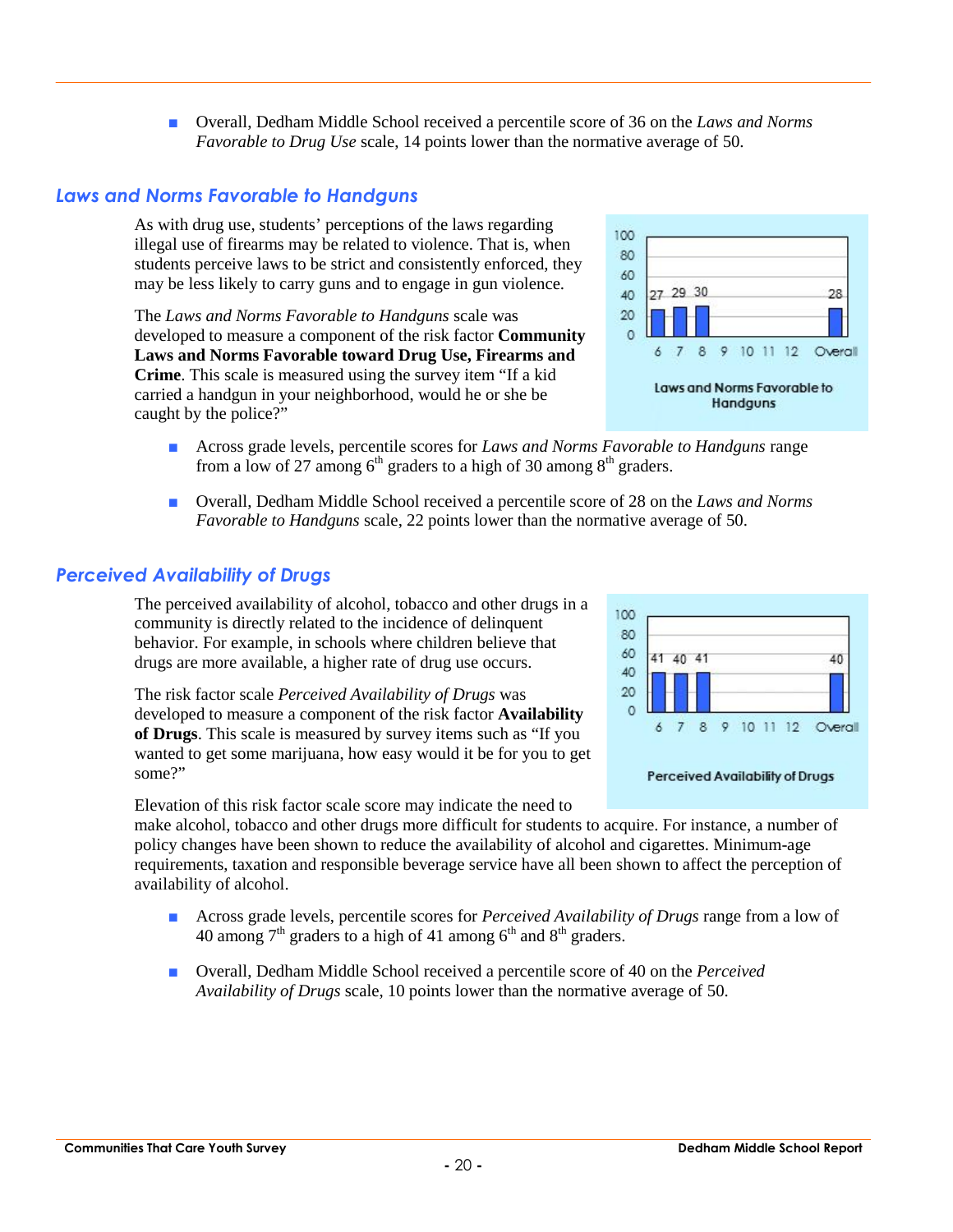- Overall, Dedham Middle School received a percentile score of 36 on the *Laws and Norms Favorable to Drug Use* scale, 14 points lower than the normative average of 50.

## *Laws and Norms Favorable to Handguns*

As with drug use, students' perceptions of the laws regarding illegal use of firearms may be related to violence. That is, when students perceive laws to be strict and consistently enforced, they may be less likely to carry guns and to engage in gun violence.

The *Laws and Norms Favorable to Handguns* scale was developed to measure a component of the risk factor **Community Laws and Norms Favorable toward Drug Use, Firearms and Crime**. This scale is measured using the survey item "If a kid carried a handgun in your neighborhood, would he or she be caught by the police?"

| Grade | 6 | 7 | 8 | 9 | 10 | 11 | 12 | Overall |
|---|---|---|---|---|---|---|---|---|
| Laws and Norms Favorable to Handguns | 27 | 29 | 30 | | | | | 28 |

- Across grade levels, percentile scores for *Laws and Norms Favorable to Handguns* range from a low of 27 among 6th graders to a high of 30 among 8th graders.
- Overall, Dedham Middle School received a percentile score of 28 on the *Laws and Norms Favorable to Handguns* scale, 22 points lower than the normative average of 50.

## *Perceived Availability of Drugs*

The perceived availability of alcohol, tobacco and other drugs in a community is directly related to the incidence of delinquent behavior. For example, in schools where children believe that drugs are more available, a higher rate of drug use occurs.

The risk factor scale *Perceived Availability of Drugs* was developed to measure a component of the risk factor **Availability of Drugs**. This scale is measured by survey items such as "If you wanted to get some marijuana, how easy would it be for you to get some?"

| Grade | 6 | 7 | 8 | 9 | 10 | 11 | 12 | Overall |
|---|---|---|---|---|---|---|---|---|
| Perceived Availability of Drugs | 41 | 40 | 41 | | | | | 40 |

Elevation of this risk factor scale score may indicate the need to make alcohol, tobacco and other drugs more difficult for students to acquire. For instance, a number of policy changes have been shown to reduce the availability of alcohol and cigarettes. Minimum-age requirements, taxation and responsible beverage service have all been shown to affect the perception of availability of alcohol.

- Across grade levels, percentile scores for *Perceived Availability of Drugs* range from a low of 40 among 7th graders to a high of 41 among 6th and 8th graders.
- Overall, Dedham Middle School received a percentile score of 40 on the *Perceived Availability of Drugs* scale, 10 points lower than the normative average of 50.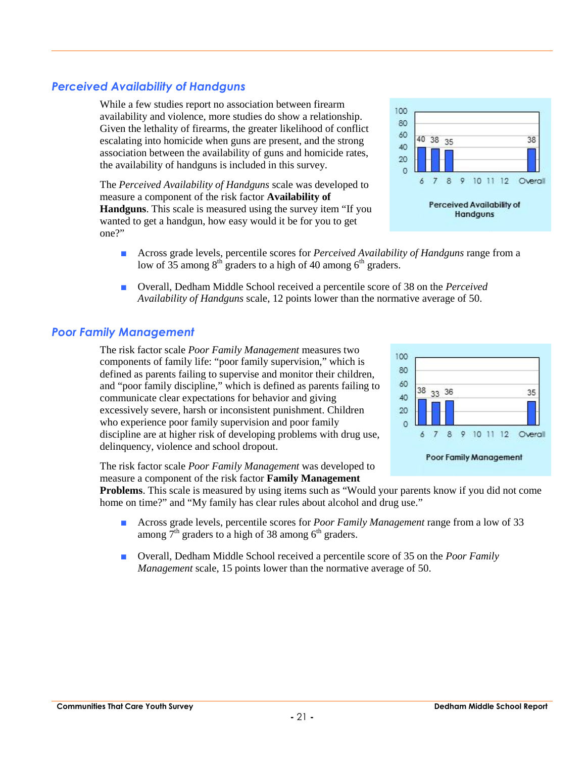## Perceived Availability of Handguns

While a few studies report no association between firearm availability and violence, more studies do show a relationship. Given the lethality of firearms, the greater likelihood of conflict escalating into homicide when guns are present, and the strong association between the availability of guns and homicide rates, the availability of handguns is included in this survey.

The *Perceived Availability of Handguns* scale was developed to measure a component of the risk factor **Availability of Handguns**. This scale is measured using the survey item "If you wanted to get a handgun, how easy would it be for you to get one?"

| Grade | 6 | 7 | 8 | 9 | 10 | 11 | 12 | Overall |
|---|---|---|---|---|---|---|---|---|
| Perceived Availability of Handguns | 40 | 38 | 35 | | | | | 38 |

- Across grade levels, percentile scores for *Perceived Availability of Handguns* range from a low of 35 among 8th graders to a high of 40 among 6th graders.
- Overall, Dedham Middle School received a percentile score of 38 on the *Perceived Availability of Handguns* scale, 12 points lower than the normative average of 50.

## Poor Family Management

The risk factor scale *Poor Family Management* measures two components of family life: "poor family supervision," which is defined as parents failing to supervise and monitor their children, and "poor family discipline," which is defined as parents failing to communicate clear expectations for behavior and giving excessively severe, harsh or inconsistent punishment. Children who experience poor family supervision and poor family discipline are at higher risk of developing problems with drug use, delinquency, violence and school dropout.

The risk factor scale *Poor Family Management* was developed to measure a component of the risk factor **Family Management Problems**. This scale is measured by using items such as "Would your parents know if you did not come home on time?" and "My family has clear rules about alcohol and drug use."

| Grade | 6 | 7 | 8 | 9 | 10 | 11 | 12 | Overall |
|---|---|---|---|---|---|---|---|---|
| Poor Family Management | 38 | 33 | 36 | | | | | 35 |

- Across grade levels, percentile scores for *Poor Family Management* range from a low of 33 among 7th graders to a high of 38 among 6th graders.
- Overall, Dedham Middle School received a percentile score of 35 on the *Poor Family Management* scale, 15 points lower than the normative average of 50.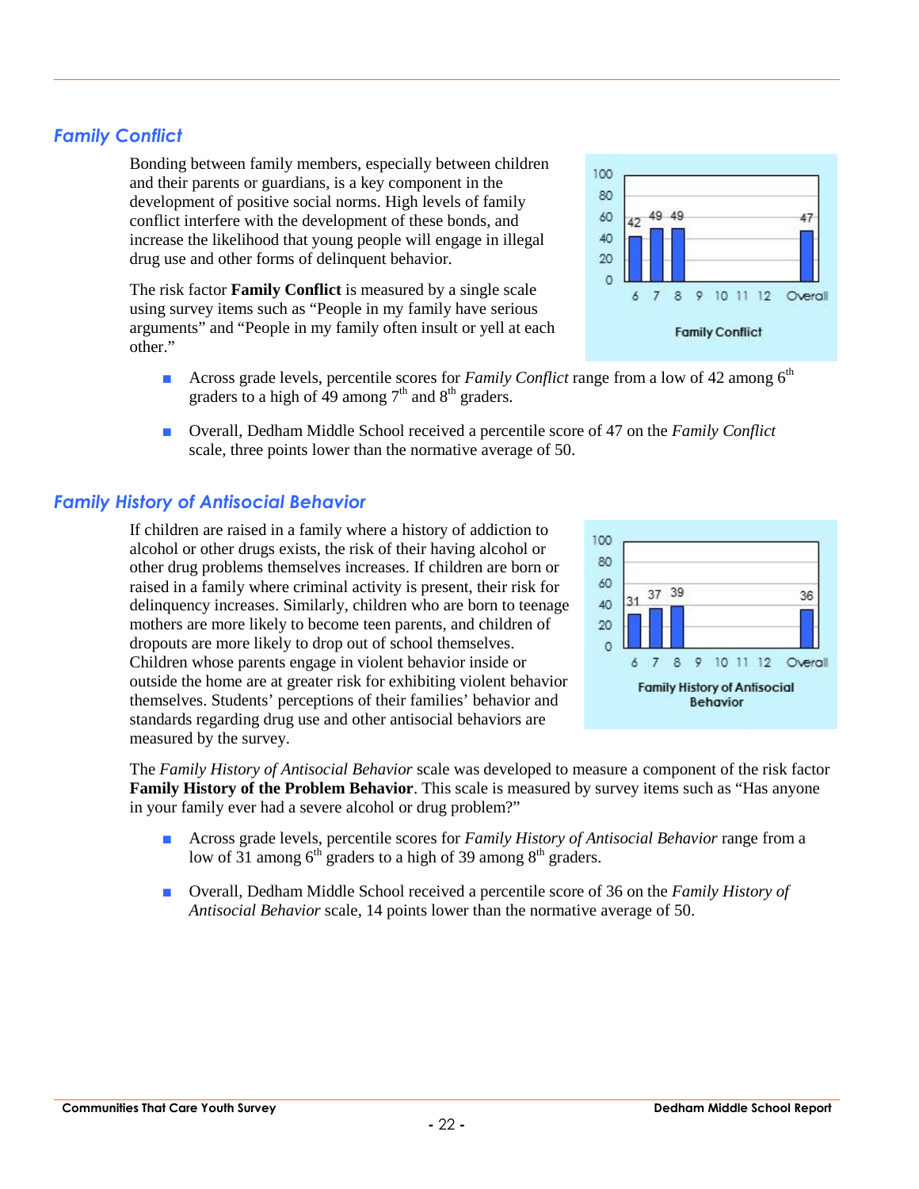## Family Conflict

Bonding between family members, especially between children and their parents or guardians, is a key component in the development of positive social norms. High levels of family conflict interfere with the development of these bonds, and increase the likelihood that young people will engage in illegal drug use and other forms of delinquent behavior.

The risk factor **Family Conflict** is measured by a single scale using survey items such as "People in my family have serious arguments" and "People in my family often insult or yell at each other."

| Grade | 6 | 7 | 8 | 9 | 10 | 11 | 12 | Overall |
|---|---|---|---|---|---|---|---|---|
| Family Conflict | 42 | 49 | 49 | | | | | 47 |

- Across grade levels, percentile scores for *Family Conflict* range from a low of 42 among 6th graders to a high of 49 among 7th and 8th graders.
- Overall, Dedham Middle School received a percentile score of 47 on the *Family Conflict* scale, three points lower than the normative average of 50.

## Family History of Antisocial Behavior

If children are raised in a family where a history of addiction to alcohol or other drugs exists, the risk of their having alcohol or other drug problems themselves increases. If children are born or raised in a family where criminal activity is present, their risk for delinquency increases. Similarly, children who are born to teenage mothers are more likely to become teen parents, and children of dropouts are more likely to drop out of school themselves. Children whose parents engage in violent behavior inside or outside the home are at greater risk for exhibiting violent behavior themselves. Students' perceptions of their families' behavior and standards regarding drug use and other antisocial behaviors are measured by the survey.

| Grade | 6 | 7 | 8 | 9 | 10 | 11 | 12 | Overall |
|---|---|---|---|---|---|---|---|---|
| Family History of Antisocial Behavior | 31 | 37 | 39 | | | | | 36 |

The *Family History of Antisocial Behavior* scale was developed to measure a component of the risk factor **Family History of the Problem Behavior**. This scale is measured by survey items such as "Has anyone in your family ever had a severe alcohol or drug problem?"

- Across grade levels, percentile scores for *Family History of Antisocial Behavior* range from a low of 31 among 6th graders to a high of 39 among 8th graders.
- Overall, Dedham Middle School received a percentile score of 36 on the *Family History of Antisocial Behavior* scale, 14 points lower than the normative average of 50.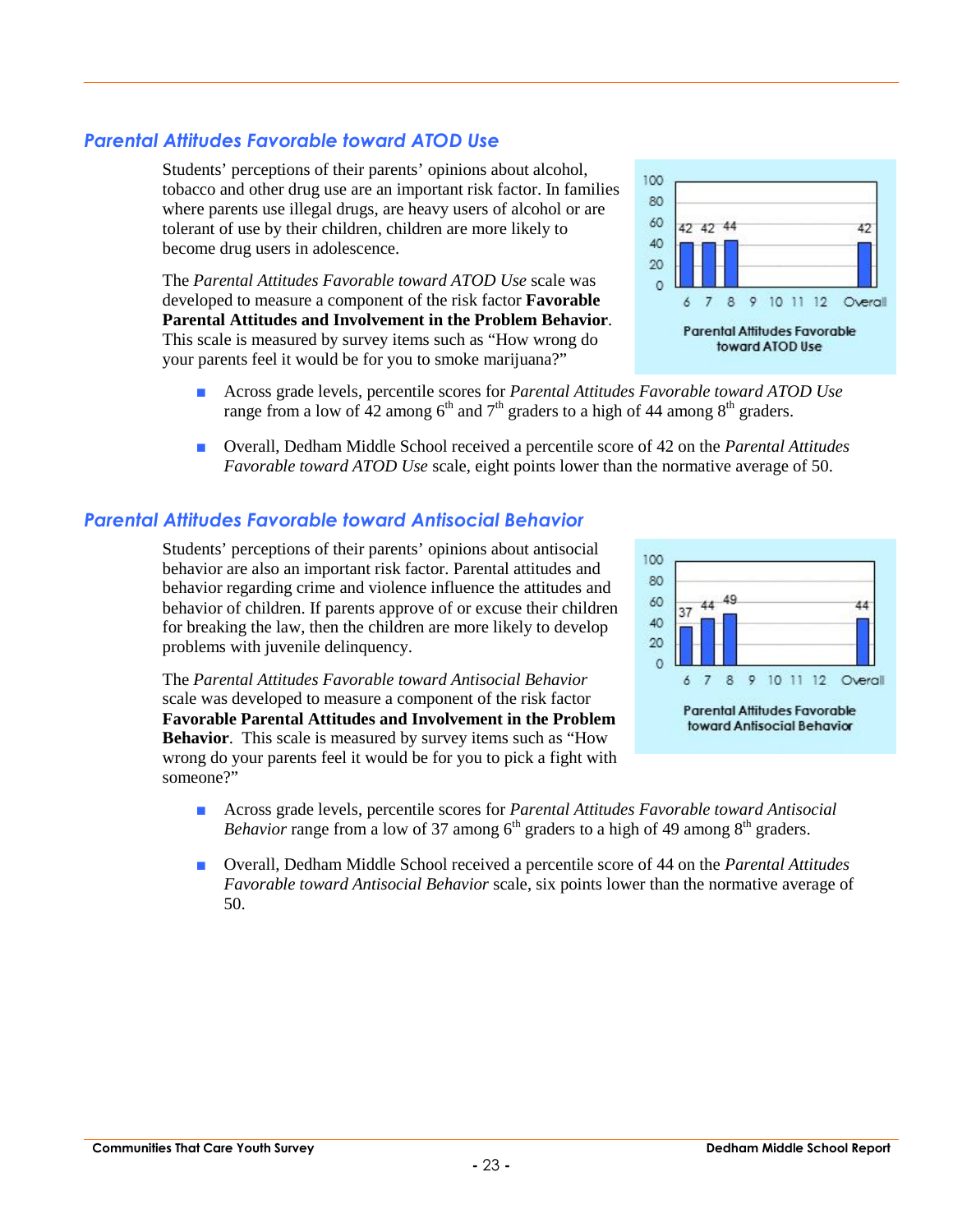## *Parental Attitudes Favorable toward ATOD Use*

Students' perceptions of their parents' opinions about alcohol, tobacco and other drug use are an important risk factor. In families where parents use illegal drugs, are heavy users of alcohol or are tolerant of use by their children, children are more likely to become drug users in adolescence.

The *Parental Attitudes Favorable toward ATOD Use* scale was developed to measure a component of the risk factor **Favorable Parental Attitudes and Involvement in the Problem Behavior**. This scale is measured by survey items such as "How wrong do your parents feel it would be for you to smoke marijuana?"

| Grade | 6 | 7 | 8 | 9 | 10 | 11 | 12 | Overall |
|---|---|---|---|---|---|---|---|---|
| Percentile | 42 | 42 | 44 | | | | | 42 |

Parental Attitudes Favorable toward ATOD Use

- Across grade levels, percentile scores for *Parental Attitudes Favorable toward ATOD Use* range from a low of 42 among 6th and 7th graders to a high of 44 among 8th graders.
- Overall, Dedham Middle School received a percentile score of 42 on the *Parental Attitudes Favorable toward ATOD Use* scale, eight points lower than the normative average of 50.

## *Parental Attitudes Favorable toward Antisocial Behavior*

Students' perceptions of their parents' opinions about antisocial behavior are also an important risk factor. Parental attitudes and behavior regarding crime and violence influence the attitudes and behavior of children. If parents approve of or excuse their children for breaking the law, then the children are more likely to develop problems with juvenile delinquency.

The *Parental Attitudes Favorable toward Antisocial Behavior* scale was developed to measure a component of the risk factor **Favorable Parental Attitudes and Involvement in the Problem Behavior**. This scale is measured by survey items such as "How wrong do your parents feel it would be for you to pick a fight with someone?"

| Grade | 6 | 7 | 8 | 9 | 10 | 11 | 12 | Overall |
|---|---|---|---|---|---|---|---|---|
| Percentile | 37 | 44 | 49 | | | | | 44 |

Parental Attitudes Favorable toward Antisocial Behavior

- Across grade levels, percentile scores for *Parental Attitudes Favorable toward Antisocial Behavior* range from a low of 37 among 6th graders to a high of 49 among 8th graders.
- Overall, Dedham Middle School received a percentile score of 44 on the *Parental Attitudes Favorable toward Antisocial Behavior* scale, six points lower than the normative average of 50.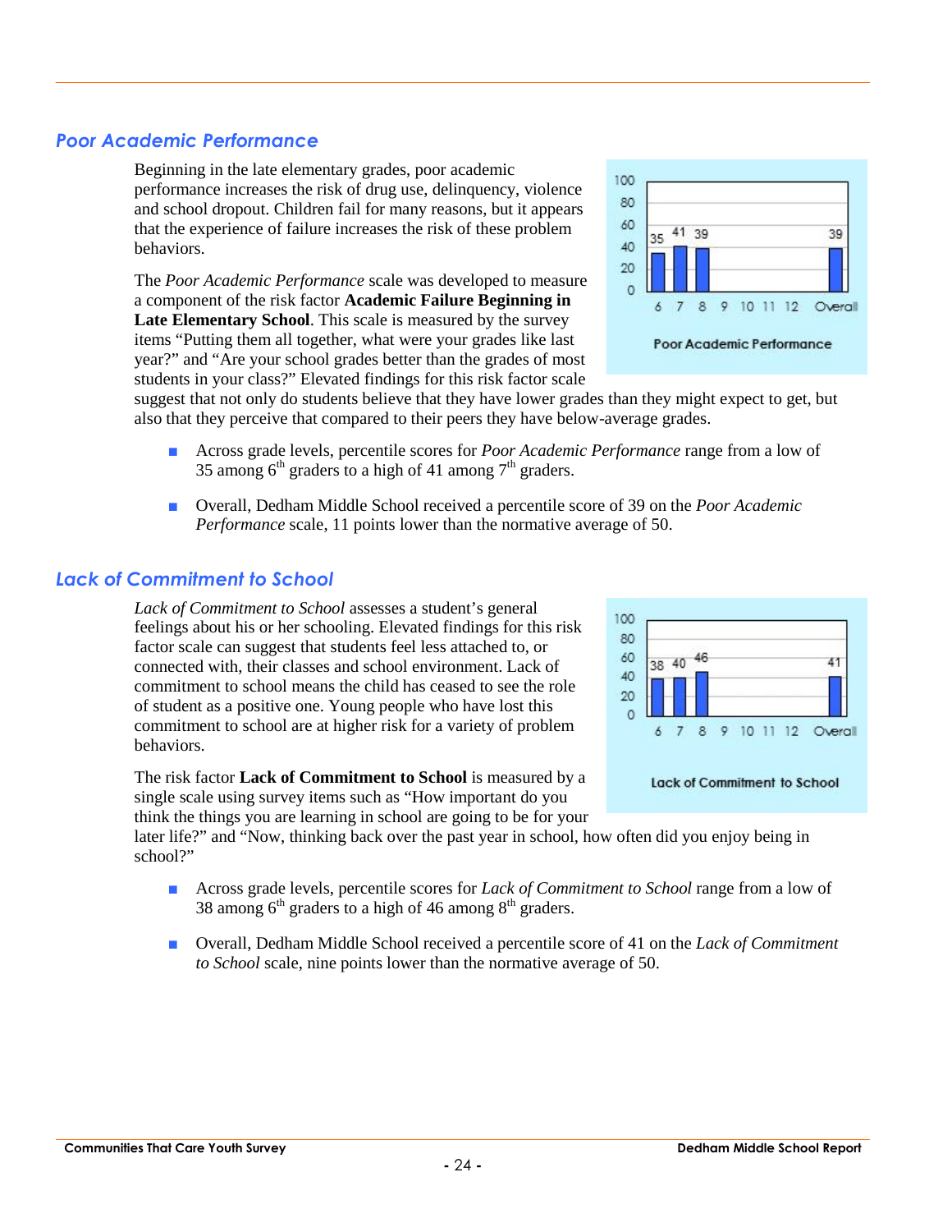## Poor Academic Performance

Beginning in the late elementary grades, poor academic performance increases the risk of drug use, delinquency, violence and school dropout. Children fail for many reasons, but it appears that the experience of failure increases the risk of these problem behaviors.

The *Poor Academic Performance* scale was developed to measure a component of the risk factor **Academic Failure Beginning in Late Elementary School**. This scale is measured by the survey items "Putting them all together, what were your grades like last year?" and "Are your school grades better than the grades of most students in your class?" Elevated findings for this risk factor scale suggest that not only do students believe that they have lower grades than they might expect to get, but also that they perceive that compared to their peers they have below-average grades.

| Grade | 6 | 7 | 8 | 9 | 10 | 11 | 12 | Overall |
|---|---|---|---|---|---|---|---|---|
| Poor Academic Performance | 35 | 41 | 39 | | | | | 39 |

- Across grade levels, percentile scores for *Poor Academic Performance* range from a low of 35 among 6th graders to a high of 41 among 7th graders.
- Overall, Dedham Middle School received a percentile score of 39 on the *Poor Academic Performance* scale, 11 points lower than the normative average of 50.

## Lack of Commitment to School

*Lack of Commitment to School* assesses a student's general feelings about his or her schooling. Elevated findings for this risk factor scale can suggest that students feel less attached to, or connected with, their classes and school environment. Lack of commitment to school means the child has ceased to see the role of student as a positive one. Young people who have lost this commitment to school are at higher risk for a variety of problem behaviors.

The risk factor **Lack of Commitment to School** is measured by a single scale using survey items such as "How important do you think the things you are learning in school are going to be for your later life?" and "Now, thinking back over the past year in school, how often did you enjoy being in school?"

| Grade | 6 | 7 | 8 | 9 | 10 | 11 | 12 | Overall |
|---|---|---|---|---|---|---|---|---|
| Lack of Commitment to School | 38 | 40 | 46 | | | | | 41 |

- Across grade levels, percentile scores for *Lack of Commitment to School* range from a low of 38 among 6th graders to a high of 46 among 8th graders.
- Overall, Dedham Middle School received a percentile score of 41 on the *Lack of Commitment to School* scale, nine points lower than the normative average of 50.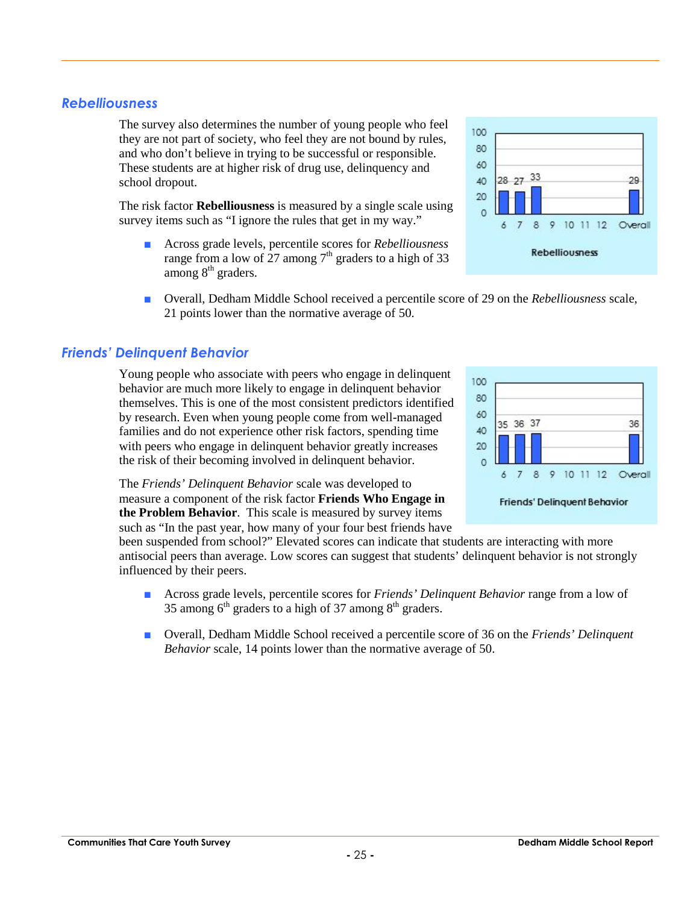## Rebelliousness

The survey also determines the number of young people who feel they are not part of society, who feel they are not bound by rules, and who don't believe in trying to be successful or responsible. These students are at higher risk of drug use, delinquency and school dropout.

The risk factor **Rebelliousness** is measured by a single scale using survey items such as "I ignore the rules that get in my way."

- Across grade levels, percentile scores for *Rebelliousness* range from a low of 27 among 7th graders to a high of 33 among 8th graders.

- Overall, Dedham Middle School received a percentile score of 29 on the *Rebelliousness* scale, 21 points lower than the normative average of 50.

| Grade | 6 | 7 | 8 | 9 | 10 | 11 | 12 | Overall |
|---|---|---|---|---|---|---|---|---|
| Rebelliousness | 28 | 27 | 33 | | | | | 29 |

## Friends' Delinquent Behavior

Young people who associate with peers who engage in delinquent behavior are much more likely to engage in delinquent behavior themselves. This is one of the most consistent predictors identified by research. Even when young people come from well-managed families and do not experience other risk factors, spending time with peers who engage in delinquent behavior greatly increases the risk of their becoming involved in delinquent behavior.

The *Friends' Delinquent Behavior* scale was developed to measure a component of the risk factor **Friends Who Engage in the Problem Behavior**. This scale is measured by survey items such as "In the past year, how many of your four best friends have been suspended from school?" Elevated scores can indicate that students are interacting with more antisocial peers than average. Low scores can suggest that students' delinquent behavior is not strongly influenced by their peers.

| Grade | 6 | 7 | 8 | 9 | 10 | 11 | 12 | Overall |
|---|---|---|---|---|---|---|---|---|
| Friends' Delinquent Behavior | 35 | 36 | 37 | | | | | 36 |

- Across grade levels, percentile scores for *Friends' Delinquent Behavior* range from a low of 35 among 6th graders to a high of 37 among 8th graders.

- Overall, Dedham Middle School received a percentile score of 36 on the *Friends' Delinquent Behavior* scale, 14 points lower than the normative average of 50.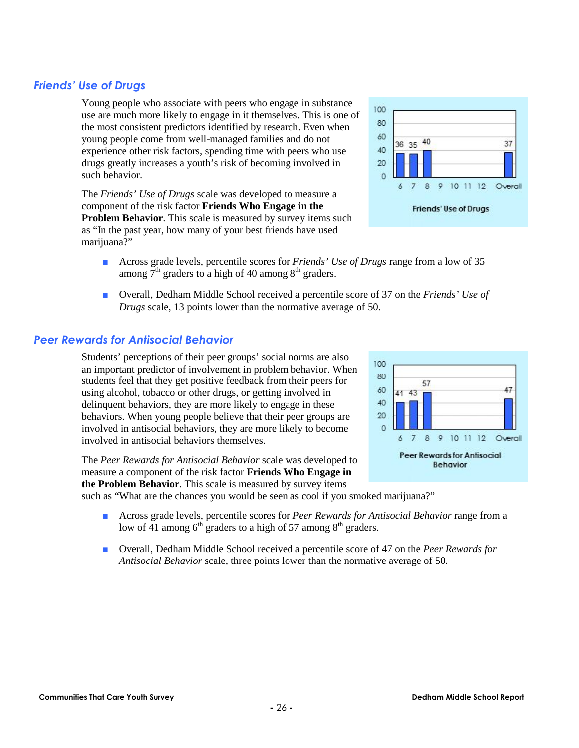## *Friends' Use of Drugs*

Young people who associate with peers who engage in substance use are much more likely to engage in it themselves. This is one of the most consistent predictors identified by research. Even when young people come from well-managed families and do not experience other risk factors, spending time with peers who use drugs greatly increases a youth's risk of becoming involved in such behavior.

The *Friends' Use of Drugs* scale was developed to measure a component of the risk factor **Friends Who Engage in the Problem Behavior**. This scale is measured by survey items such as "In the past year, how many of your best friends have used marijuana?"

| Grade | 6 | 7 | 8 | 9 | 10 | 11 | 12 | Overall |
|---|---|---|---|---|---|---|---|---|
| Friends' Use of Drugs | 36 | 35 | 40 | | | | | 37 |

- Across grade levels, percentile scores for *Friends' Use of Drugs* range from a low of 35 among 7th graders to a high of 40 among 8th graders.
- Overall, Dedham Middle School received a percentile score of 37 on the *Friends' Use of Drugs* scale, 13 points lower than the normative average of 50.

## *Peer Rewards for Antisocial Behavior*

Students' perceptions of their peer groups' social norms are also an important predictor of involvement in problem behavior. When students feel that they get positive feedback from their peers for using alcohol, tobacco or other drugs, or getting involved in delinquent behaviors, they are more likely to engage in these behaviors. When young people believe that their peer groups are involved in antisocial behaviors, they are more likely to become involved in antisocial behaviors themselves.

The *Peer Rewards for Antisocial Behavior* scale was developed to measure a component of the risk factor **Friends Who Engage in the Problem Behavior**. This scale is measured by survey items such as "What are the chances you would be seen as cool if you smoked marijuana?"

| Grade | 6 | 7 | 8 | 9 | 10 | 11 | 12 | Overall |
|---|---|---|---|---|---|---|---|---|
| Peer Rewards for Antisocial Behavior | 41 | 43 | 57 | | | | | 47 |

- Across grade levels, percentile scores for *Peer Rewards for Antisocial Behavior* range from a low of 41 among 6th graders to a high of 57 among 8th graders.
- Overall, Dedham Middle School received a percentile score of 47 on the *Peer Rewards for Antisocial Behavior* scale, three points lower than the normative average of 50.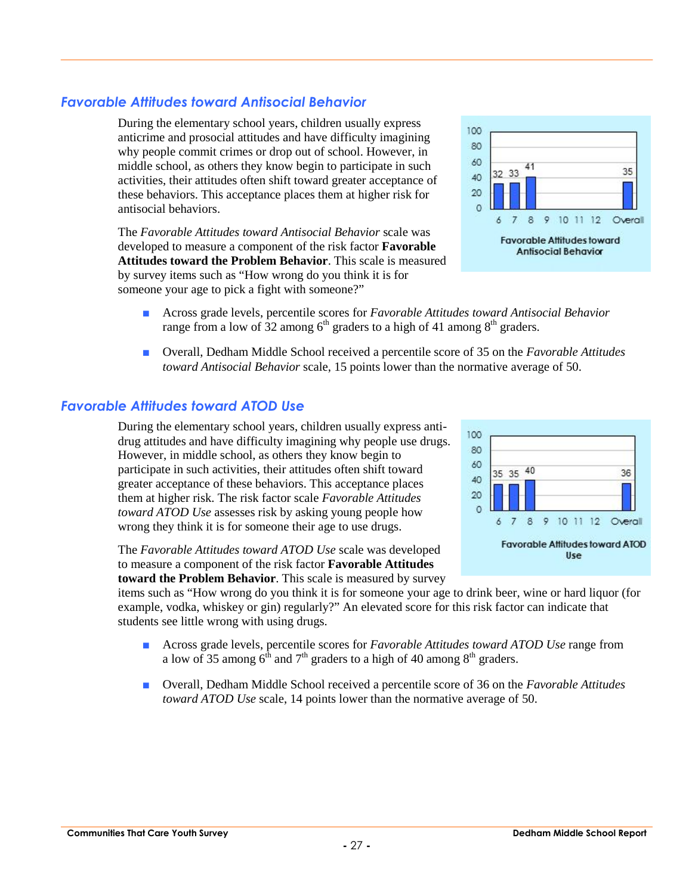## Favorable Attitudes toward Antisocial Behavior

During the elementary school years, children usually express anticrime and prosocial attitudes and have difficulty imagining why people commit crimes or drop out of school. However, in middle school, as others they know begin to participate in such activities, their attitudes often shift toward greater acceptance of these behaviors. This acceptance places them at higher risk for antisocial behaviors.

The *Favorable Attitudes toward Antisocial Behavior* scale was developed to measure a component of the risk factor **Favorable Attitudes toward the Problem Behavior**. This scale is measured by survey items such as "How wrong do you think it is for someone your age to pick a fight with someone?"

| Grade | 6 | 7 | 8 | 9 | 10 | 11 | 12 | Overall |
|---|---|---|---|---|---|---|---|---|
| Percentile | 32 | 33 | 41 | | | | | 35 |

Favorable Attitudes toward Antisocial Behavior

- Across grade levels, percentile scores for *Favorable Attitudes toward Antisocial Behavior* range from a low of 32 among 6th graders to a high of 41 among 8th graders.
- Overall, Dedham Middle School received a percentile score of 35 on the *Favorable Attitudes toward Antisocial Behavior* scale, 15 points lower than the normative average of 50.

## Favorable Attitudes toward ATOD Use

During the elementary school years, children usually express anti-drug attitudes and have difficulty imagining why people use drugs. However, in middle school, as others they know begin to participate in such activities, their attitudes often shift toward greater acceptance of these behaviors. This acceptance places them at higher risk. The risk factor scale *Favorable Attitudes toward ATOD Use* assesses risk by asking young people how wrong they think it is for someone their age to use drugs.

The *Favorable Attitudes toward ATOD Use* scale was developed to measure a component of the risk factor **Favorable Attitudes toward the Problem Behavior**. This scale is measured by survey items such as "How wrong do you think it is for someone your age to drink beer, wine or hard liquor (for example, vodka, whiskey or gin) regularly?" An elevated score for this risk factor can indicate that students see little wrong with using drugs.

| Grade | 6 | 7 | 8 | 9 | 10 | 11 | 12 | Overall |
|---|---|---|---|---|---|---|---|---|
| Percentile | 35 | 35 | 40 | | | | | 36 |

Favorable Attitudes toward ATOD Use

- Across grade levels, percentile scores for *Favorable Attitudes toward ATOD Use* range from a low of 35 among 6th and 7th graders to a high of 40 among 8th graders.
- Overall, Dedham Middle School received a percentile score of 36 on the *Favorable Attitudes toward ATOD Use* scale, 14 points lower than the normative average of 50.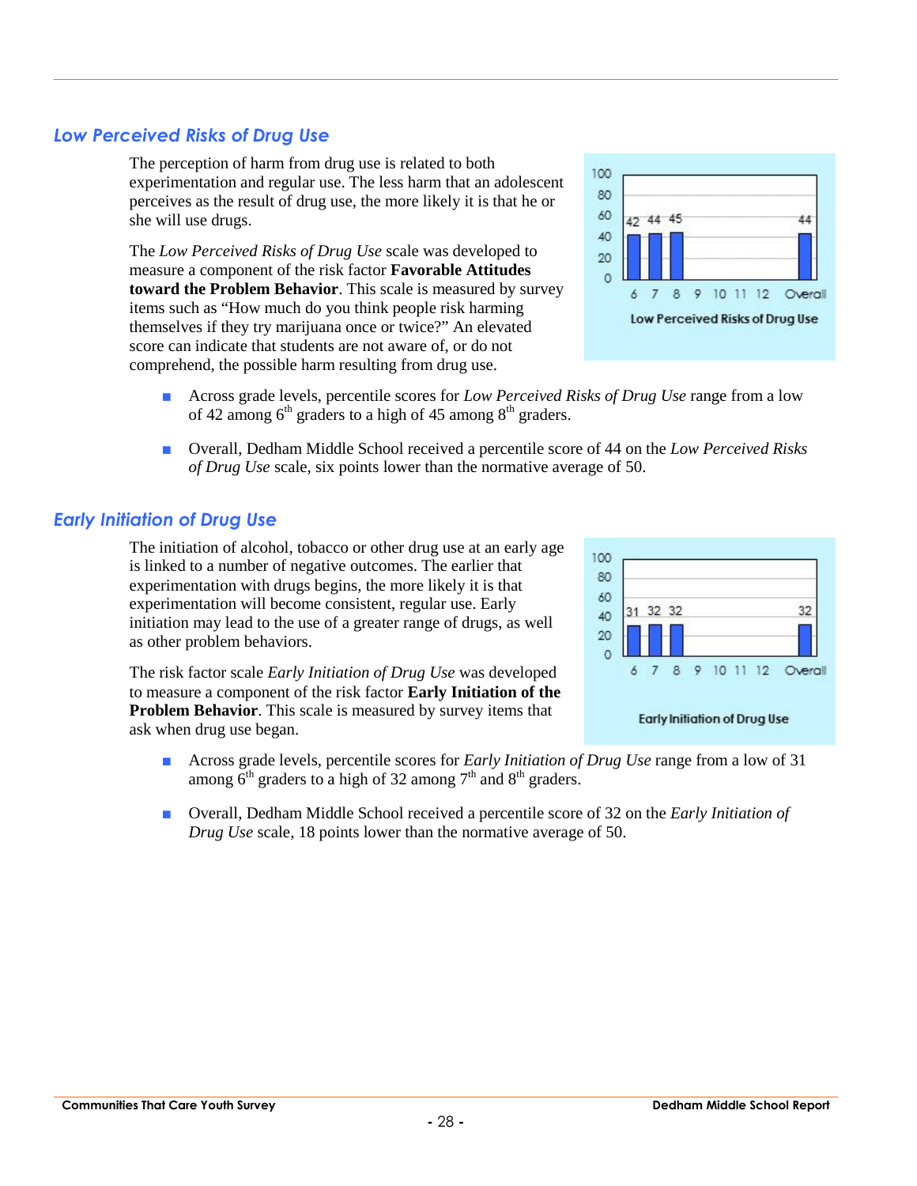## *Low Perceived Risks of Drug Use*

The perception of harm from drug use is related to both experimentation and regular use. The less harm that an adolescent perceives as the result of drug use, the more likely it is that he or she will use drugs.

The *Low Perceived Risks of Drug Use* scale was developed to measure a component of the risk factor **Favorable Attitudes toward the Problem Behavior**. This scale is measured by survey items such as "How much do you think people risk harming themselves if they try marijuana once or twice?" An elevated score can indicate that students are not aware of, or do not comprehend, the possible harm resulting from drug use.

| 6 | 7 | 8 | 9 | 10 | 11 | 12 | Overall |
|---|---|---|---|---|---|---|---|
| 42 | 44 | 45 | | | | | 44 |

Low Perceived Risks of Drug Use

- Across grade levels, percentile scores for *Low Perceived Risks of Drug Use* range from a low of 42 among 6th graders to a high of 45 among 8th graders.
- Overall, Dedham Middle School received a percentile score of 44 on the *Low Perceived Risks of Drug Use* scale, six points lower than the normative average of 50.

## *Early Initiation of Drug Use*

The initiation of alcohol, tobacco or other drug use at an early age is linked to a number of negative outcomes. The earlier that experimentation with drugs begins, the more likely it is that experimentation will become consistent, regular use. Early initiation may lead to the use of a greater range of drugs, as well as other problem behaviors.

The risk factor scale *Early Initiation of Drug Use* was developed to measure a component of the risk factor **Early Initiation of the Problem Behavior**. This scale is measured by survey items that ask when drug use began.

| 6 | 7 | 8 | 9 | 10 | 11 | 12 | Overall |
|---|---|---|---|---|---|---|---|
| 31 | 32 | 32 | | | | | 32 |

Early Initiation of Drug Use

- Across grade levels, percentile scores for *Early Initiation of Drug Use* range from a low of 31 among 6th graders to a high of 32 among 7th and 8th graders.
- Overall, Dedham Middle School received a percentile score of 32 on the *Early Initiation of Drug Use* scale, 18 points lower than the normative average of 50.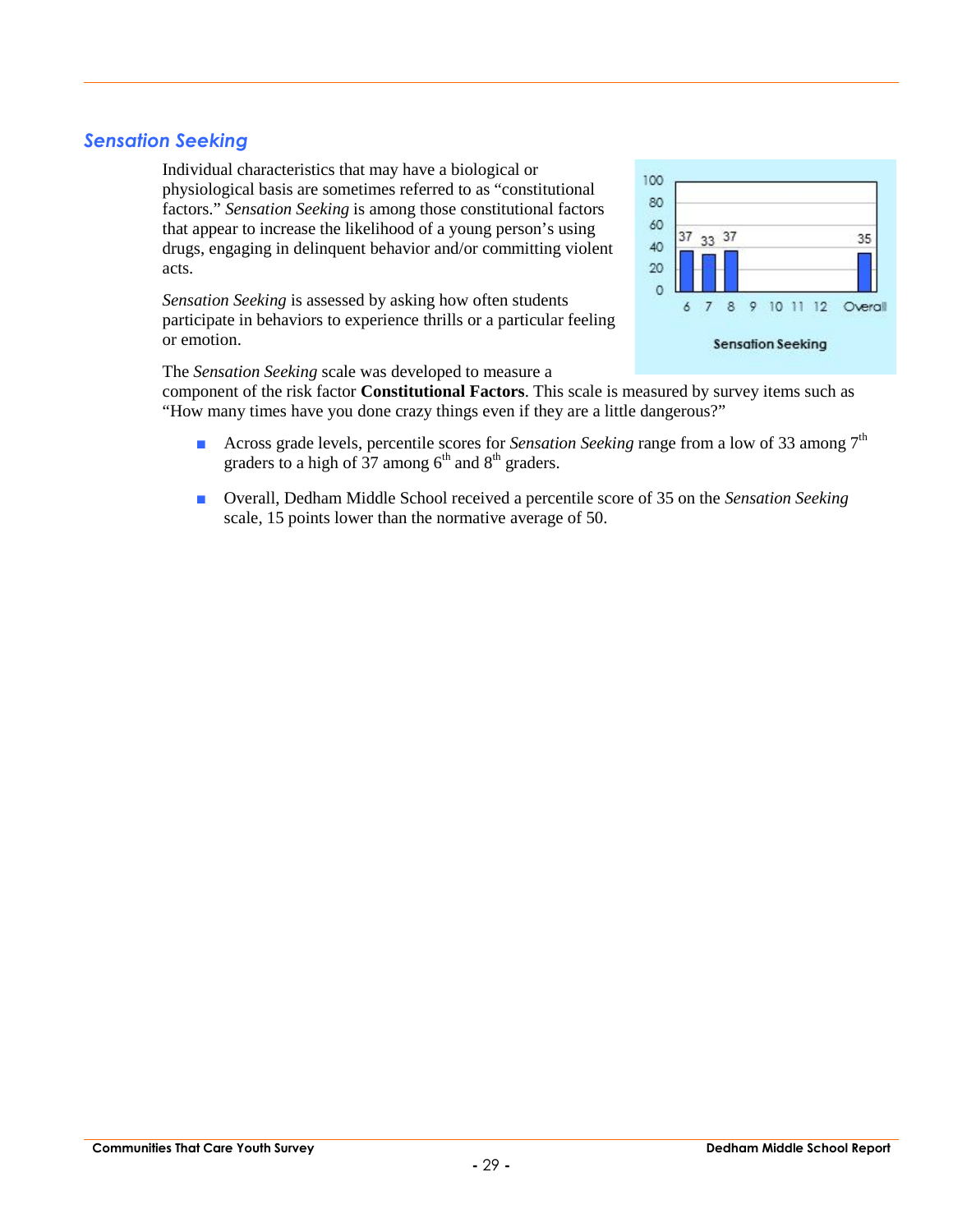## Sensation Seeking

Individual characteristics that may have a biological or physiological basis are sometimes referred to as "constitutional factors." *Sensation Seeking* is among those constitutional factors that appear to increase the likelihood of a young person's using drugs, engaging in delinquent behavior and/or committing violent acts.

*Sensation Seeking* is assessed by asking how often students participate in behaviors to experience thrills or a particular feeling or emotion.

The *Sensation Seeking* scale was developed to measure a component of the risk factor **Constitutional Factors**. This scale is measured by survey items such as "How many times have you done crazy things even if they are a little dangerous?"

- Across grade levels, percentile scores for *Sensation Seeking* range from a low of 33 among 7th graders to a high of 37 among 6th and 8th graders.
- Overall, Dedham Middle School received a percentile score of 35 on the *Sensation Seeking* scale, 15 points lower than the normative average of 50.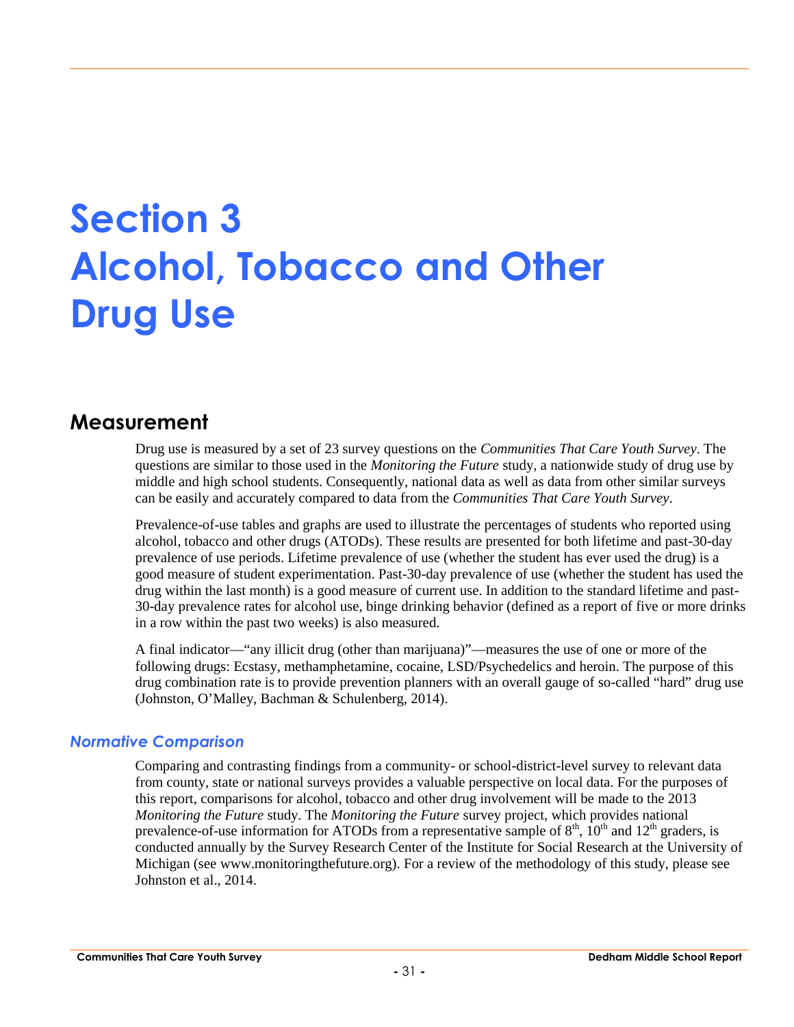# Section 3 Alcohol, Tobacco and Other Drug Use

## Measurement

Drug use is measured by a set of 23 survey questions on the *Communities That Care Youth Survey*. The questions are similar to those used in the *Monitoring the Future* study, a nationwide study of drug use by middle and high school students. Consequently, national data as well as data from other similar surveys can be easily and accurately compared to data from the *Communities That Care Youth Survey*.

Prevalence-of-use tables and graphs are used to illustrate the percentages of students who reported using alcohol, tobacco and other drugs (ATODs). These results are presented for both lifetime and past-30-day prevalence of use periods. Lifetime prevalence of use (whether the student has ever used the drug) is a good measure of student experimentation. Past-30-day prevalence of use (whether the student has used the drug within the last month) is a good measure of current use. In addition to the standard lifetime and past-30-day prevalence rates for alcohol use, binge drinking behavior (defined as a report of five or more drinks in a row within the past two weeks) is also measured.

A final indicator—"any illicit drug (other than marijuana)"—measures the use of one or more of the following drugs: Ecstasy, methamphetamine, cocaine, LSD/Psychedelics and heroin. The purpose of this drug combination rate is to provide prevention planners with an overall gauge of so-called "hard" drug use (Johnston, O'Malley, Bachman & Schulenberg, 2014).

### *Normative Comparison*

Comparing and contrasting findings from a community- or school-district-level survey to relevant data from county, state or national surveys provides a valuable perspective on local data. For the purposes of this report, comparisons for alcohol, tobacco and other drug involvement will be made to the 2013 *Monitoring the Future* study. The *Monitoring the Future* survey project, which provides national prevalence-of-use information for ATODs from a representative sample of 8th, 10th and 12th graders, is conducted annually by the Survey Research Center of the Institute for Social Research at the University of Michigan (see www.monitoringthefuture.org). For a review of the methodology of this study, please see Johnston et al., 2014.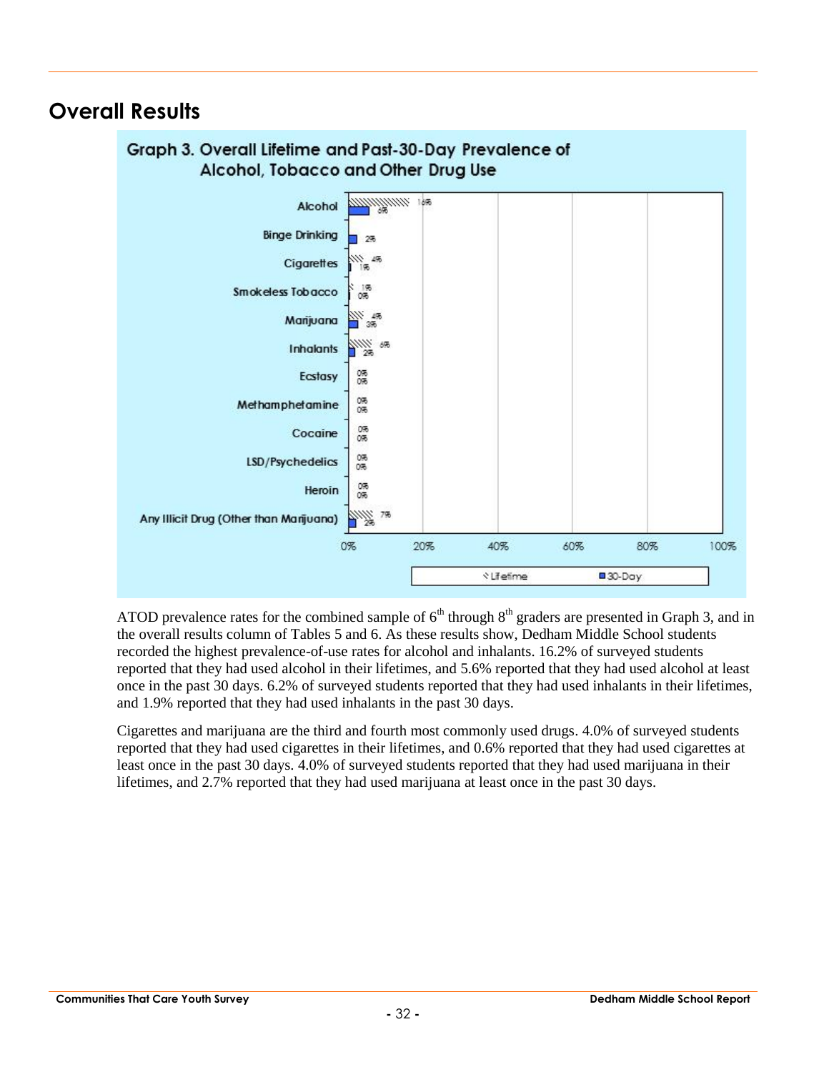## Overall Results

**Graph 3. Overall Lifetime and Past-30-Day Prevalence of Alcohol, Tobacco and Other Drug Use**

| | Lifetime | 30-Day |
|---|---|---|
| Alcohol | 16% | 6% |
| Binge Drinking | | 2% |
| Cigarettes | 4% | 1% |
| Smokeless Tobacco | 1% | 0% |
| Marijuana | 4% | 3% |
| Inhalants | 6% | 2% |
| Ecstasy | 0% | 0% |
| Methamphetamine | 0% | 0% |
| Cocaine | 0% | 0% |
| LSD/Psychedelics | 0% | 0% |
| Heroin | 0% | 0% |
| Any Illicit Drug (Other than Marijuana) | 7% | 2% |

ATOD prevalence rates for the combined sample of 6th through 8th graders are presented in Graph 3, and in the overall results column of Tables 5 and 6. As these results show, Dedham Middle School students recorded the highest prevalence-of-use rates for alcohol and inhalants. 16.2% of surveyed students reported that they had used alcohol in their lifetimes, and 5.6% reported that they had used alcohol at least once in the past 30 days. 6.2% of surveyed students reported that they had used inhalants in their lifetimes, and 1.9% reported that they had used inhalants in the past 30 days.

Cigarettes and marijuana are the third and fourth most commonly used drugs. 4.0% of surveyed students reported that they had used cigarettes in their lifetimes, and 0.6% reported that they had used cigarettes at least once in the past 30 days. 4.0% of surveyed students reported that they had used marijuana in their lifetimes, and 2.7% reported that they had used marijuana at least once in the past 30 days.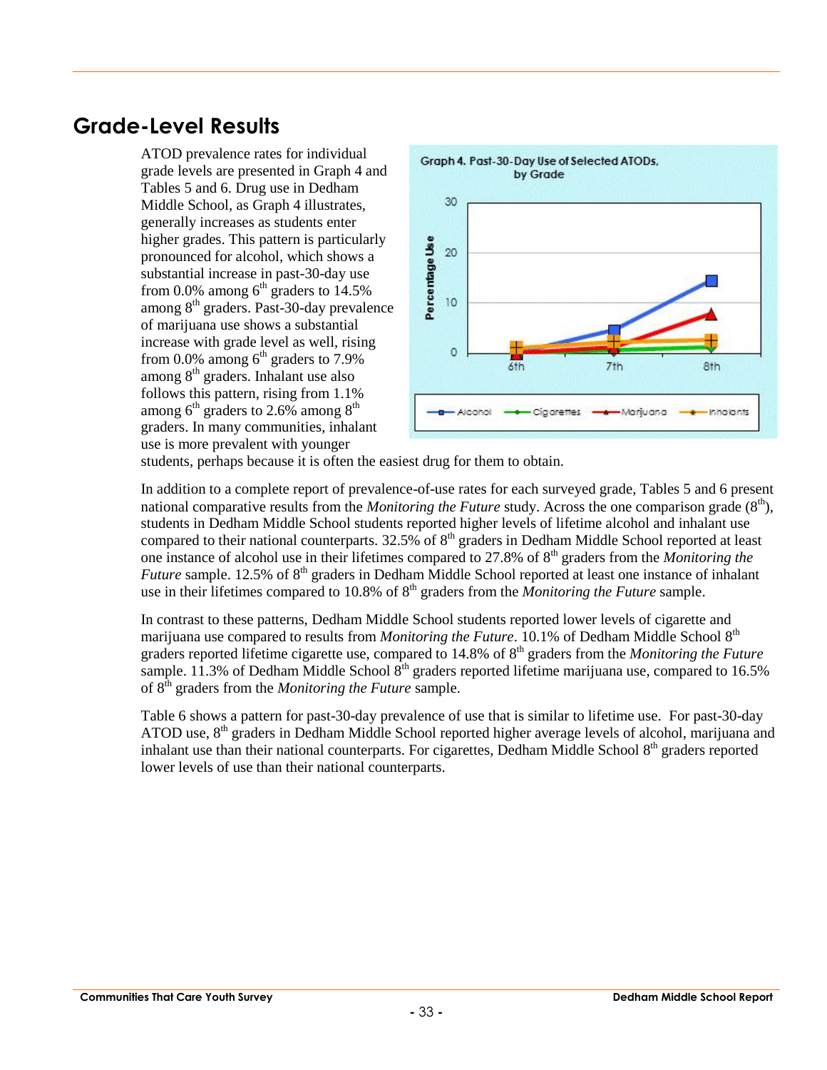## Grade-Level Results

ATOD prevalence rates for individual grade levels are presented in Graph 4 and Tables 5 and 6. Drug use in Dedham Middle School, as Graph 4 illustrates, generally increases as students enter higher grades. This pattern is particularly pronounced for alcohol, which shows a substantial increase in past-30-day use from 0.0% among 6th graders to 14.5% among 8th graders. Past-30-day prevalence of marijuana use shows a substantial increase with grade level as well, rising from 0.0% among 6th graders to 7.9% among 8th graders. Inhalant use also follows this pattern, rising from 1.1% among 6th graders to 2.6% among 8th graders. In many communities, inhalant use is more prevalent with younger students, perhaps because it is often the easiest drug for them to obtain.

Graph 4. Past-30-Day Use of Selected ATODs, by Grade

In addition to a complete report of prevalence-of-use rates for each surveyed grade, Tables 5 and 6 present national comparative results from the *Monitoring the Future* study. Across the one comparison grade (8th), students in Dedham Middle School students reported higher levels of lifetime alcohol and inhalant use compared to their national counterparts. 32.5% of 8th graders in Dedham Middle School reported at least one instance of alcohol use in their lifetimes compared to 27.8% of 8th graders from the *Monitoring the Future* sample. 12.5% of 8th graders in Dedham Middle School reported at least one instance of inhalant use in their lifetimes compared to 10.8% of 8th graders from the *Monitoring the Future* sample.

In contrast to these patterns, Dedham Middle School students reported lower levels of cigarette and marijuana use compared to results from *Monitoring the Future*. 10.1% of Dedham Middle School 8th graders reported lifetime cigarette use, compared to 14.8% of 8th graders from the *Monitoring the Future* sample. 11.3% of Dedham Middle School 8th graders reported lifetime marijuana use, compared to 16.5% of 8th graders from the *Monitoring the Future* sample.

Table 6 shows a pattern for past-30-day prevalence of use that is similar to lifetime use. For past-30-day ATOD use, 8th graders in Dedham Middle School reported higher average levels of alcohol, marijuana and inhalant use than their national counterparts. For cigarettes, Dedham Middle School 8th graders reported lower levels of use than their national counterparts.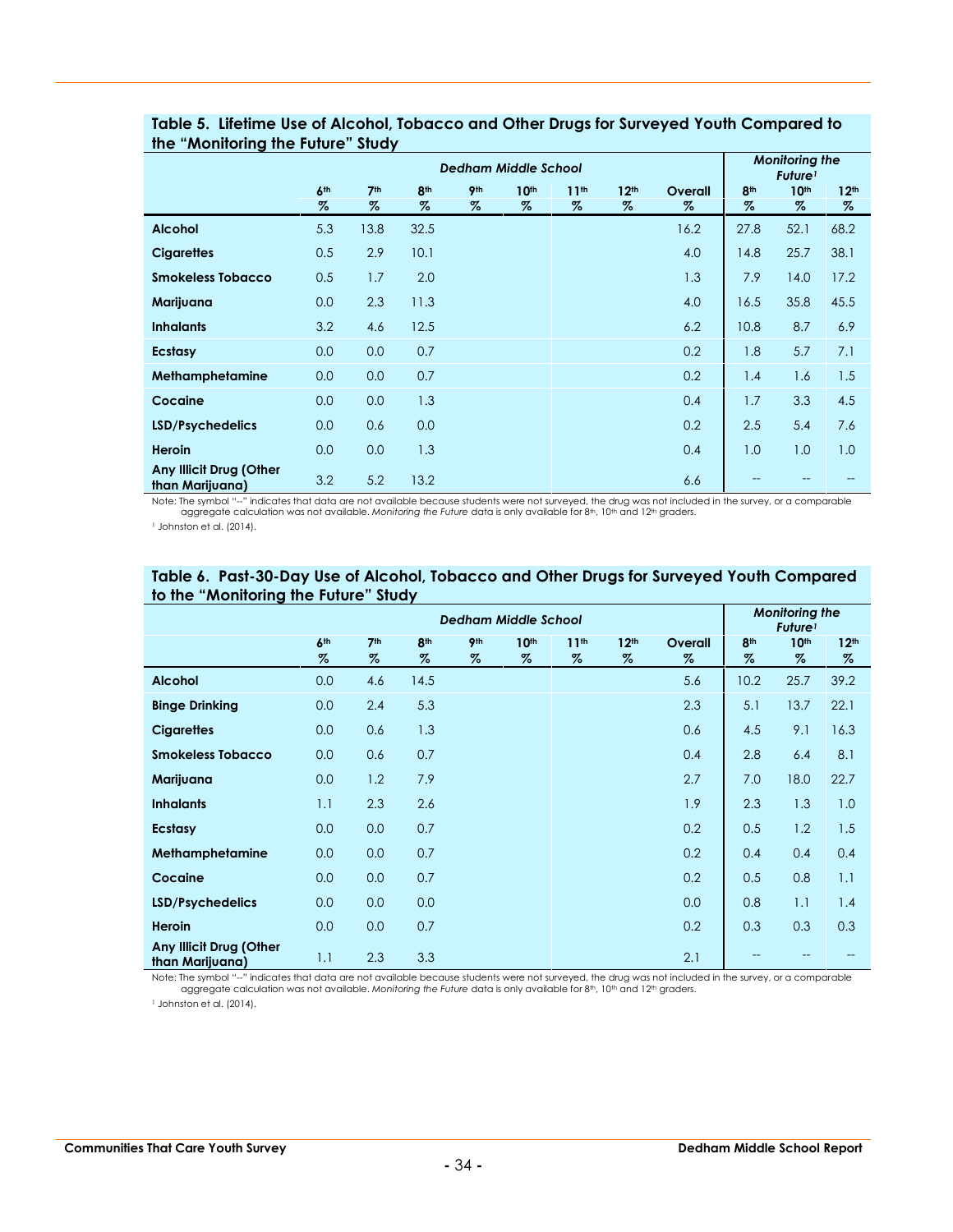### Table 5. Lifetime Use of Alcohol, Tobacco and Other Drugs for Surveyed Youth Compared to the "Monitoring the Future" Study

| | Dedham Middle School | | | | | | | | Monitoring the Future[1] | | |
|---|---|---|---|---|---|---|---|---|---|---|---|
| | 6th % | 7th % | 8th % | 9th % | 10th % | 11th % | 12th % | Overall % | 8th % | 10th % | 12th % |
| **Alcohol** | 5.3 | 13.8 | 32.5 | | | | | 16.2 | 27.8 | 52.1 | 68.2 |
| **Cigarettes** | 0.5 | 2.9 | 10.1 | | | | | 4.0 | 14.8 | 25.7 | 38.1 |
| **Smokeless Tobacco** | 0.5 | 1.7 | 2.0 | | | | | 1.3 | 7.9 | 14.0 | 17.2 |
| **Marijuana** | 0.0 | 2.3 | 11.3 | | | | | 4.0 | 16.5 | 35.8 | 45.5 |
| **Inhalants** | 3.2 | 4.6 | 12.5 | | | | | 6.2 | 10.8 | 8.7 | 6.9 |
| **Ecstasy** | 0.0 | 0.0 | 0.7 | | | | | 0.2 | 1.8 | 5.7 | 7.1 |
| **Methamphetamine** | 0.0 | 0.0 | 0.7 | | | | | 0.2 | 1.4 | 1.6 | 1.5 |
| **Cocaine** | 0.0 | 0.0 | 1.3 | | | | | 0.4 | 1.7 | 3.3 | 4.5 |
| **LSD/Psychedelics** | 0.0 | 0.6 | 0.0 | | | | | 0.2 | 2.5 | 5.4 | 7.6 |
| **Heroin** | 0.0 | 0.0 | 1.3 | | | | | 0.4 | 1.0 | 1.0 | 1.0 |
| **Any Illicit Drug (Other than Marijuana)** | 3.2 | 5.2 | 13.2 | | | | | 6.6 | -- | -- | -- |

Note: The symbol "--" indicates that data are not available because students were not surveyed, the drug was not included in the survey, or a comparable aggregate calculation was not available. *Monitoring the Future* data is only available for 8th, 10th and 12th graders.

[1] Johnston et al. (2014).

### Table 6. Past-30-Day Use of Alcohol, Tobacco and Other Drugs for Surveyed Youth Compared to the "Monitoring the Future" Study

| | Dedham Middle School | | | | | | | | Monitoring the Future[1] | | |
|---|---|---|---|---|---|---|---|---|---|---|---|
| | 6th % | 7th % | 8th % | 9th % | 10th % | 11th % | 12th % | Overall % | 8th % | 10th % | 12th % |
| **Alcohol** | 0.0 | 4.6 | 14.5 | | | | | 5.6 | 10.2 | 25.7 | 39.2 |
| **Binge Drinking** | 0.0 | 2.4 | 5.3 | | | | | 2.3 | 5.1 | 13.7 | 22.1 |
| **Cigarettes** | 0.0 | 0.6 | 1.3 | | | | | 0.6 | 4.5 | 9.1 | 16.3 |
| **Smokeless Tobacco** | 0.0 | 0.6 | 0.7 | | | | | 0.4 | 2.8 | 6.4 | 8.1 |
| **Marijuana** | 0.0 | 1.2 | 7.9 | | | | | 2.7 | 7.0 | 18.0 | 22.7 |
| **Inhalants** | 1.1 | 2.3 | 2.6 | | | | | 1.9 | 2.3 | 1.3 | 1.0 |
| **Ecstasy** | 0.0 | 0.0 | 0.7 | | | | | 0.2 | 0.5 | 1.2 | 1.5 |
| **Methamphetamine** | 0.0 | 0.0 | 0.7 | | | | | 0.2 | 0.4 | 0.4 | 0.4 |
| **Cocaine** | 0.0 | 0.0 | 0.7 | | | | | 0.2 | 0.5 | 0.8 | 1.1 |
| **LSD/Psychedelics** | 0.0 | 0.0 | 0.0 | | | | | 0.0 | 0.8 | 1.1 | 1.4 |
| **Heroin** | 0.0 | 0.0 | 0.7 | | | | | 0.2 | 0.3 | 0.3 | 0.3 |
| **Any Illicit Drug (Other than Marijuana)** | 1.1 | 2.3 | 3.3 | | | | | 2.1 | -- | -- | -- |

Note: The symbol "--" indicates that data are not available because students were not surveyed, the drug was not included in the survey, or a comparable aggregate calculation was not available. *Monitoring the Future* data is only available for 8th, 10th and 12th graders.

[1] Johnston et al. (2014).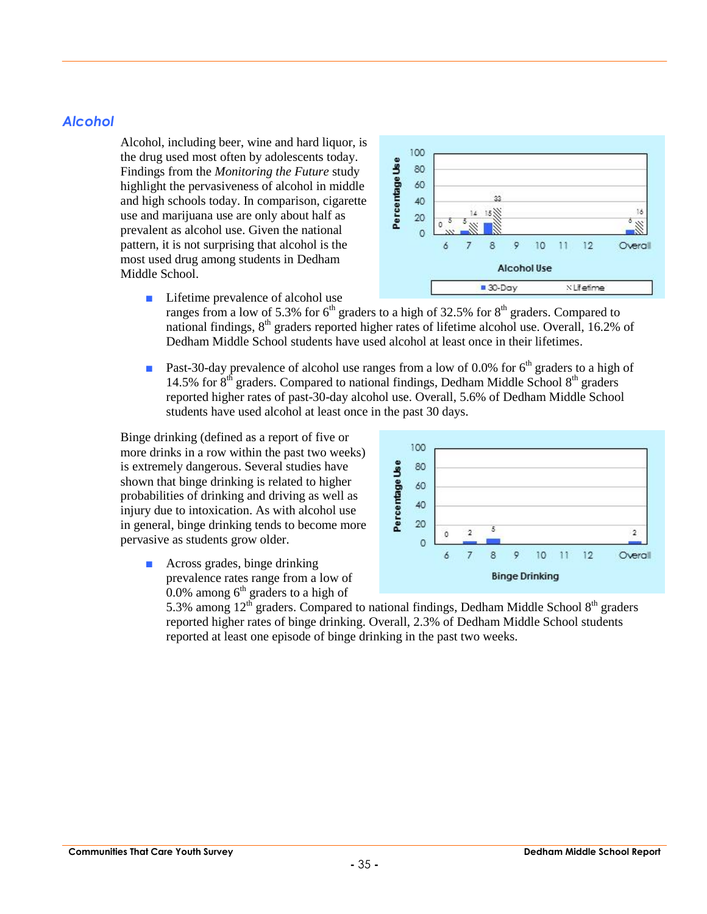## Alcohol

Alcohol, including beer, wine and hard liquor, is the drug used most often by adolescents today. Findings from the *Monitoring the Future* study highlight the pervasiveness of alcohol in middle and high schools today. In comparison, cigarette use and marijuana use are only about half as prevalent as alcohol use. Given the national pattern, it is not surprising that alcohol is the most used drug among students in Dedham Middle School.

- Lifetime prevalence of alcohol use ranges from a low of 5.3% for 6th graders to a high of 32.5% for 8th graders. Compared to national findings, 8th graders reported higher rates of lifetime alcohol use. Overall, 16.2% of Dedham Middle School students have used alcohol at least once in their lifetimes.

- Past-30-day prevalence of alcohol use ranges from a low of 0.0% for 6th graders to a high of 14.5% for 8th graders. Compared to national findings, Dedham Middle School 8th graders reported higher rates of past-30-day alcohol use. Overall, 5.6% of Dedham Middle School students have used alcohol at least once in the past 30 days.

Binge drinking (defined as a report of five or more drinks in a row within the past two weeks) is extremely dangerous. Several studies have shown that binge drinking is related to higher probabilities of drinking and driving as well as injury due to intoxication. As with alcohol use in general, binge drinking tends to become more pervasive as students grow older.

- Across grades, binge drinking prevalence rates range from a low of 0.0% among 6th graders to a high of 5.3% among 12th graders. Compared to national findings, Dedham Middle School 8th graders reported higher rates of binge drinking. Overall, 2.3% of Dedham Middle School students reported at least one episode of binge drinking in the past two weeks.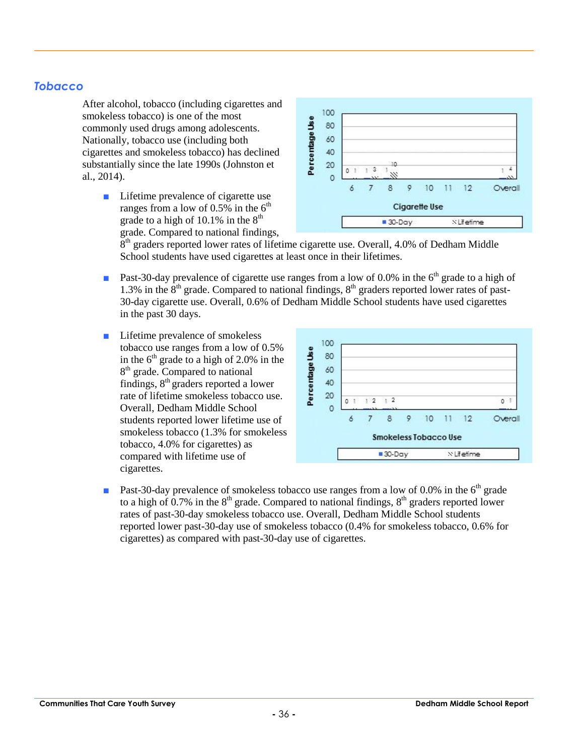## Tobacco

After alcohol, tobacco (including cigarettes and smokeless tobacco) is one of the most commonly used drugs among adolescents. Nationally, tobacco use (including both cigarettes and smokeless tobacco) has declined substantially since the late 1990s (Johnston et al., 2014).

- Lifetime prevalence of cigarette use ranges from a low of 0.5% in the 6th grade to a high of 10.1% in the 8th grade. Compared to national findings, 8th graders reported lower rates of lifetime cigarette use. Overall, 4.0% of Dedham Middle School students have used cigarettes at least once in their lifetimes.

- Past-30-day prevalence of cigarette use ranges from a low of 0.0% in the 6th grade to a high of 1.3% in the 8th grade. Compared to national findings, 8th graders reported lower rates of past-30-day cigarette use. Overall, 0.6% of Dedham Middle School students have used cigarettes in the past 30 days.

- Lifetime prevalence of smokeless tobacco use ranges from a low of 0.5% in the 6th grade to a high of 2.0% in the 8th grade. Compared to national findings, 8th graders reported a lower rate of lifetime smokeless tobacco use. Overall, Dedham Middle School students reported lower lifetime use of smokeless tobacco (1.3% for smokeless tobacco, 4.0% for cigarettes) as compared with lifetime use of cigarettes.

- Past-30-day prevalence of smokeless tobacco use ranges from a low of 0.0% in the 6th grade to a high of 0.7% in the 8th grade. Compared to national findings, 8th graders reported lower rates of past-30-day smokeless tobacco use. Overall, Dedham Middle School students reported lower past-30-day use of smokeless tobacco (0.4% for smokeless tobacco, 0.6% for cigarettes) as compared with past-30-day use of cigarettes.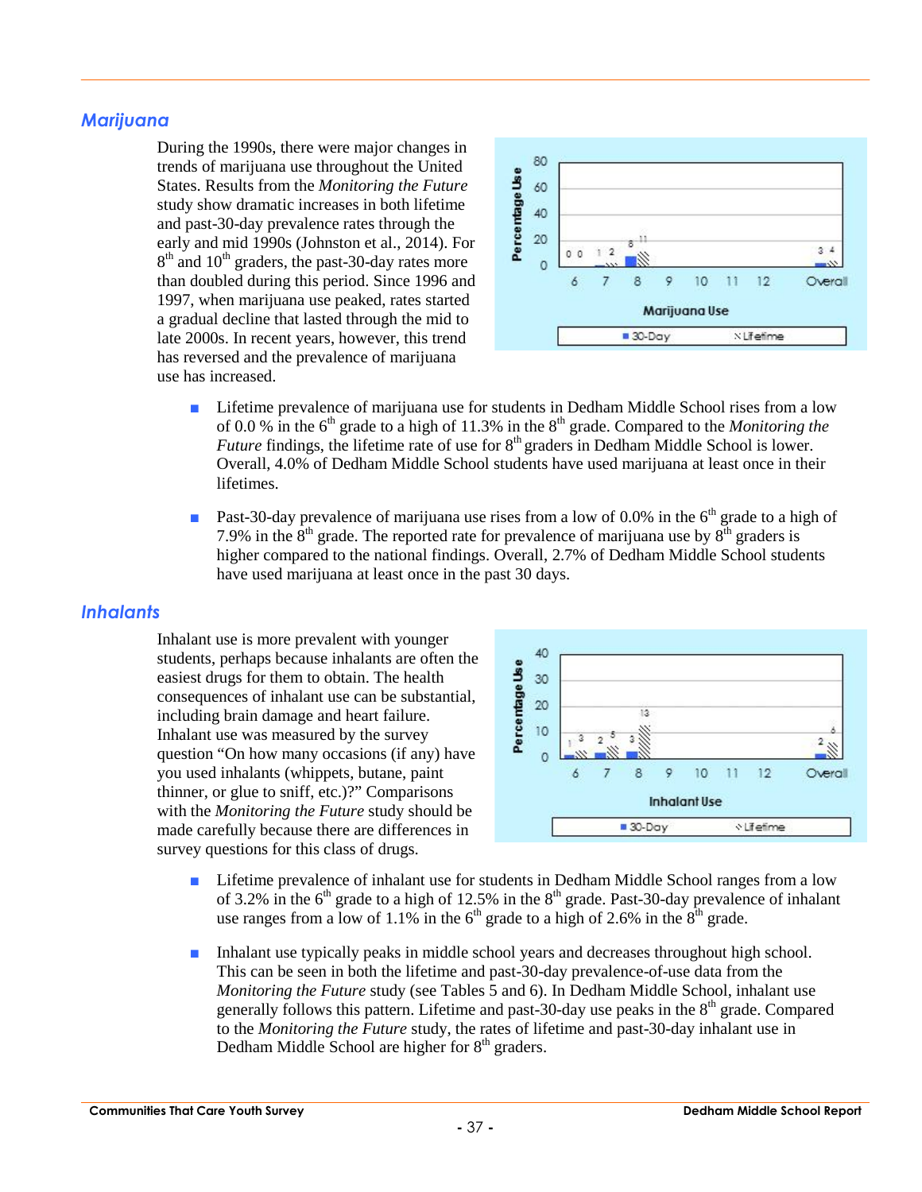## Marijuana

During the 1990s, there were major changes in trends of marijuana use throughout the United States. Results from the *Monitoring the Future* study show dramatic increases in both lifetime and past-30-day prevalence rates through the early and mid 1990s (Johnston et al., 2014). For 8th and 10th graders, the past-30-day rates more than doubled during this period. Since 1996 and 1997, when marijuana use peaked, rates started a gradual decline that lasted through the mid to late 2000s. In recent years, however, this trend has reversed and the prevalence of marijuana use has increased.

- Lifetime prevalence of marijuana use for students in Dedham Middle School rises from a low of 0.0 % in the 6th grade to a high of 11.3% in the 8th grade. Compared to the *Monitoring the Future* findings, the lifetime rate of use for 8th graders in Dedham Middle School is lower. Overall, 4.0% of Dedham Middle School students have used marijuana at least once in their lifetimes.

- Past-30-day prevalence of marijuana use rises from a low of 0.0% in the 6th grade to a high of 7.9% in the 8th grade. The reported rate for prevalence of marijuana use by 8th graders is higher compared to the national findings. Overall, 2.7% of Dedham Middle School students have used marijuana at least once in the past 30 days.

## Inhalants

Inhalant use is more prevalent with younger students, perhaps because inhalants are often the easiest drugs for them to obtain. The health consequences of inhalant use can be substantial, including brain damage and heart failure. Inhalant use was measured by the survey question "On how many occasions (if any) have you used inhalants (whippets, butane, paint thinner, or glue to sniff, etc.)?" Comparisons with the *Monitoring the Future* study should be made carefully because there are differences in survey questions for this class of drugs.

- Lifetime prevalence of inhalant use for students in Dedham Middle School ranges from a low of 3.2% in the 6th grade to a high of 12.5% in the 8th grade. Past-30-day prevalence of inhalant use ranges from a low of 1.1% in the 6th grade to a high of 2.6% in the 8th grade.

- Inhalant use typically peaks in middle school years and decreases throughout high school. This can be seen in both the lifetime and past-30-day prevalence-of-use data from the *Monitoring the Future* study (see Tables 5 and 6). In Dedham Middle School, inhalant use generally follows this pattern. Lifetime and past-30-day use peaks in the 8th grade. Compared to the *Monitoring the Future* study, the rates of lifetime and past-30-day inhalant use in Dedham Middle School are higher for 8th graders.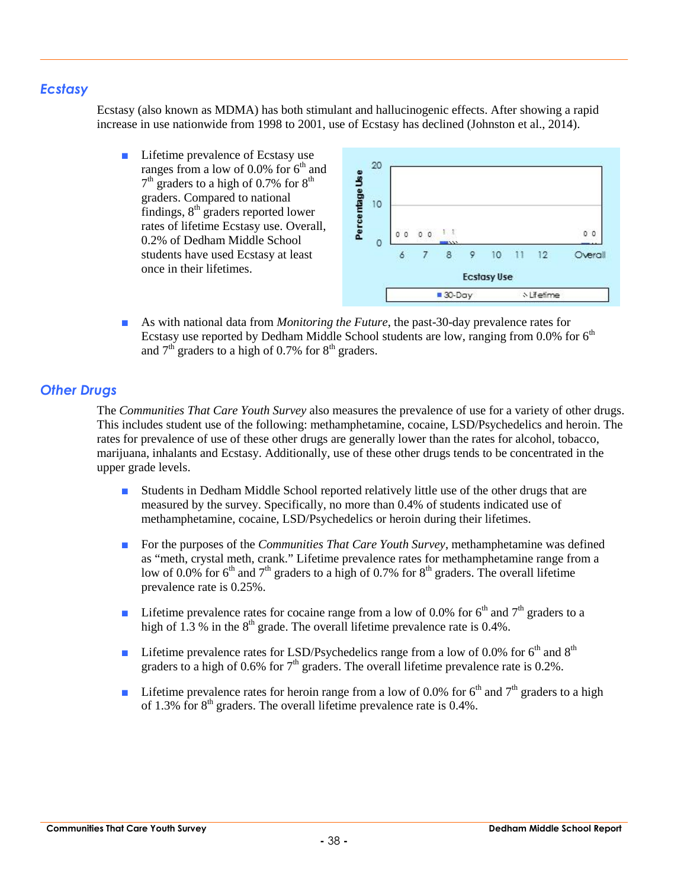## Ecstasy

Ecstasy (also known as MDMA) has both stimulant and hallucinogenic effects. After showing a rapid increase in use nationwide from 1998 to 2001, use of Ecstasy has declined (Johnston et al., 2014).

- Lifetime prevalence of Ecstasy use ranges from a low of 0.0% for 6th and 7th graders to a high of 0.7% for 8th graders. Compared to national findings, 8th graders reported lower rates of lifetime Ecstasy use. Overall, 0.2% of Dedham Middle School students have used Ecstasy at least once in their lifetimes.

- As with national data from *Monitoring the Future*, the past-30-day prevalence rates for Ecstasy use reported by Dedham Middle School students are low, ranging from 0.0% for 6th and 7th graders to a high of 0.7% for 8th graders.

## Other Drugs

The *Communities That Care Youth Survey* also measures the prevalence of use for a variety of other drugs. This includes student use of the following: methamphetamine, cocaine, LSD/Psychedelics and heroin. The rates for prevalence of use of these other drugs are generally lower than the rates for alcohol, tobacco, marijuana, inhalants and Ecstasy. Additionally, use of these other drugs tends to be concentrated in the upper grade levels.

- Students in Dedham Middle School reported relatively little use of the other drugs that are measured by the survey. Specifically, no more than 0.4% of students indicated use of methamphetamine, cocaine, LSD/Psychedelics or heroin during their lifetimes.

- For the purposes of the *Communities That Care Youth Survey*, methamphetamine was defined as "meth, crystal meth, crank." Lifetime prevalence rates for methamphetamine range from a low of 0.0% for 6th and 7th graders to a high of 0.7% for 8th graders. The overall lifetime prevalence rate is 0.25%.

- Lifetime prevalence rates for cocaine range from a low of 0.0% for 6th and 7th graders to a high of 1.3 % in the 8th grade. The overall lifetime prevalence rate is 0.4%.

- Lifetime prevalence rates for LSD/Psychedelics range from a low of 0.0% for 6th and 8th graders to a high of 0.6% for 7th graders. The overall lifetime prevalence rate is 0.2%.

- Lifetime prevalence rates for heroin range from a low of 0.0% for 6th and 7th graders to a high of 1.3% for 8th graders. The overall lifetime prevalence rate is 0.4%.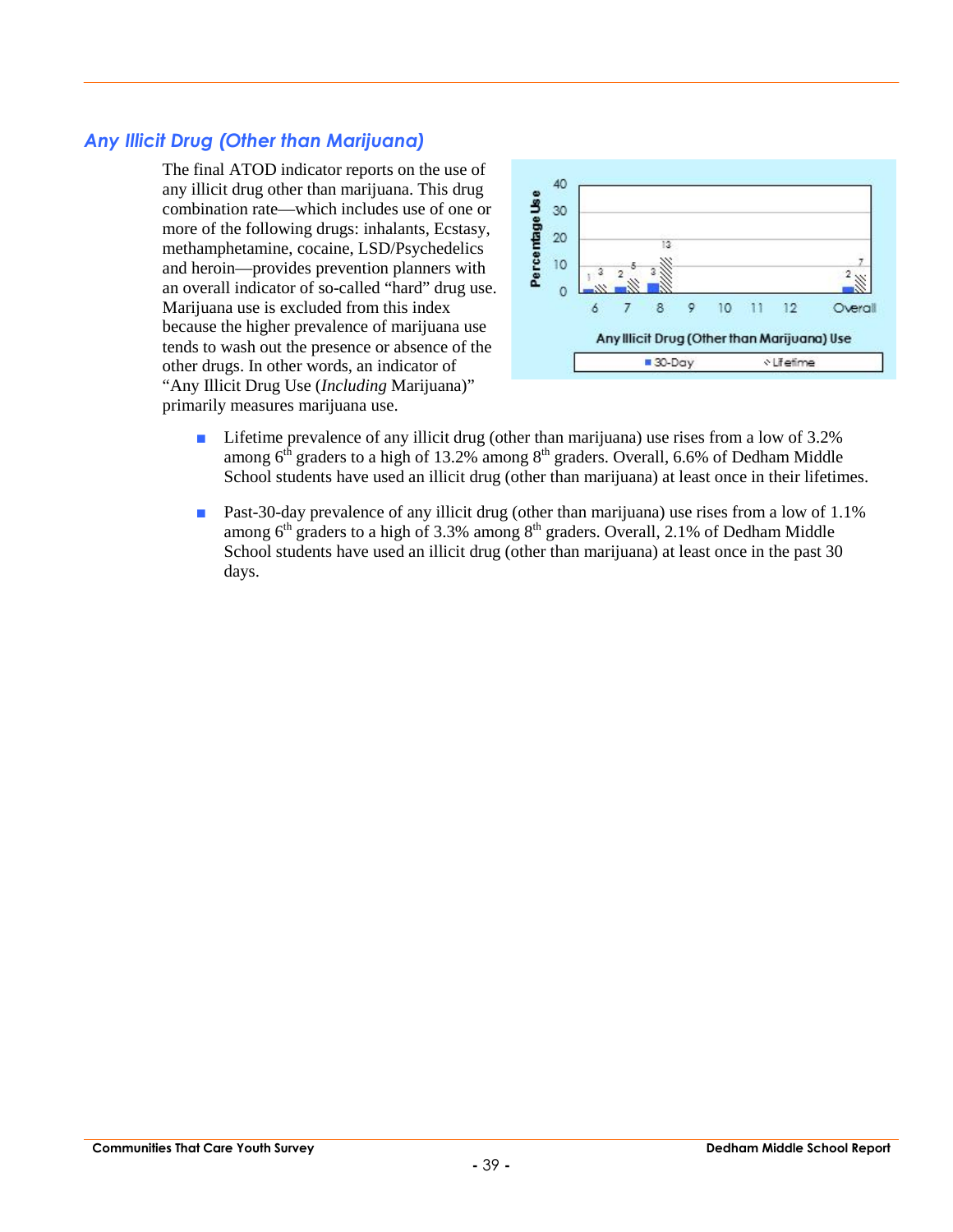## *Any Illicit Drug (Other than Marijuana)*

The final ATOD indicator reports on the use of any illicit drug other than marijuana. This drug combination rate—which includes use of one or more of the following drugs: inhalants, Ecstasy, methamphetamine, cocaine, LSD/Psychedelics and heroin—provides prevention planners with an overall indicator of so-called "hard" drug use. Marijuana use is excluded from this index because the higher prevalence of marijuana use tends to wash out the presence or absence of the other drugs. In other words, an indicator of "Any Illicit Drug Use (*Including* Marijuana)" primarily measures marijuana use.

- Lifetime prevalence of any illicit drug (other than marijuana) use rises from a low of 3.2% among 6th graders to a high of 13.2% among 8th graders. Overall, 6.6% of Dedham Middle School students have used an illicit drug (other than marijuana) at least once in their lifetimes.
- Past-30-day prevalence of any illicit drug (other than marijuana) use rises from a low of 1.1% among 6th graders to a high of 3.3% among 8th graders. Overall, 2.1% of Dedham Middle School students have used an illicit drug (other than marijuana) at least once in the past 30 days.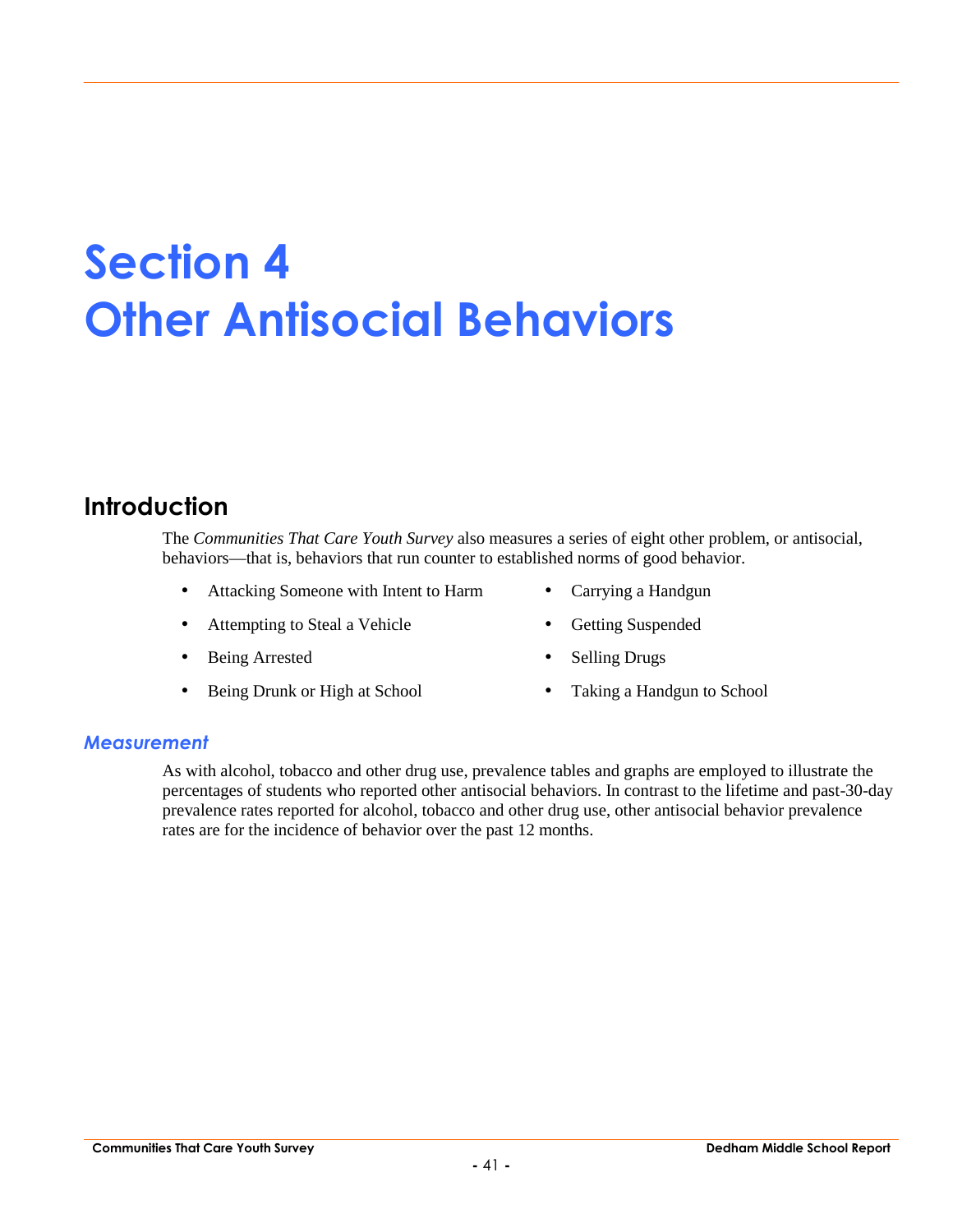# Section 4
# Other Antisocial Behaviors

## Introduction

The *Communities That Care Youth Survey* also measures a series of eight other problem, or antisocial, behaviors—that is, behaviors that run counter to established norms of good behavior.

- Attacking Someone with Intent to Harm
- Attempting to Steal a Vehicle
- Being Arrested
- Being Drunk or High at School
- Carrying a Handgun
- Getting Suspended
- Selling Drugs
- Taking a Handgun to School

### *Measurement*

As with alcohol, tobacco and other drug use, prevalence tables and graphs are employed to illustrate the percentages of students who reported other antisocial behaviors. In contrast to the lifetime and past-30-day prevalence rates reported for alcohol, tobacco and other drug use, other antisocial behavior prevalence rates are for the incidence of behavior over the past 12 months.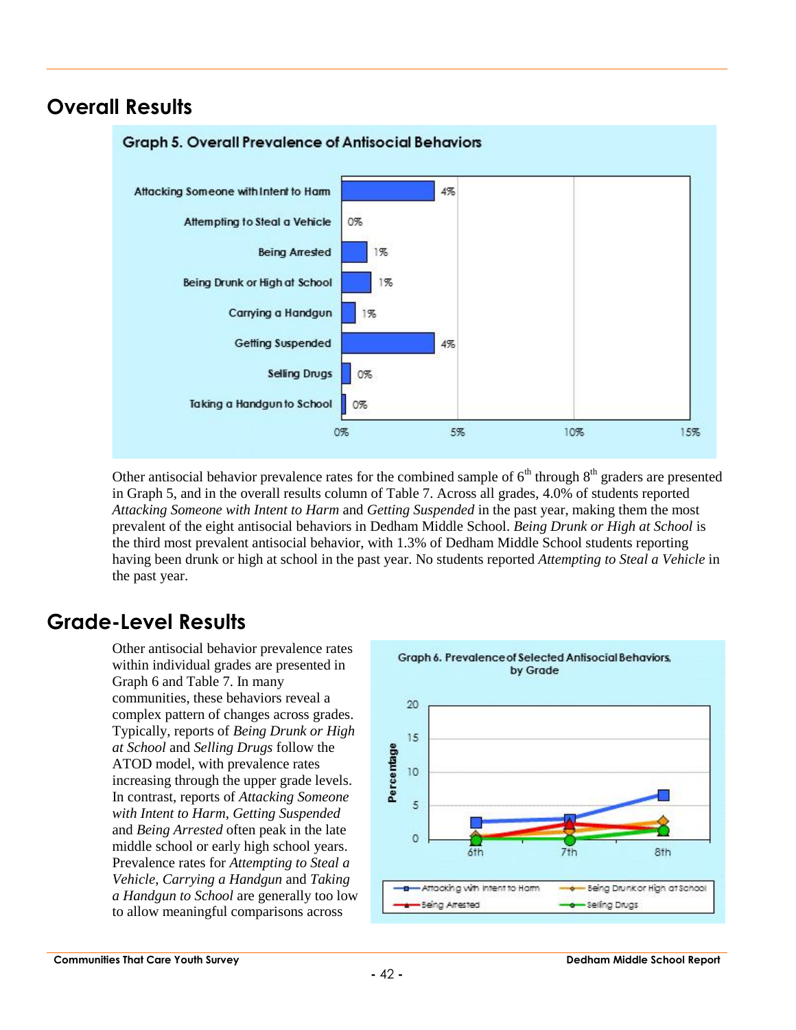## Overall Results

**Graph 5. Overall Prevalence of Antisocial Behaviors**

| Behavior | Percentage |
|---|---|
| Attacking Someone with Intent to Harm | 4% |
| Attempting to Steal a Vehicle | 0% |
| Being Arrested | 1% |
| Being Drunk or High at School | 1% |
| Carrying a Handgun | 1% |
| Getting Suspended | 4% |
| Selling Drugs | 0% |
| Taking a Handgun to School | 0% |

Other antisocial behavior prevalence rates for the combined sample of 6th through 8th graders are presented in Graph 5, and in the overall results column of Table 7. Across all grades, 4.0% of students reported *Attacking Someone with Intent to Harm* and *Getting Suspended* in the past year, making them the most prevalent of the eight antisocial behaviors in Dedham Middle School. *Being Drunk or High at School* is the third most prevalent antisocial behavior, with 1.3% of Dedham Middle School students reporting having been drunk or high at school in the past year. No students reported *Attempting to Steal a Vehicle* in the past year.

## Grade-Level Results

Other antisocial behavior prevalence rates within individual grades are presented in Graph 6 and Table 7. In many communities, these behaviors reveal a complex pattern of changes across grades. Typically, reports of *Being Drunk or High at School* and *Selling Drugs* follow the ATOD model, with prevalence rates increasing through the upper grade levels. In contrast, reports of *Attacking Someone with Intent to Harm*, *Getting Suspended* and *Being Arrested* often peak in the late middle school or early high school years. Prevalence rates for *Attempting to Steal a Vehicle*, *Carrying a Handgun* and *Taking a Handgun to School* are generally too low to allow meaningful comparisons across

**Graph 6. Prevalence of Selected Antisocial Behaviors, by Grade**

Legend: Attacking with Intent to Harm; Being Drunk or High at School; Being Arrested; Selling Drugs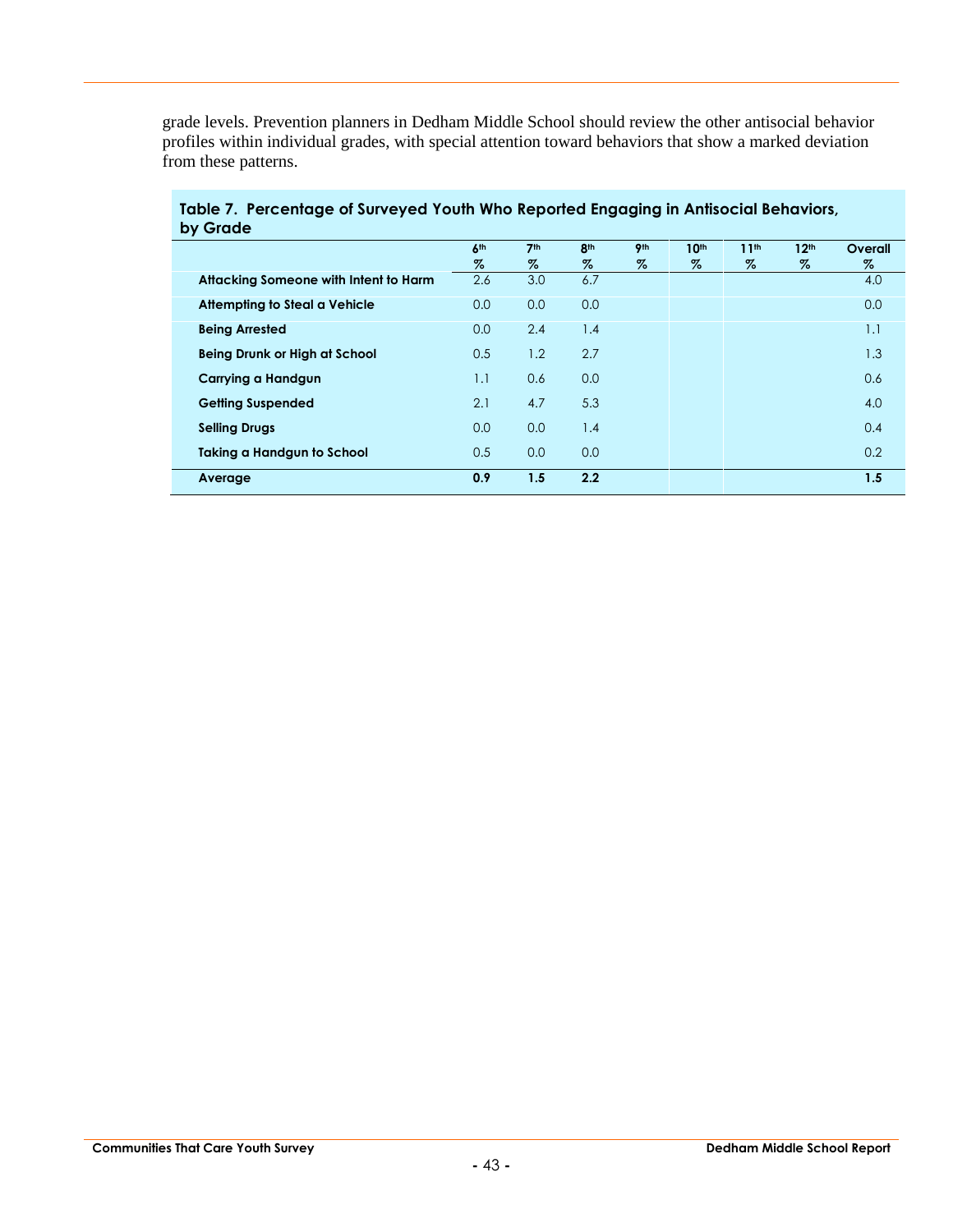grade levels. Prevention planners in Dedham Middle School should review the other antisocial behavior profiles within individual grades, with special attention toward behaviors that show a marked deviation from these patterns.

**Table 7. Percentage of Surveyed Youth Who Reported Engaging in Antisocial Behaviors, by Grade**

| | 6th % | 7th % | 8th % | 9th % | 10th % | 11th % | 12th % | Overall % |
|---|---|---|---|---|---|---|---|---|
| **Attacking Someone with Intent to Harm** | 2.6 | 3.0 | 6.7 | | | | | 4.0 |
| **Attempting to Steal a Vehicle** | 0.0 | 0.0 | 0.0 | | | | | 0.0 |
| **Being Arrested** | 0.0 | 2.4 | 1.4 | | | | | 1.1 |
| **Being Drunk or High at School** | 0.5 | 1.2 | 2.7 | | | | | 1.3 |
| **Carrying a Handgun** | 1.1 | 0.6 | 0.0 | | | | | 0.6 |
| **Getting Suspended** | 2.1 | 4.7 | 5.3 | | | | | 4.0 |
| **Selling Drugs** | 0.0 | 0.0 | 1.4 | | | | | 0.4 |
| **Taking a Handgun to School** | 0.5 | 0.0 | 0.0 | | | | | 0.2 |
| **Average** | **0.9** | **1.5** | **2.2** | | | | | **1.5** |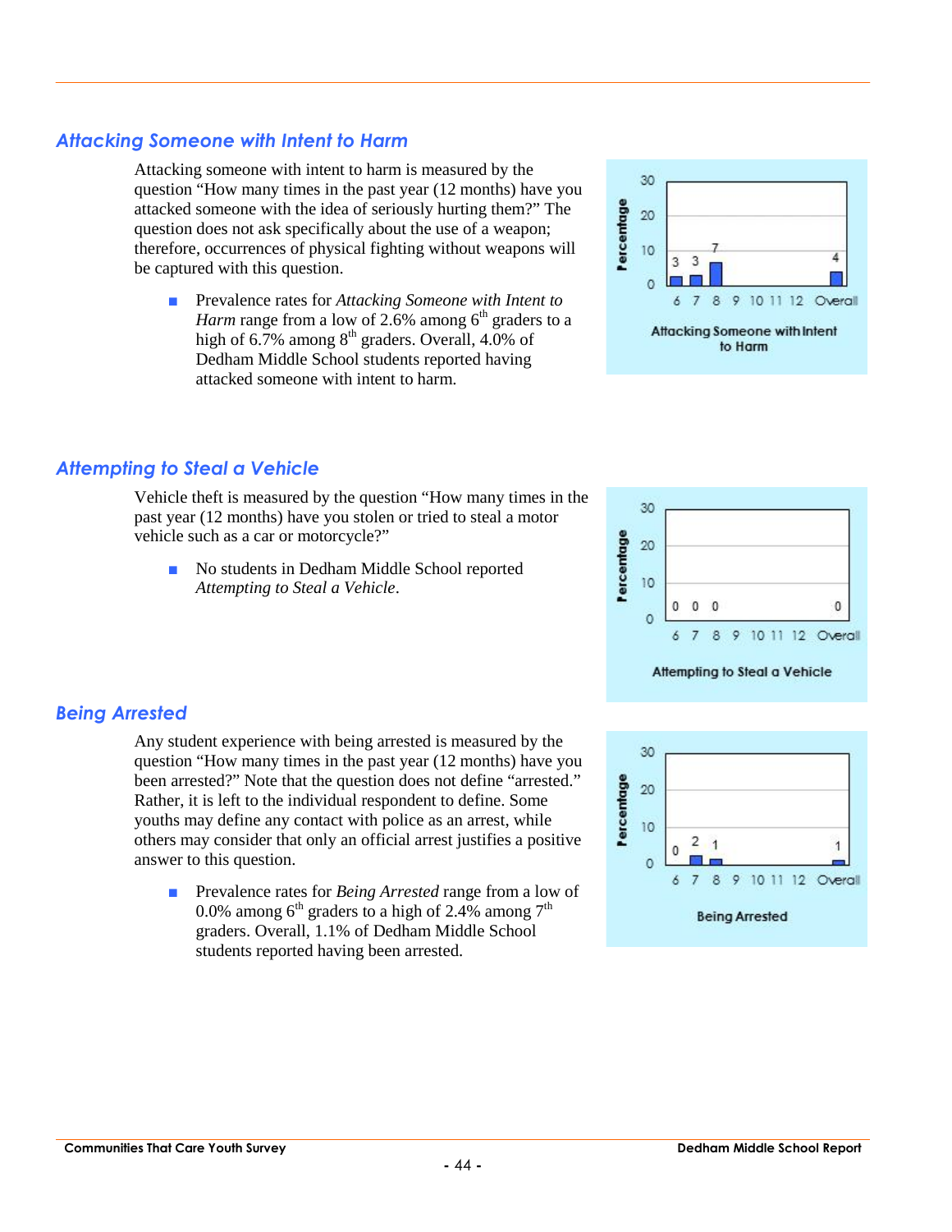## *Attacking Someone with Intent to Harm*

Attacking someone with intent to harm is measured by the question "How many times in the past year (12 months) have you attacked someone with the idea of seriously hurting them?" The question does not ask specifically about the use of a weapon; therefore, occurrences of physical fighting without weapons will be captured with this question.

- Prevalence rates for *Attacking Someone with Intent to Harm* range from a low of 2.6% among 6th graders to a high of 6.7% among 8th graders. Overall, 4.0% of Dedham Middle School students reported having attacked someone with intent to harm.

| Grade | 6 | 7 | 8 | 9 | 10 | 11 | 12 | Overall |
|---|---|---|---|---|---|---|---|---|
| Percentage | 3 | 3 | 7 | | | | | 4 |

Attacking Someone with Intent to Harm

## *Attempting to Steal a Vehicle*

Vehicle theft is measured by the question "How many times in the past year (12 months) have you stolen or tried to steal a motor vehicle such as a car or motorcycle?"

- No students in Dedham Middle School reported *Attempting to Steal a Vehicle*.

| Grade | 6 | 7 | 8 | 9 | 10 | 11 | 12 | Overall |
|---|---|---|---|---|---|---|---|---|
| Percentage | 0 | 0 | 0 | | | | | 0 |

Attempting to Steal a Vehicle

## *Being Arrested*

Any student experience with being arrested is measured by the question "How many times in the past year (12 months) have you been arrested?" Note that the question does not define "arrested." Rather, it is left to the individual respondent to define. Some youths may define any contact with police as an arrest, while others may consider that only an official arrest justifies a positive answer to this question.

- Prevalence rates for *Being Arrested* range from a low of 0.0% among 6th graders to a high of 2.4% among 7th graders. Overall, 1.1% of Dedham Middle School students reported having been arrested.

| Grade | 6 | 7 | 8 | 9 | 10 | 11 | 12 | Overall |
|---|---|---|---|---|---|---|---|---|
| Percentage | 0 | 2 | 1 | | | | | 1 |

Being Arrested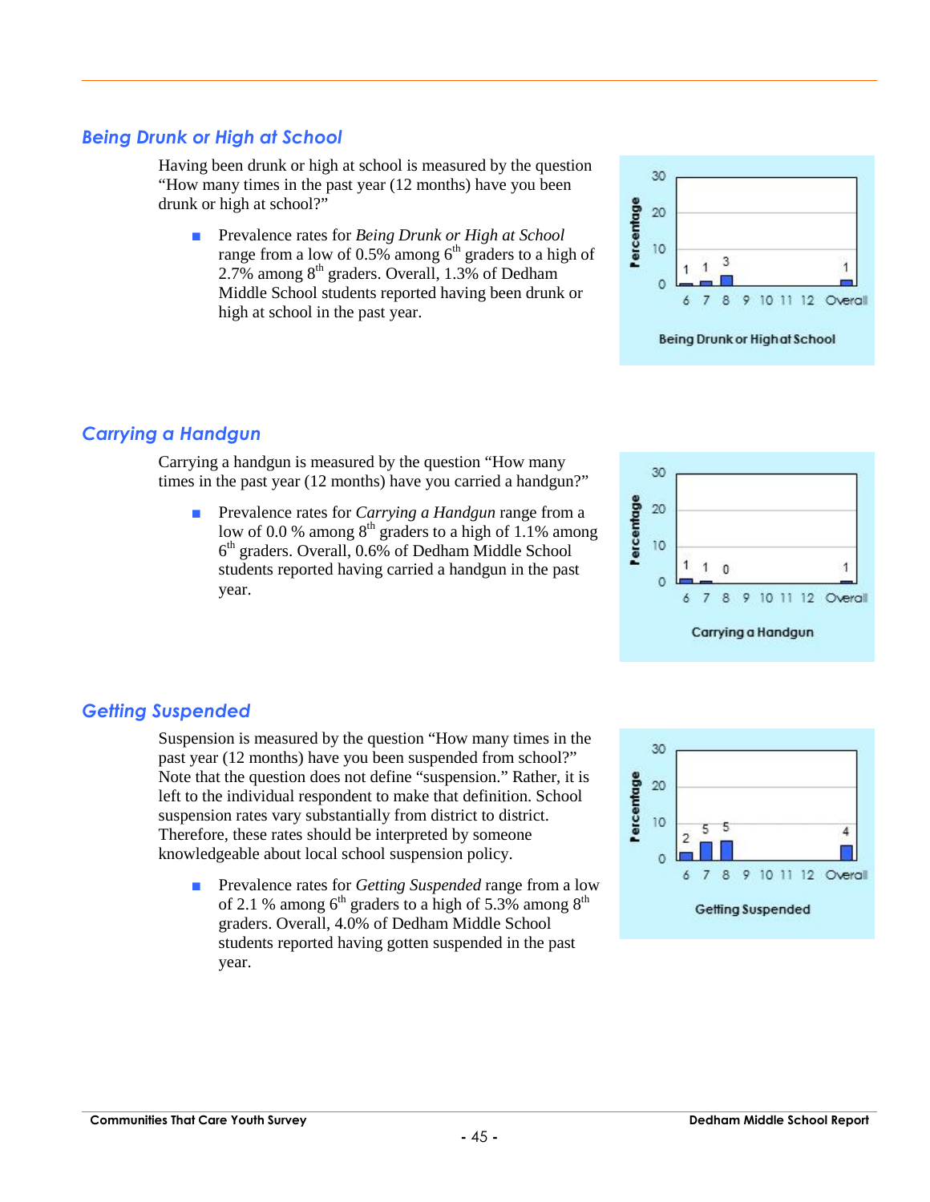## Being Drunk or High at School

Having been drunk or high at school is measured by the question "How many times in the past year (12 months) have you been drunk or high at school?"

- Prevalence rates for *Being Drunk or High at School* range from a low of 0.5% among 6th graders to a high of 2.7% among 8th graders. Overall, 1.3% of Dedham Middle School students reported having been drunk or high at school in the past year.

| Grade | 6 | 7 | 8 | 9 | 10 | 11 | 12 | Overall |
|---|---|---|---|---|---|---|---|---|
| Percentage | 1 | 1 | 3 | | | | | 1 |

Being Drunk or High at School

## Carrying a Handgun

Carrying a handgun is measured by the question "How many times in the past year (12 months) have you carried a handgun?"

- Prevalence rates for *Carrying a Handgun* range from a low of 0.0 % among 8th graders to a high of 1.1% among 6th graders. Overall, 0.6% of Dedham Middle School students reported having carried a handgun in the past year.

| Grade | 6 | 7 | 8 | 9 | 10 | 11 | 12 | Overall |
|---|---|---|---|---|---|---|---|---|
| Percentage | 1 | 1 | 0 | | | | | 1 |

Carrying a Handgun

## Getting Suspended

Suspension is measured by the question "How many times in the past year (12 months) have you been suspended from school?" Note that the question does not define "suspension." Rather, it is left to the individual respondent to make that definition. School suspension rates vary substantially from district to district. Therefore, these rates should be interpreted by someone knowledgeable about local school suspension policy.

- Prevalence rates for *Getting Suspended* range from a low of 2.1 % among 6th graders to a high of 5.3% among 8th graders. Overall, 4.0% of Dedham Middle School students reported having gotten suspended in the past year.

| Grade | 6 | 7 | 8 | 9 | 10 | 11 | 12 | Overall |
|---|---|---|---|---|---|---|---|---|
| Percentage | 2 | 5 | 5 | | | | | 4 |

Getting Suspended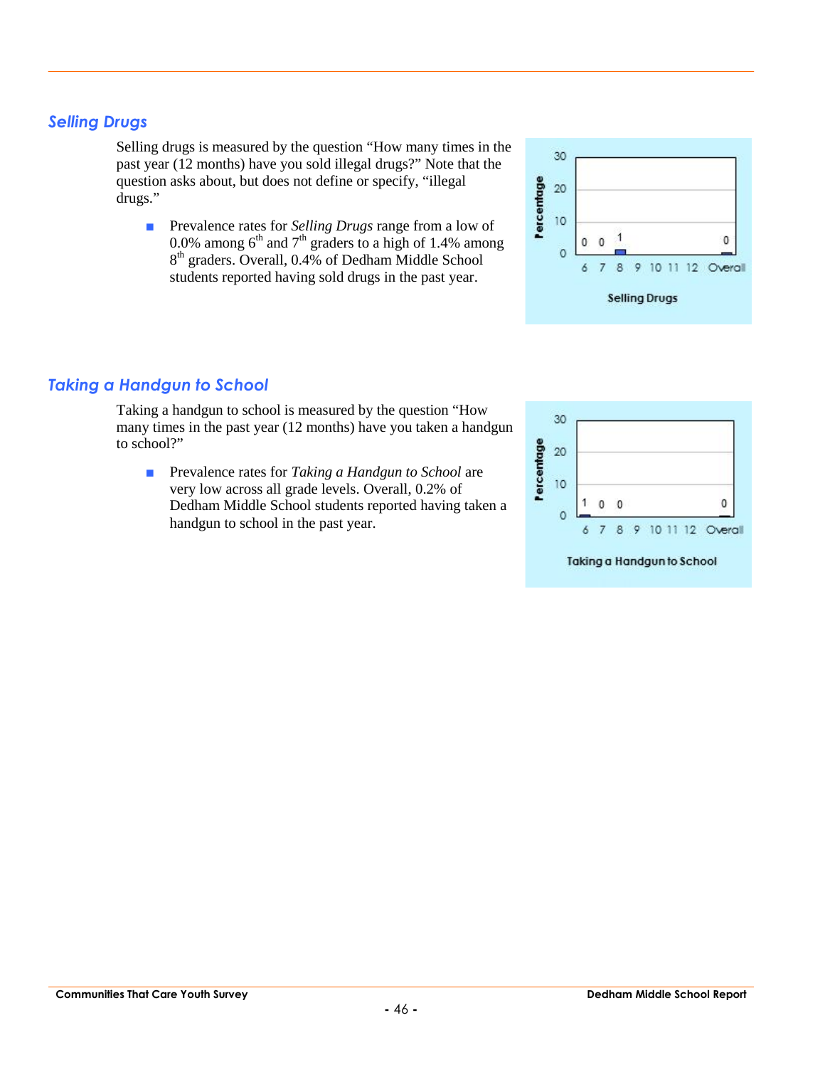## Selling Drugs

Selling drugs is measured by the question "How many times in the past year (12 months) have you sold illegal drugs?" Note that the question asks about, but does not define or specify, "illegal drugs."

- Prevalence rates for *Selling Drugs* range from a low of 0.0% among 6th and 7th graders to a high of 1.4% among 8th graders. Overall, 0.4% of Dedham Middle School students reported having sold drugs in the past year.

| Grade | 6 | 7 | 8 | 9 | 10 | 11 | 12 | Overall |
|---|---|---|---|---|---|---|---|---|
| Percentage | 0 | 0 | 1 | | | | | 0 |

Selling Drugs

## Taking a Handgun to School

Taking a handgun to school is measured by the question "How many times in the past year (12 months) have you taken a handgun to school?"

- Prevalence rates for *Taking a Handgun to School* are very low across all grade levels. Overall, 0.2% of Dedham Middle School students reported having taken a handgun to school in the past year.

| Grade | 6 | 7 | 8 | 9 | 10 | 11 | 12 | Overall |
|---|---|---|---|---|---|---|---|---|
| Percentage | 1 | 0 | 0 | | | | | 0 |

Taking a Handgun to School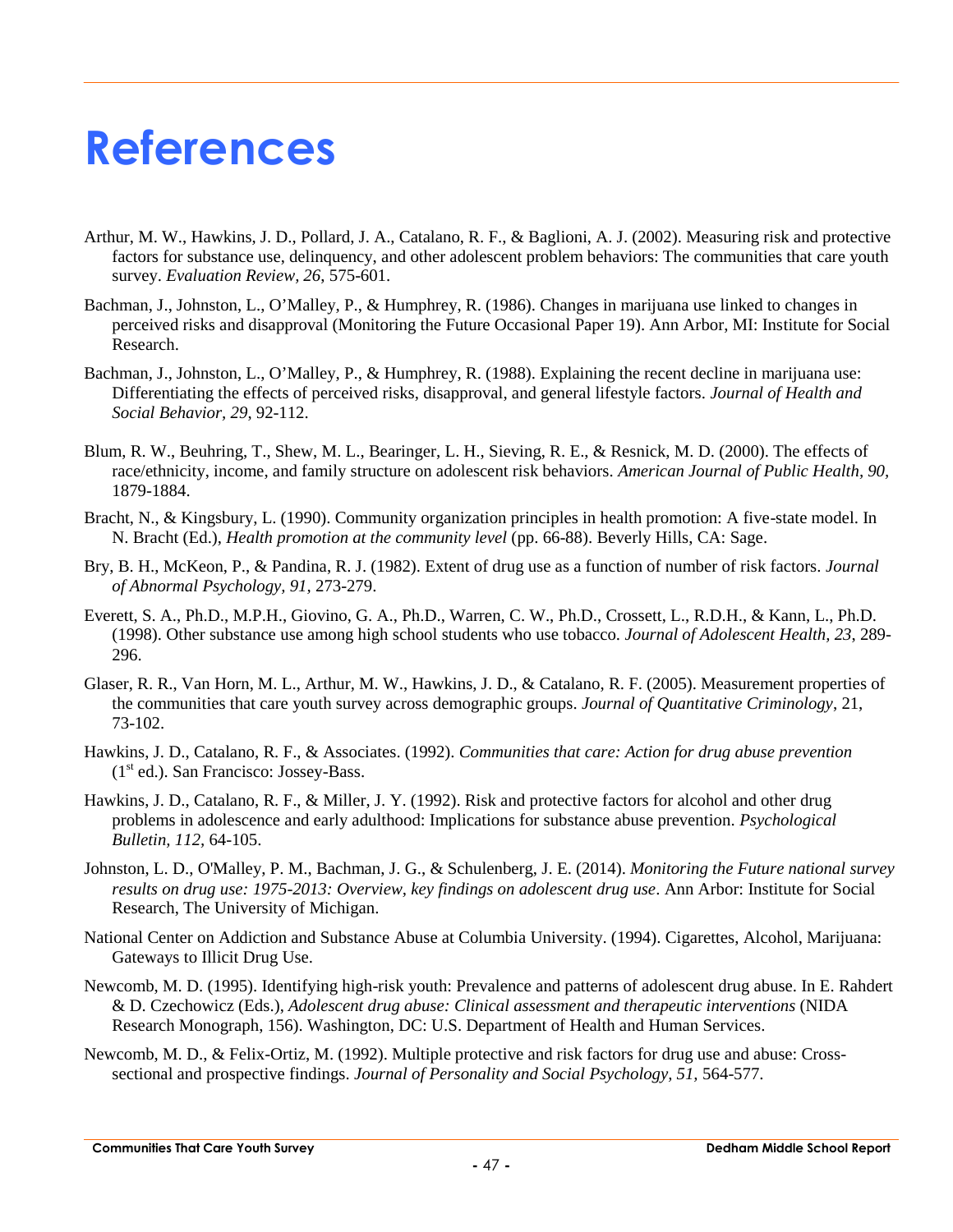# References

Arthur, M. W., Hawkins, J. D., Pollard, J. A., Catalano, R. F., & Baglioni, A. J. (2002). Measuring risk and protective factors for substance use, delinquency, and other adolescent problem behaviors: The communities that care youth survey. *Evaluation Review, 26,* 575-601.

Bachman, J., Johnston, L., O'Malley, P., & Humphrey, R. (1986). Changes in marijuana use linked to changes in perceived risks and disapproval (Monitoring the Future Occasional Paper 19). Ann Arbor, MI: Institute for Social Research.

Bachman, J., Johnston, L., O'Malley, P., & Humphrey, R. (1988). Explaining the recent decline in marijuana use: Differentiating the effects of perceived risks, disapproval, and general lifestyle factors. *Journal of Health and Social Behavior, 29,* 92-112.

Blum, R. W., Beuhring, T., Shew, M. L., Bearinger, L. H., Sieving, R. E., & Resnick, M. D. (2000). The effects of race/ethnicity, income, and family structure on adolescent risk behaviors. *American Journal of Public Health, 90,* 1879-1884.

Bracht, N., & Kingsbury, L. (1990). Community organization principles in health promotion: A five-state model. In N. Bracht (Ed.), *Health promotion at the community level* (pp. 66-88). Beverly Hills, CA: Sage.

Bry, B. H., McKeon, P., & Pandina, R. J. (1982). Extent of drug use as a function of number of risk factors. *Journal of Abnormal Psychology, 91,* 273-279.

Everett, S. A., Ph.D., M.P.H., Giovino, G. A., Ph.D., Warren, C. W., Ph.D., Crossett, L., R.D.H., & Kann, L., Ph.D. (1998). Other substance use among high school students who use tobacco. *Journal of Adolescent Health, 23,* 289-296.

Glaser, R. R., Van Horn, M. L., Arthur, M. W., Hawkins, J. D., & Catalano, R. F. (2005). Measurement properties of the communities that care youth survey across demographic groups. *Journal of Quantitative Criminology*, 21, 73-102.

Hawkins, J. D., Catalano, R. F., & Associates. (1992). *Communities that care: Action for drug abuse prevention* (1st ed.). San Francisco: Jossey-Bass.

Hawkins, J. D., Catalano, R. F., & Miller, J. Y. (1992). Risk and protective factors for alcohol and other drug problems in adolescence and early adulthood: Implications for substance abuse prevention. *Psychological Bulletin, 112,* 64-105.

Johnston, L. D., O'Malley, P. M., Bachman, J. G., & Schulenberg, J. E. (2014). *Monitoring the Future national survey results on drug use: 1975-2013: Overview, key findings on adolescent drug use*. Ann Arbor: Institute for Social Research, The University of Michigan.

National Center on Addiction and Substance Abuse at Columbia University. (1994). Cigarettes, Alcohol, Marijuana: Gateways to Illicit Drug Use.

Newcomb, M. D. (1995). Identifying high-risk youth: Prevalence and patterns of adolescent drug abuse. In E. Rahdert & D. Czechowicz (Eds.), *Adolescent drug abuse: Clinical assessment and therapeutic interventions* (NIDA Research Monograph, 156). Washington, DC: U.S. Department of Health and Human Services.

Newcomb, M. D., & Felix-Ortiz, M. (1992). Multiple protective and risk factors for drug use and abuse: Cross-sectional and prospective findings. *Journal of Personality and Social Psychology, 51,* 564-577.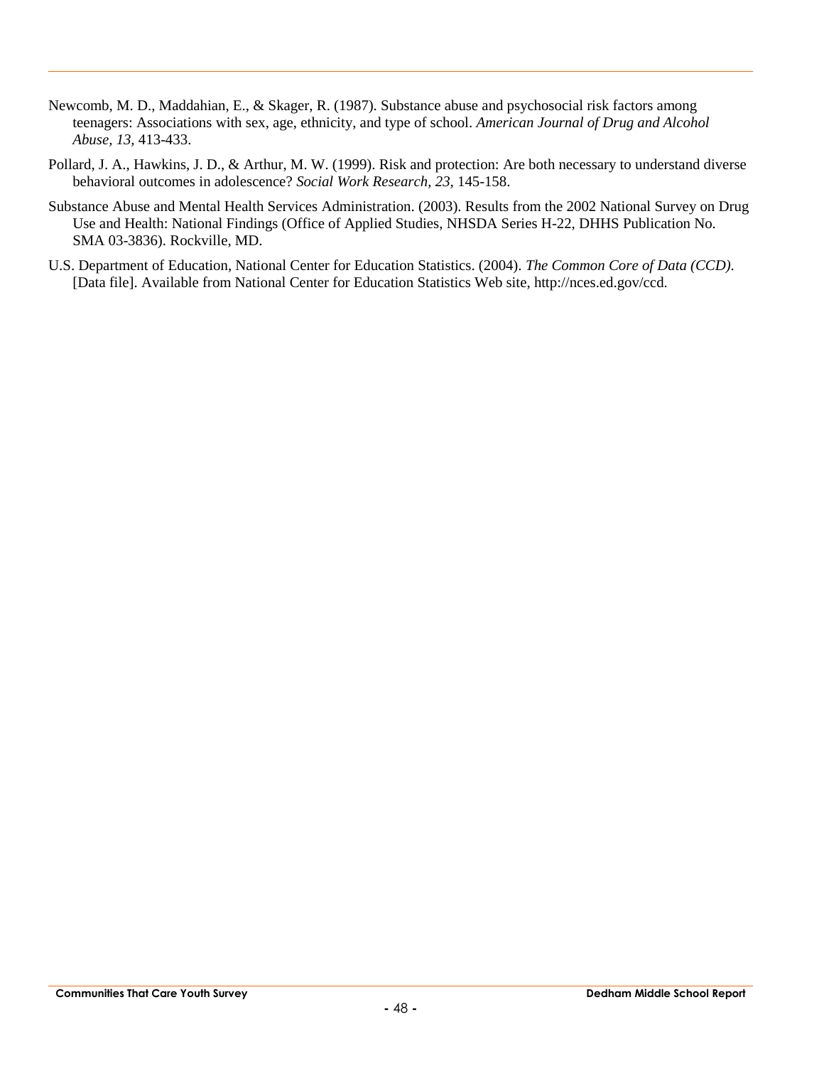Newcomb, M. D., Maddahian, E., & Skager, R. (1987). Substance abuse and psychosocial risk factors among teenagers: Associations with sex, age, ethnicity, and type of school. *American Journal of Drug and Alcohol Abuse, 13,* 413-433.

Pollard, J. A., Hawkins, J. D., & Arthur, M. W. (1999). Risk and protection: Are both necessary to understand diverse behavioral outcomes in adolescence? *Social Work Research, 23,* 145-158.

Substance Abuse and Mental Health Services Administration. (2003). Results from the 2002 National Survey on Drug Use and Health: National Findings (Office of Applied Studies, NHSDA Series H-22, DHHS Publication No. SMA 03-3836). Rockville, MD.

U.S. Department of Education, National Center for Education Statistics. (2004). *The Common Core of Data (CCD).* [Data file]. Available from National Center for Education Statistics Web site, http://nces.ed.gov/ccd.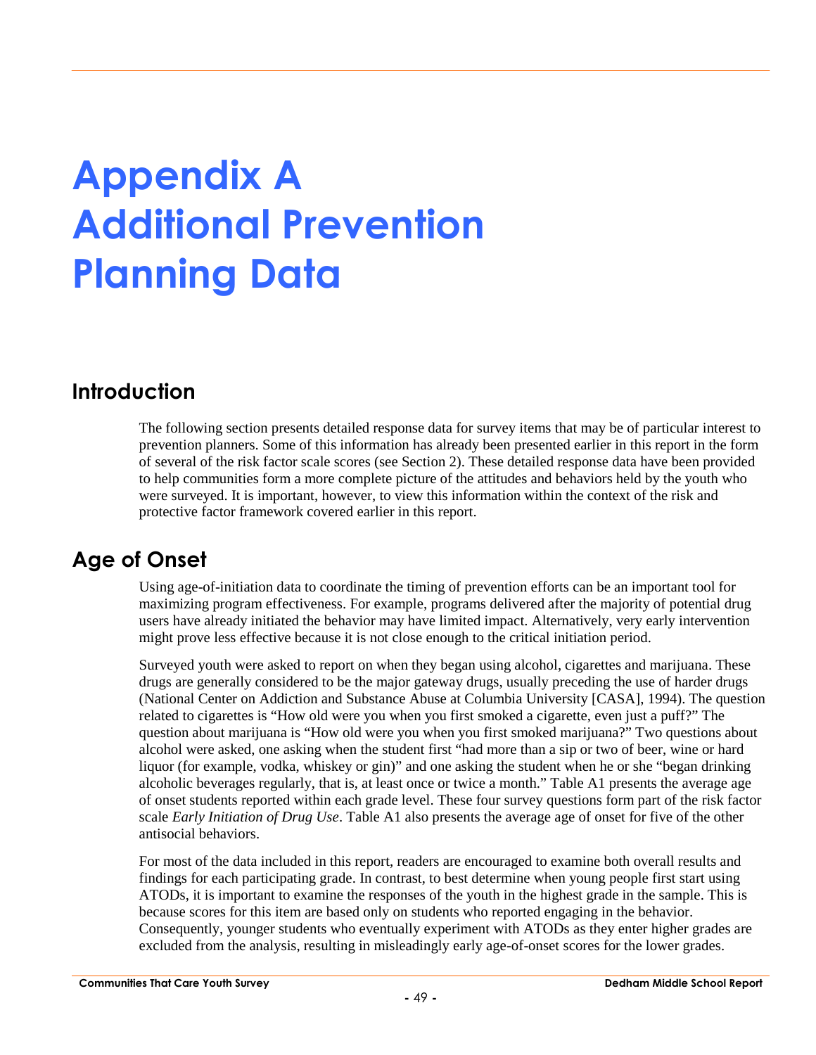# Appendix A Additional Prevention Planning Data

## Introduction

The following section presents detailed response data for survey items that may be of particular interest to prevention planners. Some of this information has already been presented earlier in this report in the form of several of the risk factor scale scores (see Section 2). These detailed response data have been provided to help communities form a more complete picture of the attitudes and behaviors held by the youth who were surveyed. It is important, however, to view this information within the context of the risk and protective factor framework covered earlier in this report.

## Age of Onset

Using age-of-initiation data to coordinate the timing of prevention efforts can be an important tool for maximizing program effectiveness. For example, programs delivered after the majority of potential drug users have already initiated the behavior may have limited impact. Alternatively, very early intervention might prove less effective because it is not close enough to the critical initiation period.

Surveyed youth were asked to report on when they began using alcohol, cigarettes and marijuana. These drugs are generally considered to be the major gateway drugs, usually preceding the use of harder drugs (National Center on Addiction and Substance Abuse at Columbia University [CASA], 1994). The question related to cigarettes is "How old were you when you first smoked a cigarette, even just a puff?" The question about marijuana is "How old were you when you first smoked marijuana?" Two questions about alcohol were asked, one asking when the student first "had more than a sip or two of beer, wine or hard liquor (for example, vodka, whiskey or gin)" and one asking the student when he or she "began drinking alcoholic beverages regularly, that is, at least once or twice a month." Table A1 presents the average age of onset students reported within each grade level. These four survey questions form part of the risk factor scale *Early Initiation of Drug Use*. Table A1 also presents the average age of onset for five of the other antisocial behaviors.

For most of the data included in this report, readers are encouraged to examine both overall results and findings for each participating grade. In contrast, to best determine when young people first start using ATODs, it is important to examine the responses of the youth in the highest grade in the sample. This is because scores for this item are based only on students who reported engaging in the behavior. Consequently, younger students who eventually experiment with ATODs as they enter higher grades are excluded from the analysis, resulting in misleadingly early age-of-onset scores for the lower grades.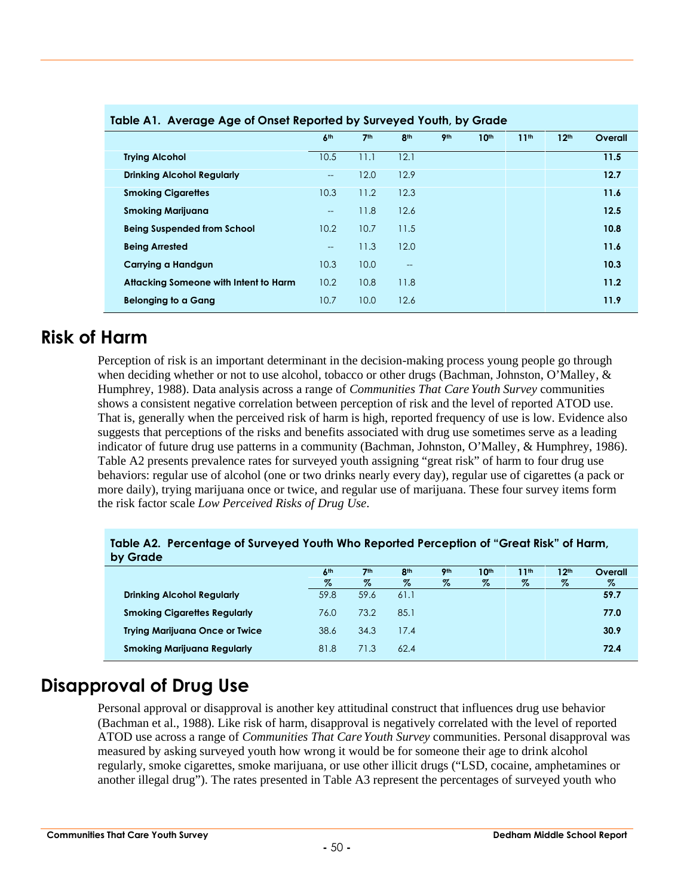**Table A1. Average Age of Onset Reported by Surveyed Youth, by Grade**

| | 6th | 7th | 8th | 9th | 10th | 11th | 12th | Overall |
|---|---|---|---|---|---|---|---|---|
| **Trying Alcohol** | 10.5 | 11.1 | 12.1 | | | | | **11.5** |
| **Drinking Alcohol Regularly** | -- | 12.0 | 12.9 | | | | | **12.7** |
| **Smoking Cigarettes** | 10.3 | 11.2 | 12.3 | | | | | **11.6** |
| **Smoking Marijuana** | -- | 11.8 | 12.6 | | | | | **12.5** |
| **Being Suspended from School** | 10.2 | 10.7 | 11.5 | | | | | **10.8** |
| **Being Arrested** | -- | 11.3 | 12.0 | | | | | **11.6** |
| **Carrying a Handgun** | 10.3 | 10.0 | -- | | | | | **10.3** |
| **Attacking Someone with Intent to Harm** | 10.2 | 10.8 | 11.8 | | | | | **11.2** |
| **Belonging to a Gang** | 10.7 | 10.0 | 12.6 | | | | | **11.9** |

# Risk of Harm

Perception of risk is an important determinant in the decision-making process young people go through when deciding whether or not to use alcohol, tobacco or other drugs (Bachman, Johnston, O'Malley, & Humphrey, 1988). Data analysis across a range of *Communities That Care Youth Survey* communities shows a consistent negative correlation between perception of risk and the level of reported ATOD use. That is, generally when the perceived risk of harm is high, reported frequency of use is low. Evidence also suggests that perceptions of the risks and benefits associated with drug use sometimes serve as a leading indicator of future drug use patterns in a community (Bachman, Johnston, O'Malley, & Humphrey, 1986). Table A2 presents prevalence rates for surveyed youth assigning "great risk" of harm to four drug use behaviors: regular use of alcohol (one or two drinks nearly every day), regular use of cigarettes (a pack or more daily), trying marijuana once or twice, and regular use of marijuana. These four survey items form the risk factor scale *Low Perceived Risks of Drug Use*.

**Table A2. Percentage of Surveyed Youth Who Reported Perception of "Great Risk" of Harm, by Grade**

| | 6th % | 7th % | 8th % | 9th % | 10th % | 11th % | 12th % | Overall % |
|---|---|---|---|---|---|---|---|---|
| **Drinking Alcohol Regularly** | 59.8 | 59.6 | 61.1 | | | | | **59.7** |
| **Smoking Cigarettes Regularly** | 76.0 | 73.2 | 85.1 | | | | | **77.0** |
| **Trying Marijuana Once or Twice** | 38.6 | 34.3 | 17.4 | | | | | **30.9** |
| **Smoking Marijuana Regularly** | 81.8 | 71.3 | 62.4 | | | | | **72.4** |

# Disapproval of Drug Use

Personal approval or disapproval is another key attitudinal construct that influences drug use behavior (Bachman et al., 1988). Like risk of harm, disapproval is negatively correlated with the level of reported ATOD use across a range of *Communities That Care Youth Survey* communities. Personal disapproval was measured by asking surveyed youth how wrong it would be for someone their age to drink alcohol regularly, smoke cigarettes, smoke marijuana, or use other illicit drugs ("LSD, cocaine, amphetamines or another illegal drug"). The rates presented in Table A3 represent the percentages of surveyed youth who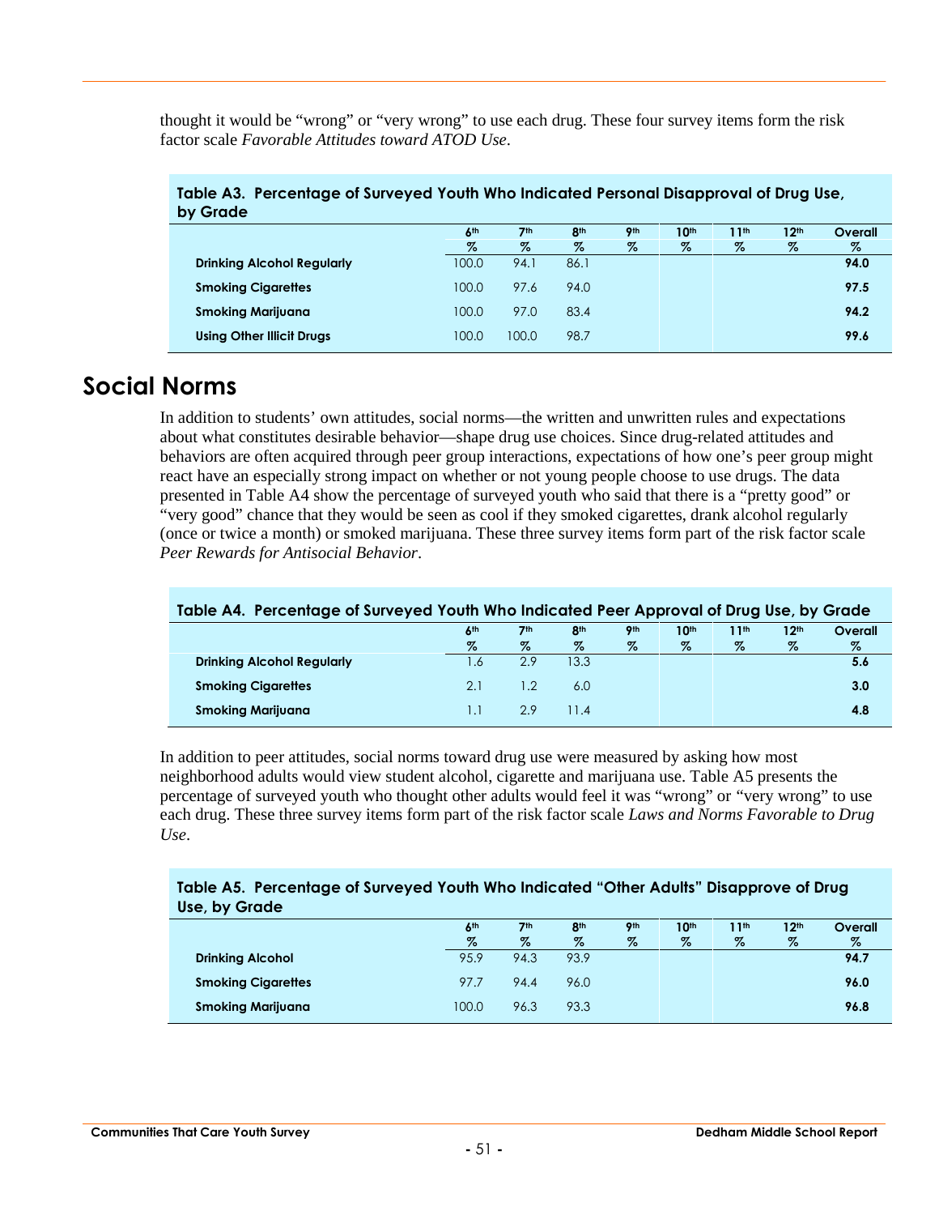thought it would be "wrong" or "very wrong" to use each drug. These four survey items form the risk factor scale *Favorable Attitudes toward ATOD Use*.

**Table A3. Percentage of Surveyed Youth Who Indicated Personal Disapproval of Drug Use, by Grade**

| | 6th % | 7th % | 8th % | 9th % | 10th % | 11th % | 12th % | Overall % |
|---|---|---|---|---|---|---|---|---|
| **Drinking Alcohol Regularly** | 100.0 | 94.1 | 86.1 | | | | | **94.0** |
| **Smoking Cigarettes** | 100.0 | 97.6 | 94.0 | | | | | **97.5** |
| **Smoking Marijuana** | 100.0 | 97.0 | 83.4 | | | | | **94.2** |
| **Using Other Illicit Drugs** | 100.0 | 100.0 | 98.7 | | | | | **99.6** |

# Social Norms

In addition to students' own attitudes, social norms—the written and unwritten rules and expectations about what constitutes desirable behavior—shape drug use choices. Since drug-related attitudes and behaviors are often acquired through peer group interactions, expectations of how one's peer group might react have an especially strong impact on whether or not young people choose to use drugs. The data presented in Table A4 show the percentage of surveyed youth who said that there is a "pretty good" or "very good" chance that they would be seen as cool if they smoked cigarettes, drank alcohol regularly (once or twice a month) or smoked marijuana. These three survey items form part of the risk factor scale *Peer Rewards for Antisocial Behavior*.

**Table A4. Percentage of Surveyed Youth Who Indicated Peer Approval of Drug Use, by Grade**

| | 6th % | 7th % | 8th % | 9th % | 10th % | 11th % | 12th % | Overall % |
|---|---|---|---|---|---|---|---|---|
| **Drinking Alcohol Regularly** | 1.6 | 2.9 | 13.3 | | | | | **5.6** |
| **Smoking Cigarettes** | 2.1 | 1.2 | 6.0 | | | | | **3.0** |
| **Smoking Marijuana** | 1.1 | 2.9 | 11.4 | | | | | **4.8** |

In addition to peer attitudes, social norms toward drug use were measured by asking how most neighborhood adults would view student alcohol, cigarette and marijuana use. Table A5 presents the percentage of surveyed youth who thought other adults would feel it was "wrong" or "very wrong" to use each drug. These three survey items form part of the risk factor scale *Laws and Norms Favorable to Drug Use*.

**Table A5. Percentage of Surveyed Youth Who Indicated "Other Adults" Disapprove of Drug Use, by Grade**

| | 6th % | 7th % | 8th % | 9th % | 10th % | 11th % | 12th % | Overall % |
|---|---|---|---|---|---|---|---|---|
| **Drinking Alcohol** | 95.9 | 94.3 | 93.9 | | | | | **94.7** |
| **Smoking Cigarettes** | 97.7 | 94.4 | 96.0 | | | | | **96.0** |
| **Smoking Marijuana** | 100.0 | 96.3 | 93.3 | | | | | **96.8** |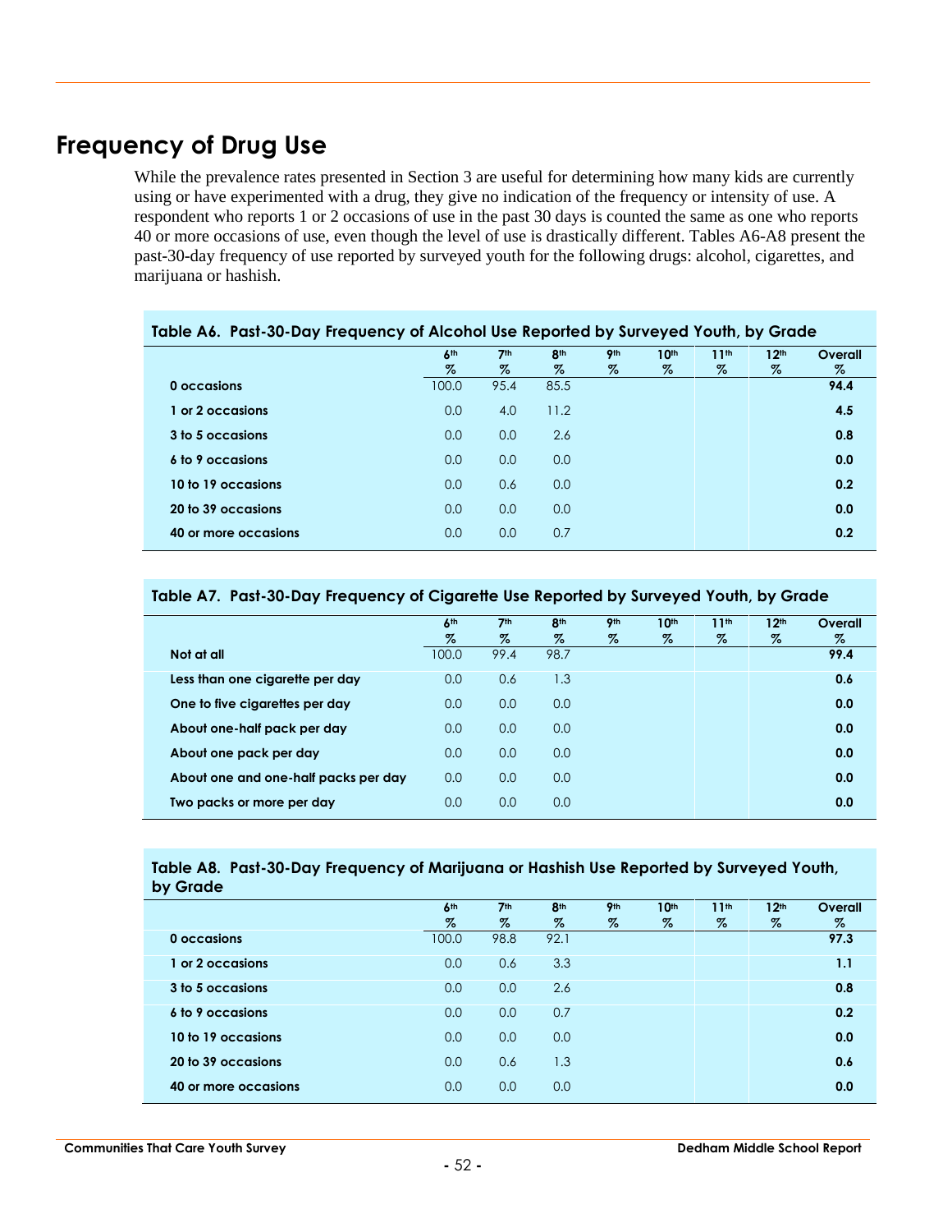## Frequency of Drug Use

While the prevalence rates presented in Section 3 are useful for determining how many kids are currently using or have experimented with a drug, they give no indication of the frequency or intensity of use. A respondent who reports 1 or 2 occasions of use in the past 30 days is counted the same as one who reports 40 or more occasions of use, even though the level of use is drastically different. Tables A6-A8 present the past-30-day frequency of use reported by surveyed youth for the following drugs: alcohol, cigarettes, and marijuana or hashish.

**Table A6. Past-30-Day Frequency of Alcohol Use Reported by Surveyed Youth, by Grade**

| | 6th % | 7th % | 8th % | 9th % | 10th % | 11th % | 12th % | Overall % |
|---|---|---|---|---|---|---|---|---|
| **0 occasions** | 100.0 | 95.4 | 85.5 | | | | | **94.4** |
| **1 or 2 occasions** | 0.0 | 4.0 | 11.2 | | | | | **4.5** |
| **3 to 5 occasions** | 0.0 | 0.0 | 2.6 | | | | | **0.8** |
| **6 to 9 occasions** | 0.0 | 0.0 | 0.0 | | | | | **0.0** |
| **10 to 19 occasions** | 0.0 | 0.6 | 0.0 | | | | | **0.2** |
| **20 to 39 occasions** | 0.0 | 0.0 | 0.0 | | | | | **0.0** |
| **40 or more occasions** | 0.0 | 0.0 | 0.7 | | | | | **0.2** |

**Table A7. Past-30-Day Frequency of Cigarette Use Reported by Surveyed Youth, by Grade**

| | 6th % | 7th % | 8th % | 9th % | 10th % | 11th % | 12th % | Overall % |
|---|---|---|---|---|---|---|---|---|
| **Not at all** | 100.0 | 99.4 | 98.7 | | | | | **99.4** |
| **Less than one cigarette per day** | 0.0 | 0.6 | 1.3 | | | | | **0.6** |
| **One to five cigarettes per day** | 0.0 | 0.0 | 0.0 | | | | | **0.0** |
| **About one-half pack per day** | 0.0 | 0.0 | 0.0 | | | | | **0.0** |
| **About one pack per day** | 0.0 | 0.0 | 0.0 | | | | | **0.0** |
| **About one and one-half packs per day** | 0.0 | 0.0 | 0.0 | | | | | **0.0** |
| **Two packs or more per day** | 0.0 | 0.0 | 0.0 | | | | | **0.0** |

**Table A8. Past-30-Day Frequency of Marijuana or Hashish Use Reported by Surveyed Youth, by Grade**

| | 6th % | 7th % | 8th % | 9th % | 10th % | 11th % | 12th % | Overall % |
|---|---|---|---|---|---|---|---|---|
| **0 occasions** | 100.0 | 98.8 | 92.1 | | | | | **97.3** |
| **1 or 2 occasions** | 0.0 | 0.6 | 3.3 | | | | | **1.1** |
| **3 to 5 occasions** | 0.0 | 0.0 | 2.6 | | | | | **0.8** |
| **6 to 9 occasions** | 0.0 | 0.0 | 0.7 | | | | | **0.2** |
| **10 to 19 occasions** | 0.0 | 0.0 | 0.0 | | | | | **0.0** |
| **20 to 39 occasions** | 0.0 | 0.6 | 1.3 | | | | | **0.6** |
| **40 or more occasions** | 0.0 | 0.0 | 0.0 | | | | | **0.0** |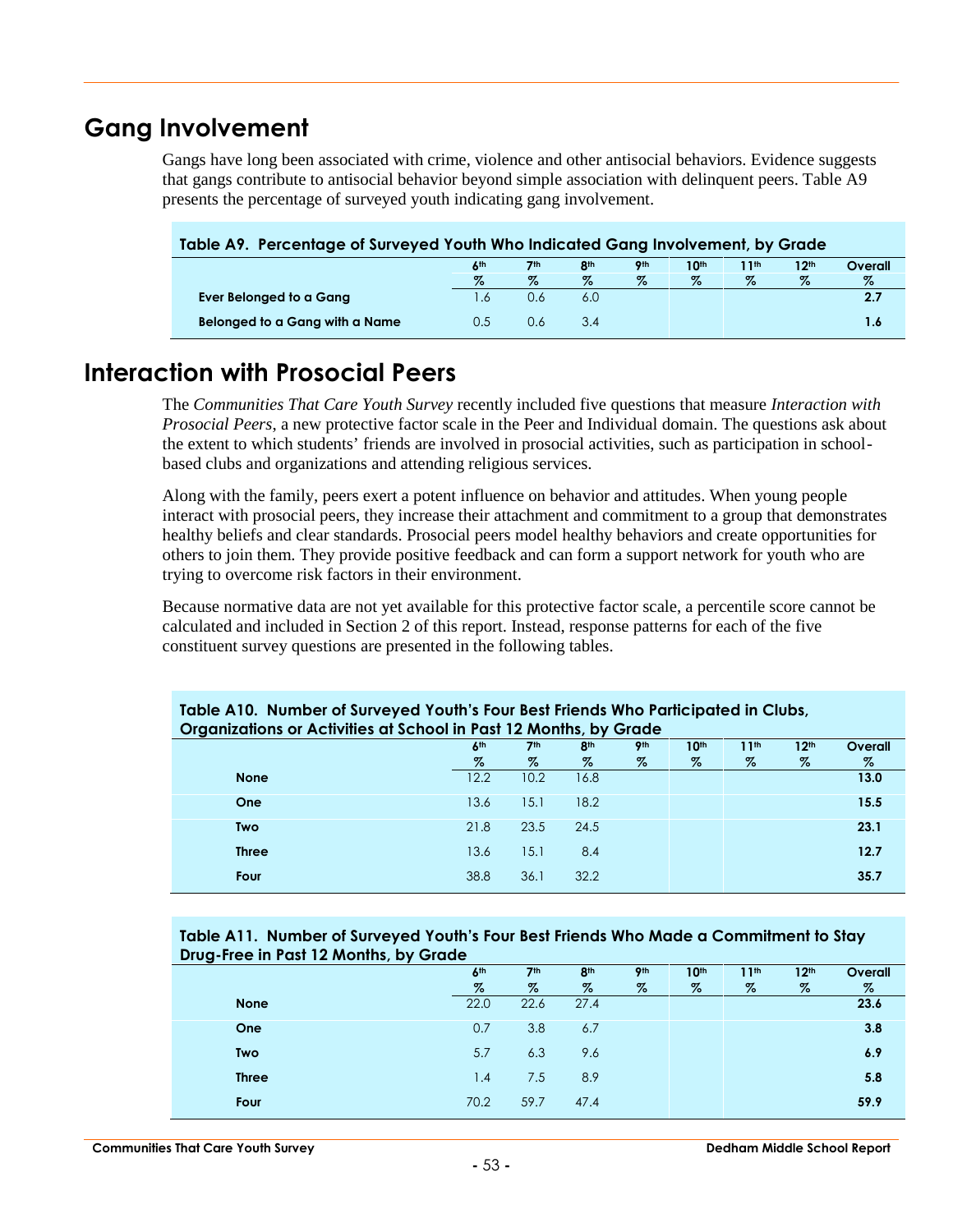## Gang Involvement

Gangs have long been associated with crime, violence and other antisocial behaviors. Evidence suggests that gangs contribute to antisocial behavior beyond simple association with delinquent peers. Table A9 presents the percentage of surveyed youth indicating gang involvement.

**Table A9. Percentage of Surveyed Youth Who Indicated Gang Involvement, by Grade**

| | 6th % | 7th % | 8th % | 9th % | 10th % | 11th % | 12th % | Overall % |
|---|---|---|---|---|---|---|---|---|
| **Ever Belonged to a Gang** | 1.6 | 0.6 | 6.0 | | | | | **2.7** |
| **Belonged to a Gang with a Name** | 0.5 | 0.6 | 3.4 | | | | | **1.6** |

## Interaction with Prosocial Peers

The *Communities That Care Youth Survey* recently included five questions that measure *Interaction with Prosocial Peers*, a new protective factor scale in the Peer and Individual domain. The questions ask about the extent to which students' friends are involved in prosocial activities, such as participation in school-based clubs and organizations and attending religious services.

Along with the family, peers exert a potent influence on behavior and attitudes. When young people interact with prosocial peers, they increase their attachment and commitment to a group that demonstrates healthy beliefs and clear standards. Prosocial peers model healthy behaviors and create opportunities for others to join them. They provide positive feedback and can form a support network for youth who are trying to overcome risk factors in their environment.

Because normative data are not yet available for this protective factor scale, a percentile score cannot be calculated and included in Section 2 of this report. Instead, response patterns for each of the five constituent survey questions are presented in the following tables.

**Table A10. Number of Surveyed Youth's Four Best Friends Who Participated in Clubs, Organizations or Activities at School in Past 12 Months, by Grade**

| | 6th % | 7th % | 8th % | 9th % | 10th % | 11th % | 12th % | Overall % |
|---|---|---|---|---|---|---|---|---|
| **None** | 12.2 | 10.2 | 16.8 | | | | | **13.0** |
| **One** | 13.6 | 15.1 | 18.2 | | | | | **15.5** |
| **Two** | 21.8 | 23.5 | 24.5 | | | | | **23.1** |
| **Three** | 13.6 | 15.1 | 8.4 | | | | | **12.7** |
| **Four** | 38.8 | 36.1 | 32.2 | | | | | **35.7** |

**Table A11. Number of Surveyed Youth's Four Best Friends Who Made a Commitment to Stay Drug-Free in Past 12 Months, by Grade**

| | 6th % | 7th % | 8th % | 9th % | 10th % | 11th % | 12th % | Overall % |
|---|---|---|---|---|---|---|---|---|
| **None** | 22.0 | 22.6 | 27.4 | | | | | **23.6** |
| **One** | 0.7 | 3.8 | 6.7 | | | | | **3.8** |
| **Two** | 5.7 | 6.3 | 9.6 | | | | | **6.9** |
| **Three** | 1.4 | 7.5 | 8.9 | | | | | **5.8** |
| **Four** | 70.2 | 59.7 | 47.4 | | | | | **59.9** |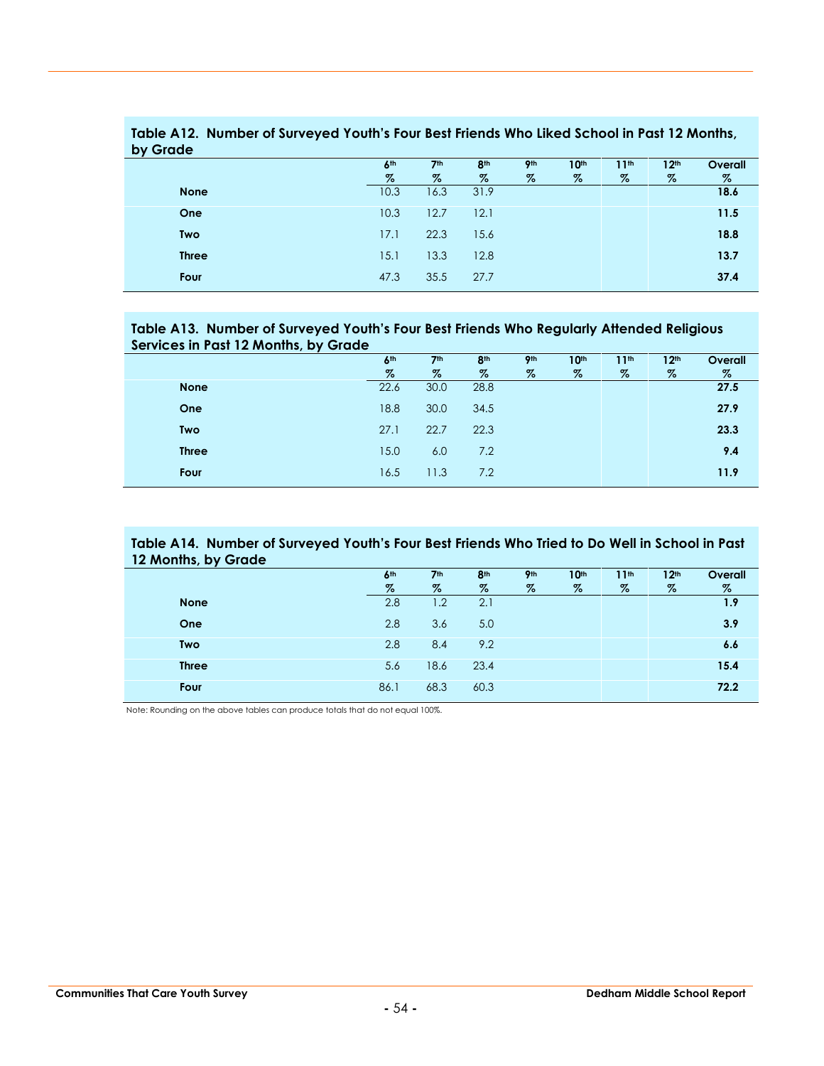**Table A12. Number of Surveyed Youth's Four Best Friends Who Liked School in Past 12 Months, by Grade**

| | 6th % | 7th % | 8th % | 9th % | 10th % | 11th % | 12th % | Overall % |
|---|---|---|---|---|---|---|---|---|
| **None** | 10.3 | 16.3 | 31.9 | | | | | **18.6** |
| **One** | 10.3 | 12.7 | 12.1 | | | | | **11.5** |
| **Two** | 17.1 | 22.3 | 15.6 | | | | | **18.8** |
| **Three** | 15.1 | 13.3 | 12.8 | | | | | **13.7** |
| **Four** | 47.3 | 35.5 | 27.7 | | | | | **37.4** |

**Table A13. Number of Surveyed Youth's Four Best Friends Who Regularly Attended Religious Services in Past 12 Months, by Grade**

| | 6th % | 7th % | 8th % | 9th % | 10th % | 11th % | 12th % | Overall % |
|---|---|---|---|---|---|---|---|---|
| **None** | 22.6 | 30.0 | 28.8 | | | | | **27.5** |
| **One** | 18.8 | 30.0 | 34.5 | | | | | **27.9** |
| **Two** | 27.1 | 22.7 | 22.3 | | | | | **23.3** |
| **Three** | 15.0 | 6.0 | 7.2 | | | | | **9.4** |
| **Four** | 16.5 | 11.3 | 7.2 | | | | | **11.9** |

**Table A14. Number of Surveyed Youth's Four Best Friends Who Tried to Do Well in School in Past 12 Months, by Grade**

| | 6th % | 7th % | 8th % | 9th % | 10th % | 11th % | 12th % | Overall % |
|---|---|---|---|---|---|---|---|---|
| **None** | 2.8 | 1.2 | 2.1 | | | | | **1.9** |
| **One** | 2.8 | 3.6 | 5.0 | | | | | **3.9** |
| **Two** | 2.8 | 8.4 | 9.2 | | | | | **6.6** |
| **Three** | 5.6 | 18.6 | 23.4 | | | | | **15.4** |
| **Four** | 86.1 | 68.3 | 60.3 | | | | | **72.2** |

Note: Rounding on the above tables can produce totals that do not equal 100%.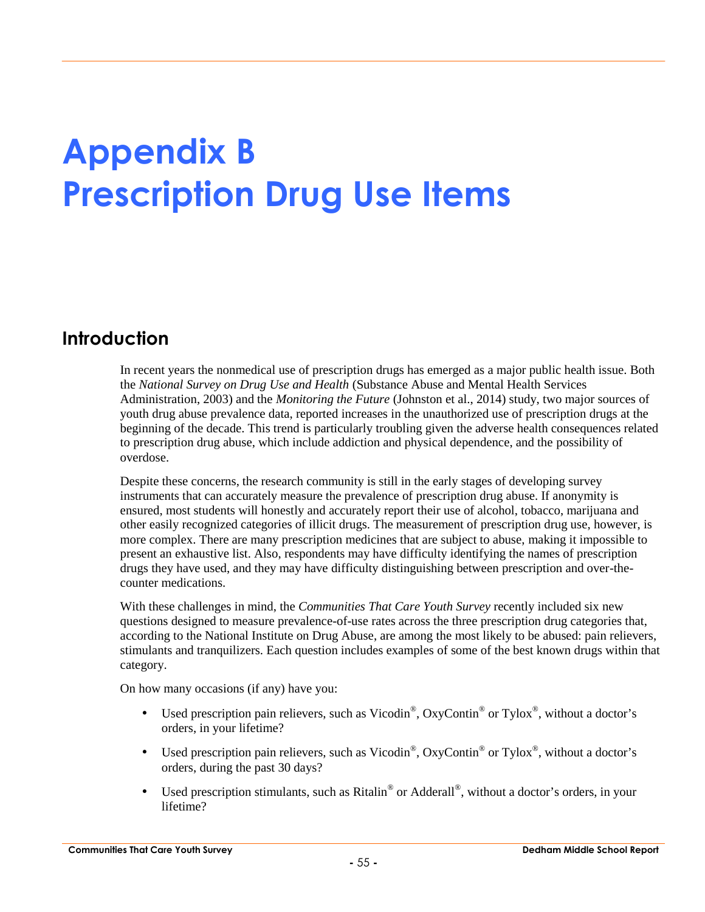# Appendix B
# Prescription Drug Use Items

## Introduction

In recent years the nonmedical use of prescription drugs has emerged as a major public health issue. Both the *National Survey on Drug Use and Health* (Substance Abuse and Mental Health Services Administration, 2003) and the *Monitoring the Future* (Johnston et al., 2014) study, two major sources of youth drug abuse prevalence data, reported increases in the unauthorized use of prescription drugs at the beginning of the decade. This trend is particularly troubling given the adverse health consequences related to prescription drug abuse, which include addiction and physical dependence, and the possibility of overdose.

Despite these concerns, the research community is still in the early stages of developing survey instruments that can accurately measure the prevalence of prescription drug abuse. If anonymity is ensured, most students will honestly and accurately report their use of alcohol, tobacco, marijuana and other easily recognized categories of illicit drugs. The measurement of prescription drug use, however, is more complex. There are many prescription medicines that are subject to abuse, making it impossible to present an exhaustive list. Also, respondents may have difficulty identifying the names of prescription drugs they have used, and they may have difficulty distinguishing between prescription and over-the-counter medications.

With these challenges in mind, the *Communities That Care Youth Survey* recently included six new questions designed to measure prevalence-of-use rates across the three prescription drug categories that, according to the National Institute on Drug Abuse, are among the most likely to be abused: pain relievers, stimulants and tranquilizers. Each question includes examples of some of the best known drugs within that category.

On how many occasions (if any) have you:

- Used prescription pain relievers, such as Vicodin®, OxyContin® or Tylox®, without a doctor's orders, in your lifetime?
- Used prescription pain relievers, such as Vicodin®, OxyContin® or Tylox®, without a doctor's orders, during the past 30 days?
- Used prescription stimulants, such as Ritalin® or Adderall®, without a doctor's orders, in your lifetime?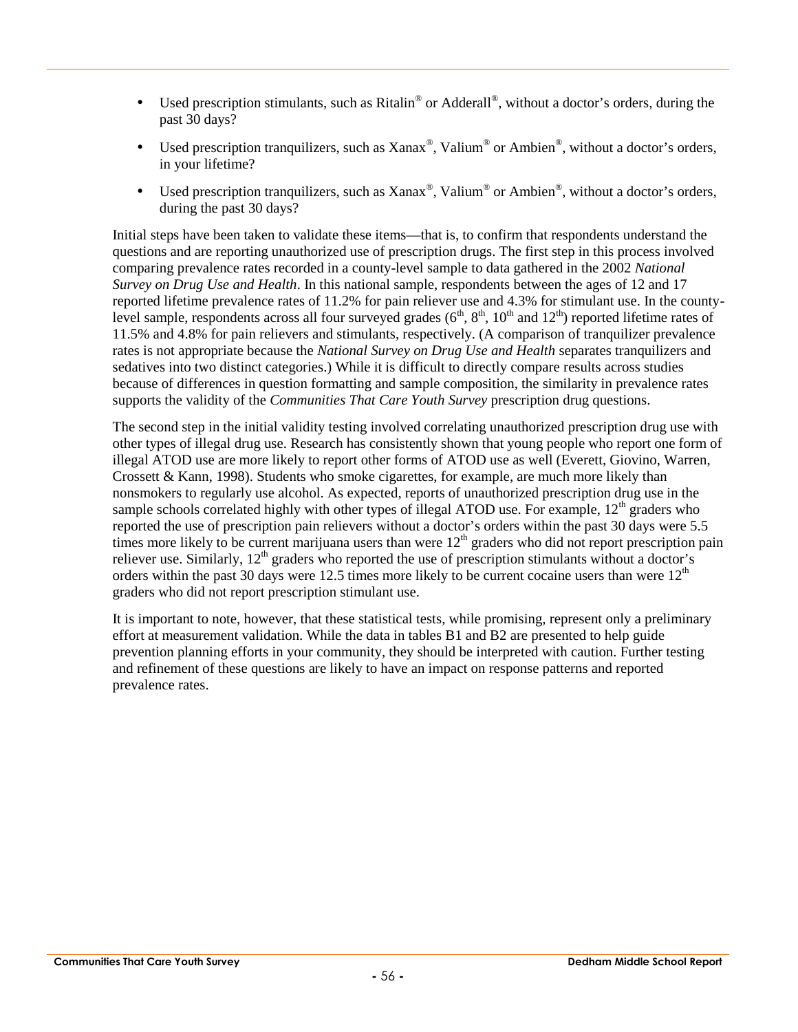- Used prescription stimulants, such as Ritalin® or Adderall®, without a doctor's orders, during the past 30 days?
- Used prescription tranquilizers, such as Xanax®, Valium® or Ambien®, without a doctor's orders, in your lifetime?
- Used prescription tranquilizers, such as Xanax®, Valium® or Ambien®, without a doctor's orders, during the past 30 days?

Initial steps have been taken to validate these items—that is, to confirm that respondents understand the questions and are reporting unauthorized use of prescription drugs. The first step in this process involved comparing prevalence rates recorded in a county-level sample to data gathered in the 2002 *National Survey on Drug Use and Health*. In this national sample, respondents between the ages of 12 and 17 reported lifetime prevalence rates of 11.2% for pain reliever use and 4.3% for stimulant use. In the county-level sample, respondents across all four surveyed grades (6th, 8th, 10th and 12th) reported lifetime rates of 11.5% and 4.8% for pain relievers and stimulants, respectively. (A comparison of tranquilizer prevalence rates is not appropriate because the *National Survey on Drug Use and Health* separates tranquilizers and sedatives into two distinct categories.) While it is difficult to directly compare results across studies because of differences in question formatting and sample composition, the similarity in prevalence rates supports the validity of the *Communities That Care Youth Survey* prescription drug questions.

The second step in the initial validity testing involved correlating unauthorized prescription drug use with other types of illegal drug use. Research has consistently shown that young people who report one form of illegal ATOD use are more likely to report other forms of ATOD use as well (Everett, Giovino, Warren, Crossett & Kann, 1998). Students who smoke cigarettes, for example, are much more likely than nonsmokers to regularly use alcohol. As expected, reports of unauthorized prescription drug use in the sample schools correlated highly with other types of illegal ATOD use. For example, 12th graders who reported the use of prescription pain relievers without a doctor's orders within the past 30 days were 5.5 times more likely to be current marijuana users than were 12th graders who did not report prescription pain reliever use. Similarly, 12th graders who reported the use of prescription stimulants without a doctor's orders within the past 30 days were 12.5 times more likely to be current cocaine users than were 12th graders who did not report prescription stimulant use.

It is important to note, however, that these statistical tests, while promising, represent only a preliminary effort at measurement validation. While the data in tables B1 and B2 are presented to help guide prevention planning efforts in your community, they should be interpreted with caution. Further testing and refinement of these questions are likely to have an impact on response patterns and reported prevalence rates.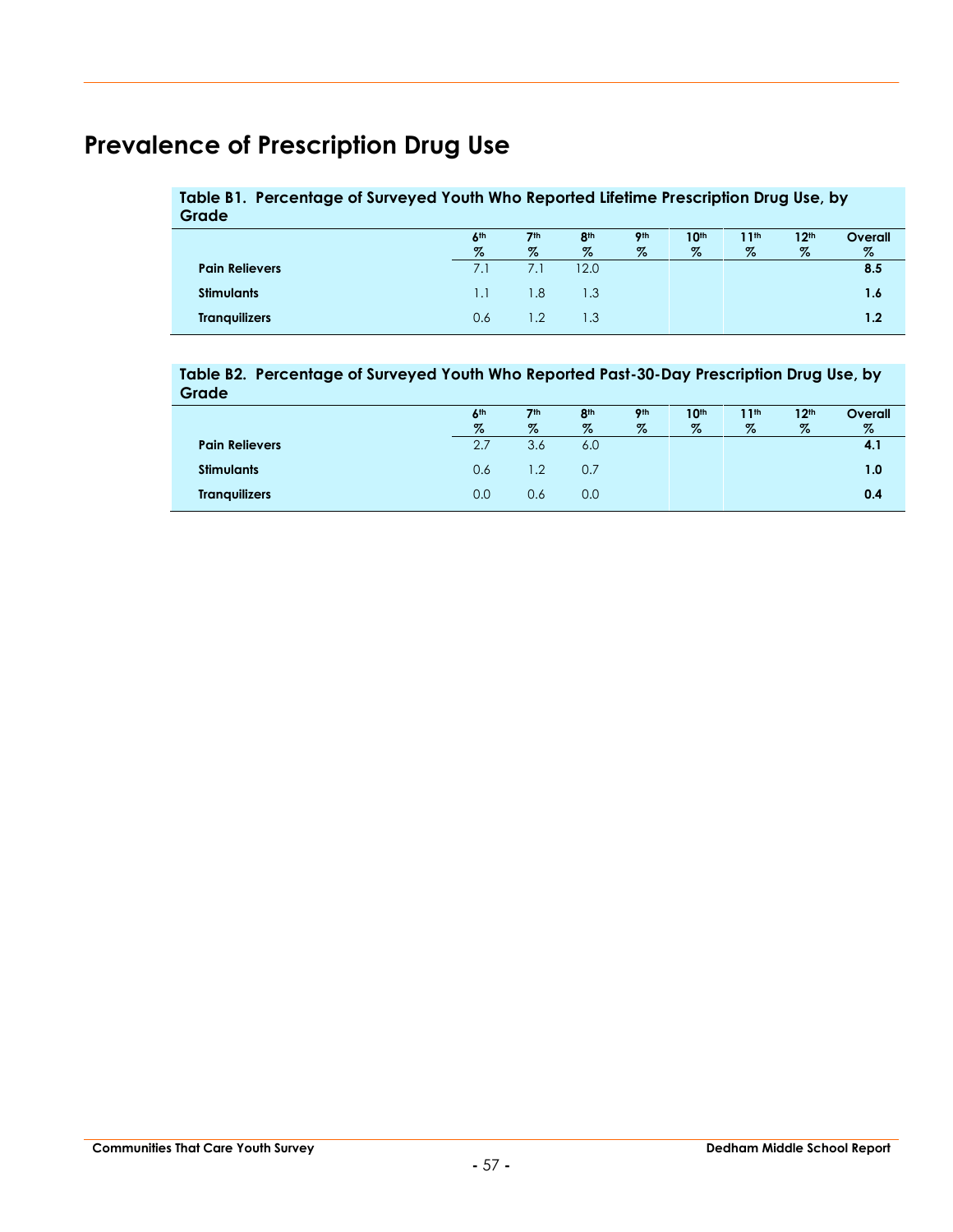# Prevalence of Prescription Drug Use

**Table B1. Percentage of Surveyed Youth Who Reported Lifetime Prescription Drug Use, by Grade**

| | 6th % | 7th % | 8th % | 9th % | 10th % | 11th % | 12th % | Overall % |
|---|---|---|---|---|---|---|---|---|
| **Pain Relievers** | 7.1 | 7.1 | 12.0 | | | | | **8.5** |
| **Stimulants** | 1.1 | 1.8 | 1.3 | | | | | **1.6** |
| **Tranquilizers** | 0.6 | 1.2 | 1.3 | | | | | **1.2** |

**Table B2. Percentage of Surveyed Youth Who Reported Past-30-Day Prescription Drug Use, by Grade**

| | 6th % | 7th % | 8th % | 9th % | 10th % | 11th % | 12th % | Overall % |
|---|---|---|---|---|---|---|---|---|
| **Pain Relievers** | 2.7 | 3.6 | 6.0 | | | | | **4.1** |
| **Stimulants** | 0.6 | 1.2 | 0.7 | | | | | **1.0** |
| **Tranquilizers** | 0.0 | 0.6 | 0.0 | | | | | **0.4** |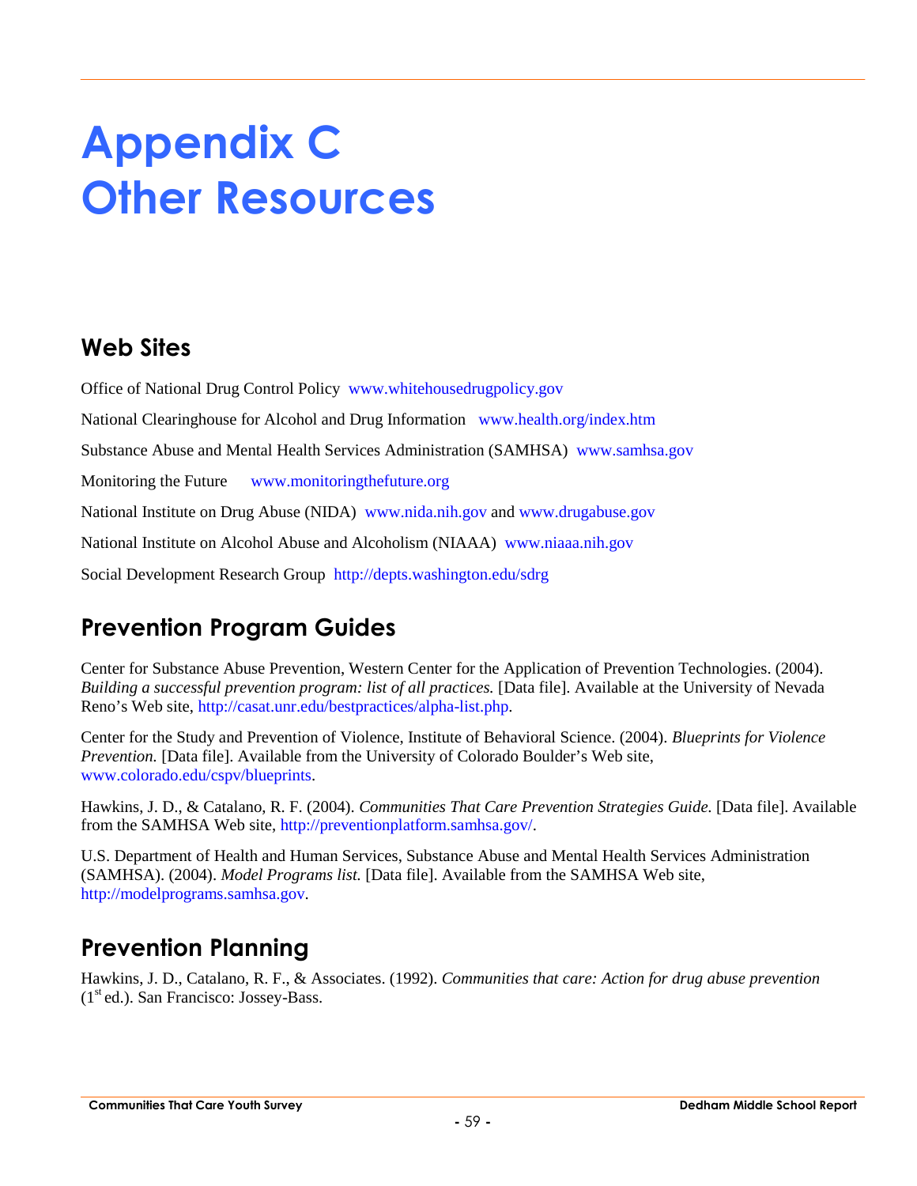# Appendix C
# Other Resources

## Web Sites

Office of National Drug Control Policy www.whitehousedrugpolicy.gov

National Clearinghouse for Alcohol and Drug Information www.health.org/index.htm

Substance Abuse and Mental Health Services Administration (SAMHSA) www.samhsa.gov

Monitoring the Future www.monitoringthefuture.org

National Institute on Drug Abuse (NIDA) www.nida.nih.gov and www.drugabuse.gov

National Institute on Alcohol Abuse and Alcoholism (NIAAA) www.niaaa.nih.gov

Social Development Research Group http://depts.washington.edu/sdrg

## Prevention Program Guides

Center for Substance Abuse Prevention, Western Center for the Application of Prevention Technologies. (2004). *Building a successful prevention program: list of all practices.* [Data file]. Available at the University of Nevada Reno's Web site, http://casat.unr.edu/bestpractices/alpha-list.php.

Center for the Study and Prevention of Violence, Institute of Behavioral Science. (2004). *Blueprints for Violence Prevention.* [Data file]. Available from the University of Colorado Boulder's Web site, www.colorado.edu/cspv/blueprints.

Hawkins, J. D., & Catalano, R. F. (2004). *Communities That Care Prevention Strategies Guide.* [Data file]. Available from the SAMHSA Web site, http://preventionplatform.samhsa.gov/.

U.S. Department of Health and Human Services, Substance Abuse and Mental Health Services Administration (SAMHSA). (2004). *Model Programs list.* [Data file]. Available from the SAMHSA Web site, http://modelprograms.samhsa.gov.

## Prevention Planning

Hawkins, J. D., Catalano, R. F., & Associates. (1992). *Communities that care: Action for drug abuse prevention* (1st ed.). San Francisco: Jossey-Bass.